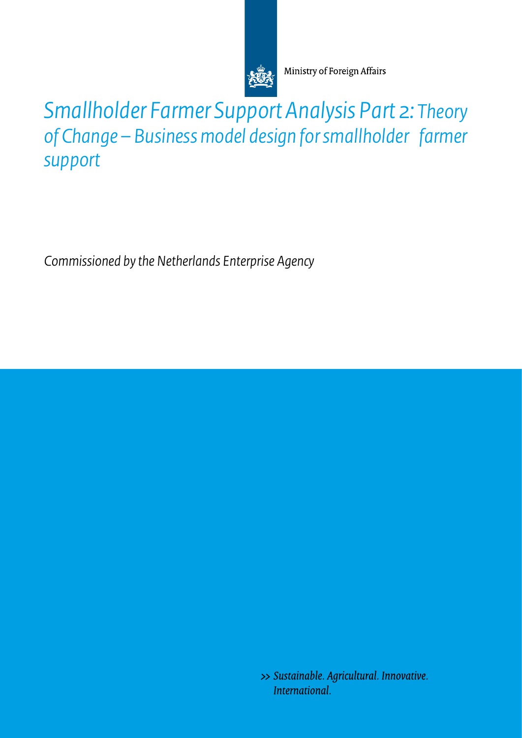Ministry of Foreign Affairs

# Smallholder Farmer Support Analysis Part 2: *Theory of Change – Business model design for smallholder farmer support*

*Commissioned by the Netherlands Enterprise Agency*

>> *Sustainable. Agricultural. Innovative. International.*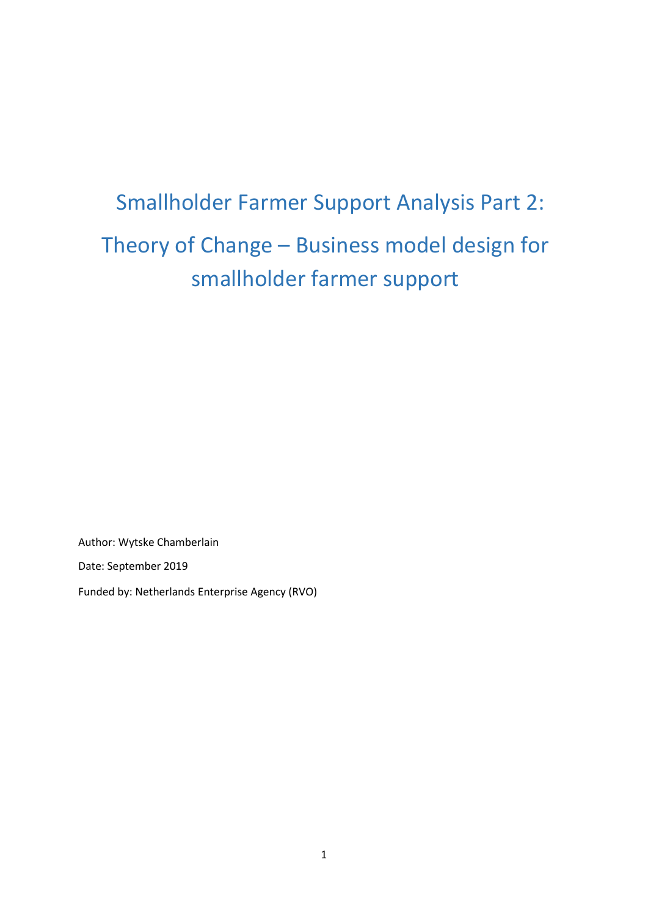# Smallholder Farmer Support Analysis Part 2: Theory of Change – Business model design for smallholder farmer support

Author: Wytske Chamberlain

Date: September 2019

Funded by: Netherlands Enterprise Agency (RVO)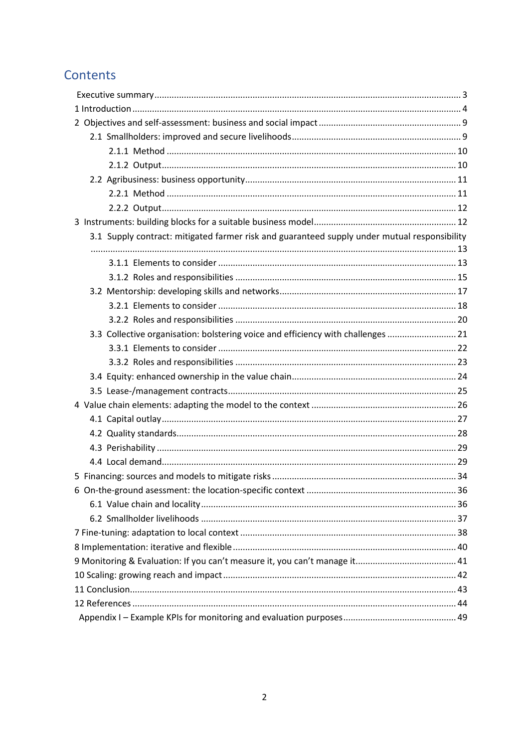# Contents

Executive summary ........................................................................................................................ 3
1 Introduction ................................................................................................................................ 4
2 Objectives and self-assessment: business and social impact ........................................................ 9
  2.1 Smallholders: improved and secure livelihoods ...................................................................... 9
    2.1.1 Method ........................................................................................................................... 10
    2.1.2 Output ............................................................................................................................. 10
  2.2 Agribusiness: business opportunity ...................................................................................... 11
    2.2.1 Method ........................................................................................................................... 11
    2.2.2 Output ............................................................................................................................. 12
3 Instruments: building blocks for a suitable business model ......................................................... 12
  3.1 Supply contract: mitigated farmer risk and guaranteed supply under mutual responsibility .................................................................................................................................... 13
    3.1.1 Elements to consider ....................................................................................................... 13
    3.1.2 Roles and responsibilities ................................................................................................ 15
  3.2 Mentorship: developing skills and networks .......................................................................... 17
    3.2.1 Elements to consider ....................................................................................................... 18
    3.2.2 Roles and responsibilities ................................................................................................ 20
  3.3 Collective organisation: bolstering voice and efficiency with challenges ............................... 21
    3.3.1 Elements to consider ....................................................................................................... 22
    3.3.2 Roles and responsibilities ................................................................................................ 23
  3.4 Equity: enhanced ownership in the value chain ..................................................................... 24
  3.5 Lease-/management contracts ............................................................................................... 25
4 Value chain elements: adapting the model to the context ........................................................... 26
  4.1 Capital outlay ......................................................................................................................... 27
  4.2 Quality standards ................................................................................................................... 28
  4.3 Perishability ........................................................................................................................... 29
  4.4 Local demand ......................................................................................................................... 29
5 Financing: sources and models to mitigate risks ......................................................................... 34
6 On-the-ground asessment: the location-specific context ............................................................. 36
  6.1 Value chain and locality ......................................................................................................... 36
  6.2 Smallholder livelihoods ......................................................................................................... 37
7 Fine-tuning: adaptation to local context ..................................................................................... 38
8 Implementation: iterative and flexible ........................................................................................ 40
9 Monitoring & Evaluation: If you can't measure it, you can't manage it ......................................... 41
10 Scaling: growing reach and impact ............................................................................................ 42
11 Conclusion ................................................................................................................................ 43
12 References ................................................................................................................................ 44
Appendix I – Example KPIs for monitoring and evaluation purposes ............................................. 49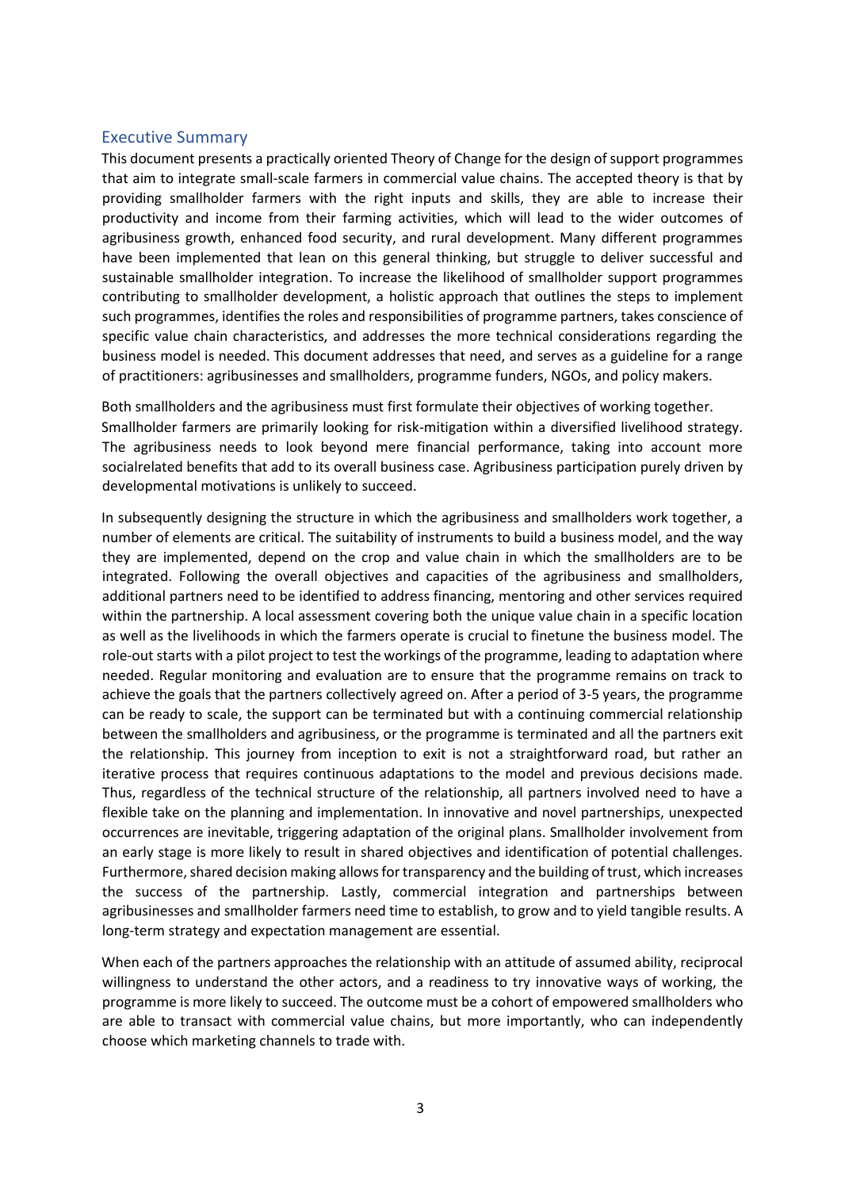## Executive Summary

This document presents a practically oriented Theory of Change for the design of support programmes that aim to integrate small-scale farmers in commercial value chains. The accepted theory is that by providing smallholder farmers with the right inputs and skills, they are able to increase their productivity and income from their farming activities, which will lead to the wider outcomes of agribusiness growth, enhanced food security, and rural development. Many different programmes have been implemented that lean on this general thinking, but struggle to deliver successful and sustainable smallholder integration. To increase the likelihood of smallholder support programmes contributing to smallholder development, a holistic approach that outlines the steps to implement such programmes, identifies the roles and responsibilities of programme partners, takes conscience of specific value chain characteristics, and addresses the more technical considerations regarding the business model is needed. This document addresses that need, and serves as a guideline for a range of practitioners: agribusinesses and smallholders, programme funders, NGOs, and policy makers.

Both smallholders and the agribusiness must first formulate their objectives of working together. Smallholder farmers are primarily looking for risk-mitigation within a diversified livelihood strategy. The agribusiness needs to look beyond mere financial performance, taking into account more socialrelated benefits that add to its overall business case. Agribusiness participation purely driven by developmental motivations is unlikely to succeed.

In subsequently designing the structure in which the agribusiness and smallholders work together, a number of elements are critical. The suitability of instruments to build a business model, and the way they are implemented, depend on the crop and value chain in which the smallholders are to be integrated. Following the overall objectives and capacities of the agribusiness and smallholders, additional partners need to be identified to address financing, mentoring and other services required within the partnership. A local assessment covering both the unique value chain in a specific location as well as the livelihoods in which the farmers operate is crucial to finetune the business model. The role-out starts with a pilot project to test the workings of the programme, leading to adaptation where needed. Regular monitoring and evaluation are to ensure that the programme remains on track to achieve the goals that the partners collectively agreed on. After a period of 3-5 years, the programme can be ready to scale, the support can be terminated but with a continuing commercial relationship between the smallholders and agribusiness, or the programme is terminated and all the partners exit the relationship. This journey from inception to exit is not a straightforward road, but rather an iterative process that requires continuous adaptations to the model and previous decisions made. Thus, regardless of the technical structure of the relationship, all partners involved need to have a flexible take on the planning and implementation. In innovative and novel partnerships, unexpected occurrences are inevitable, triggering adaptation of the original plans. Smallholder involvement from an early stage is more likely to result in shared objectives and identification of potential challenges. Furthermore, shared decision making allows for transparency and the building of trust, which increases the success of the partnership. Lastly, commercial integration and partnerships between agribusinesses and smallholder farmers need time to establish, to grow and to yield tangible results. A long-term strategy and expectation management are essential.

When each of the partners approaches the relationship with an attitude of assumed ability, reciprocal willingness to understand the other actors, and a readiness to try innovative ways of working, the programme is more likely to succeed. The outcome must be a cohort of empowered smallholders who are able to transact with commercial value chains, but more importantly, who can independently choose which marketing channels to trade with.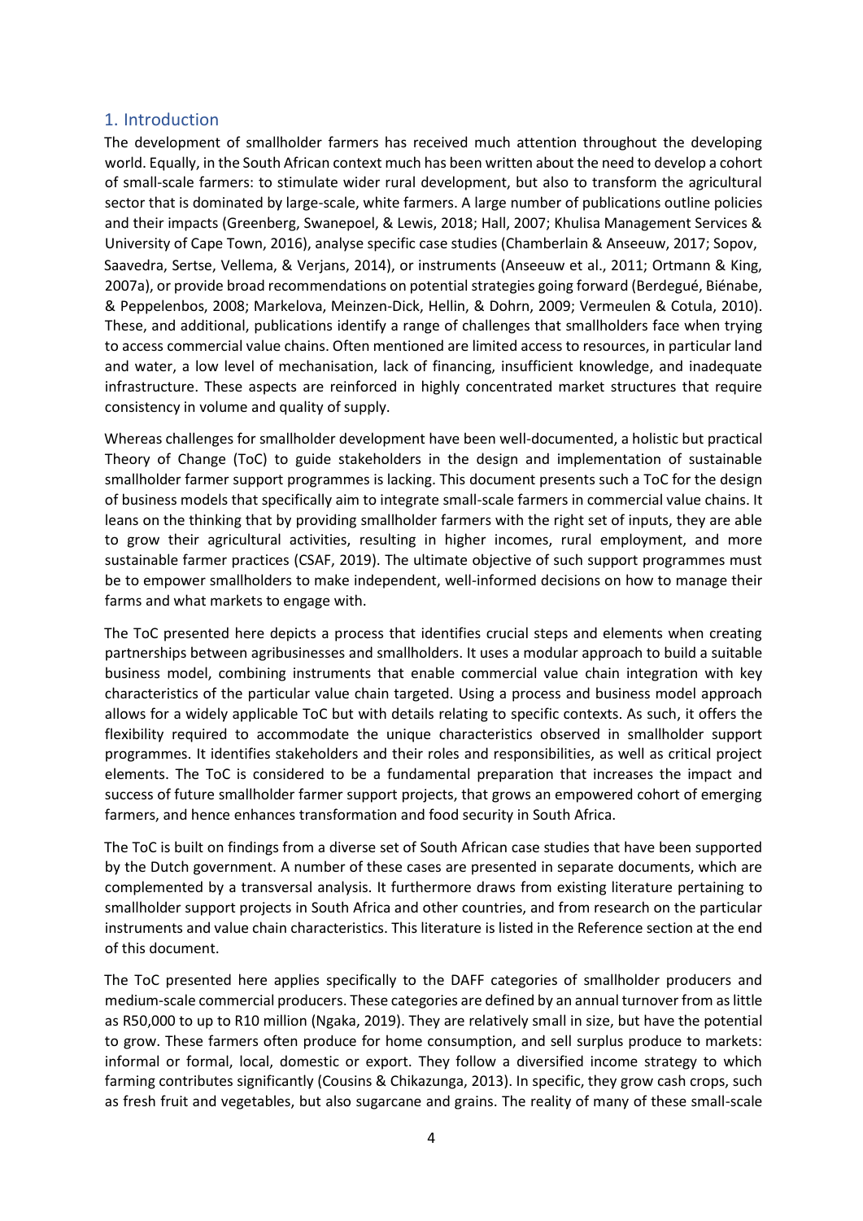## 1. Introduction

The development of smallholder farmers has received much attention throughout the developing world. Equally, in the South African context much has been written about the need to develop a cohort of small-scale farmers: to stimulate wider rural development, but also to transform the agricultural sector that is dominated by large-scale, white farmers. A large number of publications outline policies and their impacts (Greenberg, Swanepoel, & Lewis, 2018; Hall, 2007; Khulisa Management Services & University of Cape Town, 2016), analyse specific case studies (Chamberlain & Anseeuw, 2017; Sopov, Saavedra, Sertse, Vellema, & Verjans, 2014), or instruments (Anseeuw et al., 2011; Ortmann & King, 2007a), or provide broad recommendations on potential strategies going forward (Berdegué, Biénabe, & Peppelenbos, 2008; Markelova, Meinzen-Dick, Hellin, & Dohrn, 2009; Vermeulen & Cotula, 2010). These, and additional, publications identify a range of challenges that smallholders face when trying to access commercial value chains. Often mentioned are limited access to resources, in particular land and water, a low level of mechanisation, lack of financing, insufficient knowledge, and inadequate infrastructure. These aspects are reinforced in highly concentrated market structures that require consistency in volume and quality of supply.

Whereas challenges for smallholder development have been well-documented, a holistic but practical Theory of Change (ToC) to guide stakeholders in the design and implementation of sustainable smallholder farmer support programmes is lacking. This document presents such a ToC for the design of business models that specifically aim to integrate small-scale farmers in commercial value chains. It leans on the thinking that by providing smallholder farmers with the right set of inputs, they are able to grow their agricultural activities, resulting in higher incomes, rural employment, and more sustainable farmer practices (CSAF, 2019). The ultimate objective of such support programmes must be to empower smallholders to make independent, well-informed decisions on how to manage their farms and what markets to engage with.

The ToC presented here depicts a process that identifies crucial steps and elements when creating partnerships between agribusinesses and smallholders. It uses a modular approach to build a suitable business model, combining instruments that enable commercial value chain integration with key characteristics of the particular value chain targeted. Using a process and business model approach allows for a widely applicable ToC but with details relating to specific contexts. As such, it offers the flexibility required to accommodate the unique characteristics observed in smallholder support programmes. It identifies stakeholders and their roles and responsibilities, as well as critical project elements. The ToC is considered to be a fundamental preparation that increases the impact and success of future smallholder farmer support projects, that grows an empowered cohort of emerging farmers, and hence enhances transformation and food security in South Africa.

The ToC is built on findings from a diverse set of South African case studies that have been supported by the Dutch government. A number of these cases are presented in separate documents, which are complemented by a transversal analysis. It furthermore draws from existing literature pertaining to smallholder support projects in South Africa and other countries, and from research on the particular instruments and value chain characteristics. This literature is listed in the Reference section at the end of this document.

The ToC presented here applies specifically to the DAFF categories of smallholder producers and medium-scale commercial producers. These categories are defined by an annual turnover from as little as R50,000 to up to R10 million (Ngaka, 2019). They are relatively small in size, but have the potential to grow. These farmers often produce for home consumption, and sell surplus produce to markets: informal or formal, local, domestic or export. They follow a diversified income strategy to which farming contributes significantly (Cousins & Chikazunga, 2013). In specific, they grow cash crops, such as fresh fruit and vegetables, but also sugarcane and grains. The reality of many of these small-scale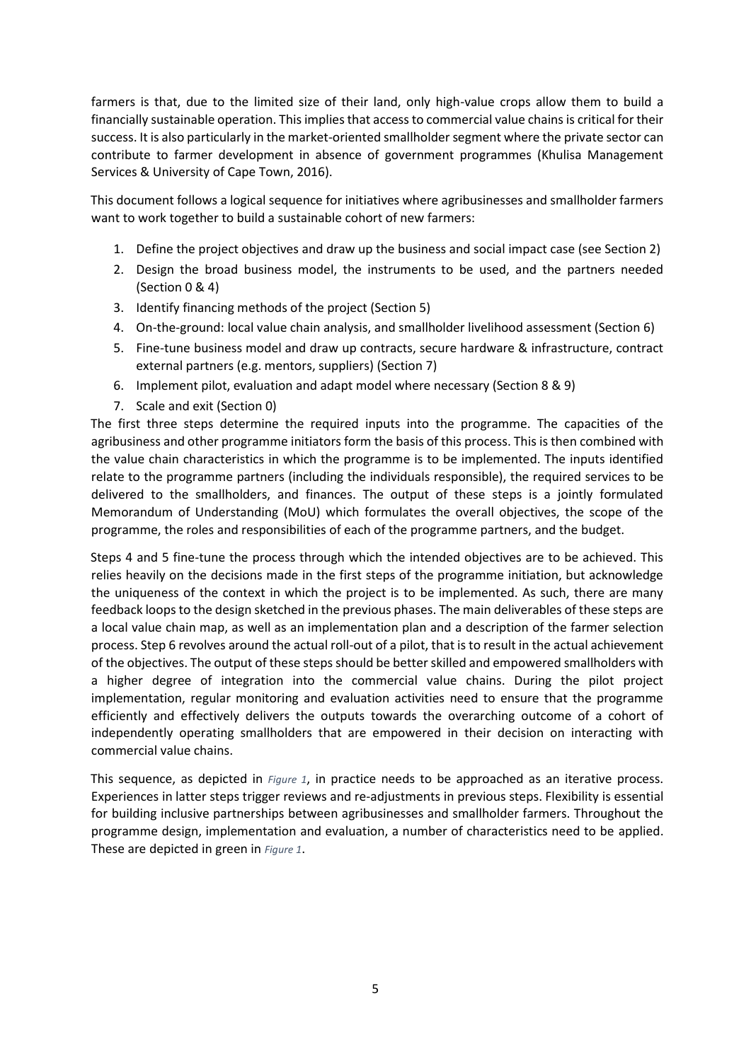farmers is that, due to the limited size of their land, only high-value crops allow them to build a financially sustainable operation. This implies that access to commercial value chains is critical for their success. It is also particularly in the market-oriented smallholder segment where the private sector can contribute to farmer development in absence of government programmes (Khulisa Management Services & University of Cape Town, 2016).

This document follows a logical sequence for initiatives where agribusinesses and smallholder farmers want to work together to build a sustainable cohort of new farmers:

1. Define the project objectives and draw up the business and social impact case (see Section 2)
2. Design the broad business model, the instruments to be used, and the partners needed (Section 0 & 4)
3. Identify financing methods of the project (Section 5)
4. On-the-ground: local value chain analysis, and smallholder livelihood assessment (Section 6)
5. Fine-tune business model and draw up contracts, secure hardware & infrastructure, contract external partners (e.g. mentors, suppliers) (Section 7)
6. Implement pilot, evaluation and adapt model where necessary (Section 8 & 9)
7. Scale and exit (Section 0)

The first three steps determine the required inputs into the programme. The capacities of the agribusiness and other programme initiators form the basis of this process. This is then combined with the value chain characteristics in which the programme is to be implemented. The inputs identified relate to the programme partners (including the individuals responsible), the required services to be delivered to the smallholders, and finances. The output of these steps is a jointly formulated Memorandum of Understanding (MoU) which formulates the overall objectives, the scope of the programme, the roles and responsibilities of each of the programme partners, and the budget.

Steps 4 and 5 fine-tune the process through which the intended objectives are to be achieved. This relies heavily on the decisions made in the first steps of the programme initiation, but acknowledge the uniqueness of the context in which the project is to be implemented. As such, there are many feedback loops to the design sketched in the previous phases. The main deliverables of these steps are a local value chain map, as well as an implementation plan and a description of the farmer selection process. Step 6 revolves around the actual roll-out of a pilot, that is to result in the actual achievement of the objectives. The output of these steps should be better skilled and empowered smallholders with a higher degree of integration into the commercial value chains. During the pilot project implementation, regular monitoring and evaluation activities need to ensure that the programme efficiently and effectively delivers the outputs towards the overarching outcome of a cohort of independently operating smallholders that are empowered in their decision on interacting with commercial value chains.

This sequence, as depicted in *Figure 1*, in practice needs to be approached as an iterative process. Experiences in latter steps trigger reviews and re-adjustments in previous steps. Flexibility is essential for building inclusive partnerships between agribusinesses and smallholder farmers. Throughout the programme design, implementation and evaluation, a number of characteristics need to be applied. These are depicted in green in *Figure 1*.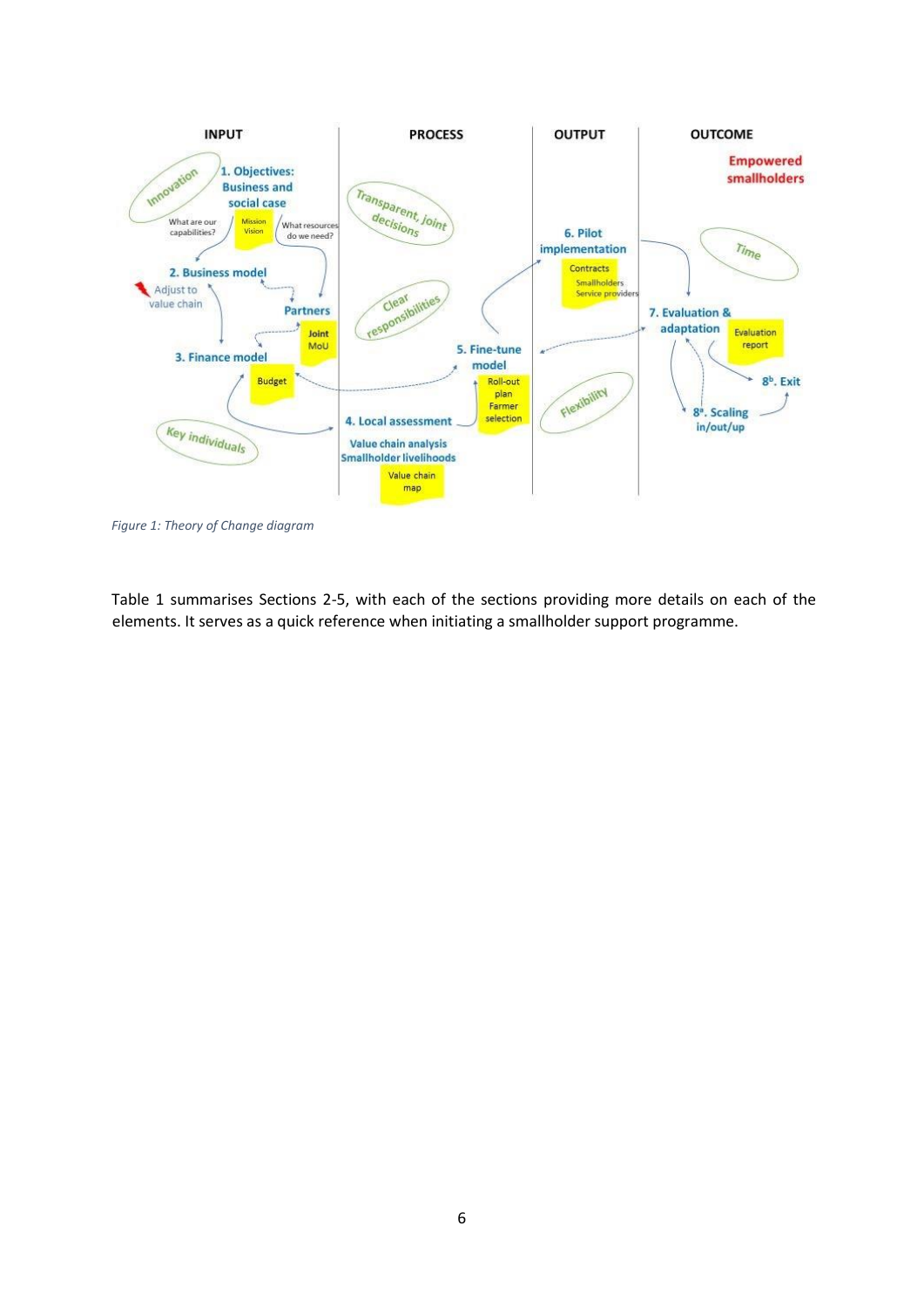*Figure 1: Theory of Change diagram*

Table 1 summarises Sections 2-5, with each of the sections providing more details on each of the elements. It serves as a quick reference when initiating a smallholder support programme.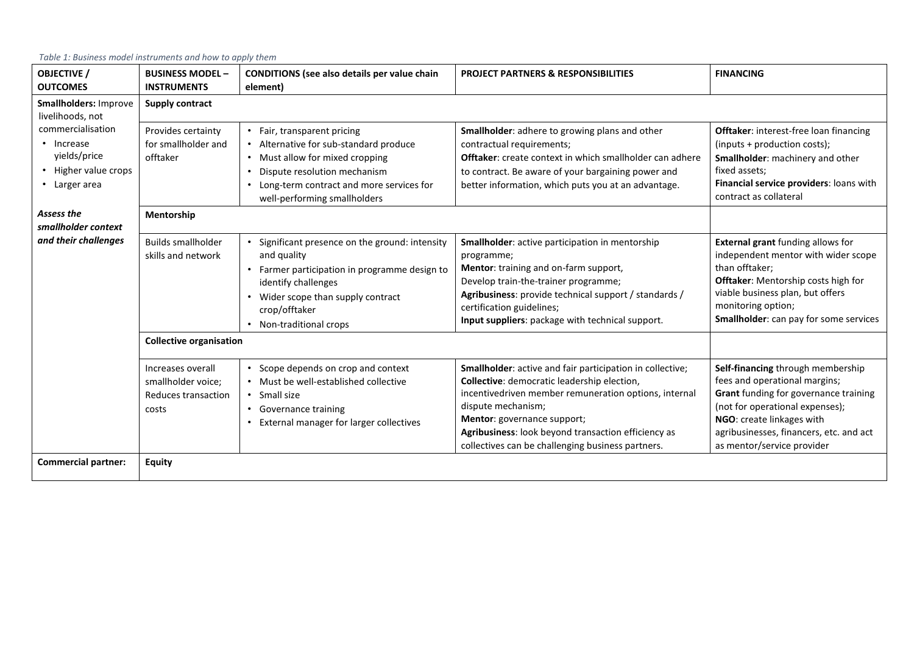*Table 1: Business model instruments and how to apply them*

| OBJECTIVE / OUTCOMES | BUSINESS MODEL – INSTRUMENTS | CONDITIONS (see also details per value chain element) | PROJECT PARTNERS & RESPONSIBILITIES | FINANCING |
|---|---|---|---|---|
| **Smallholders:** Improve livelihoods, not commercialisation<br>• Increase yields/price<br>• Higher value crops<br>• Larger area<br><br>***Assess the smallholder context and their challenges*** | **Supply contract** | | | |
| | Provides certainty for smallholder and offtaker | • Fair, transparent pricing<br>• Alternative for sub-standard produce<br>• Must allow for mixed cropping<br>• Dispute resolution mechanism<br>• Long-term contract and more services for well-performing smallholders | **Smallholder**: adhere to growing plans and other contractual requirements;<br>**Offtaker**: create context in which smallholder can adhere to contract. Be aware of your bargaining power and better information, which puts you at an advantage. | **Offtaker**: interest-free loan financing (inputs + production costs);<br>**Smallholder**: machinery and other fixed assets;<br>**Financial service providers**: loans with contract as collateral |
| | **Mentorship** | | | |
| | Builds smallholder skills and network | • Significant presence on the ground: intensity and quality<br>• Farmer participation in programme design to identify challenges<br>• Wider scope than supply contract crop/offtaker<br>• Non-traditional crops | **Smallholder**: active participation in mentorship programme;<br>**Mentor**: training and on-farm support,<br>Develop train-the-trainer programme;<br>**Agribusiness**: provide technical support / standards / certification guidelines;<br>**Input suppliers**: package with technical support. | **External grant** funding allows for independent mentor with wider scope than offtaker;<br>**Offtaker**: Mentorship costs high for viable business plan, but offers monitoring option;<br>**Smallholder**: can pay for some services |
| | **Collective organisation** | | | |
| | Increases overall smallholder voice;<br>Reduces transaction costs | • Scope depends on crop and context<br>• Must be well-established collective<br>• Small size<br>• Governance training<br>• External manager for larger collectives | **Smallholder**: active and fair participation in collective;<br>**Collective**: democratic leadership election, incentivedriven member remuneration options, internal dispute mechanism;<br>**Mentor**: governance support;<br>**Agribusiness**: look beyond transaction efficiency as collectives can be challenging business partners. | **Self-financing** through membership fees and operational margins;<br>**Grant** funding for governance training (not for operational expenses);<br>**NGO**: create linkages with agribusinesses, financers, etc. and act as mentor/service provider |
| **Commercial partner:** | **Equity** | | | |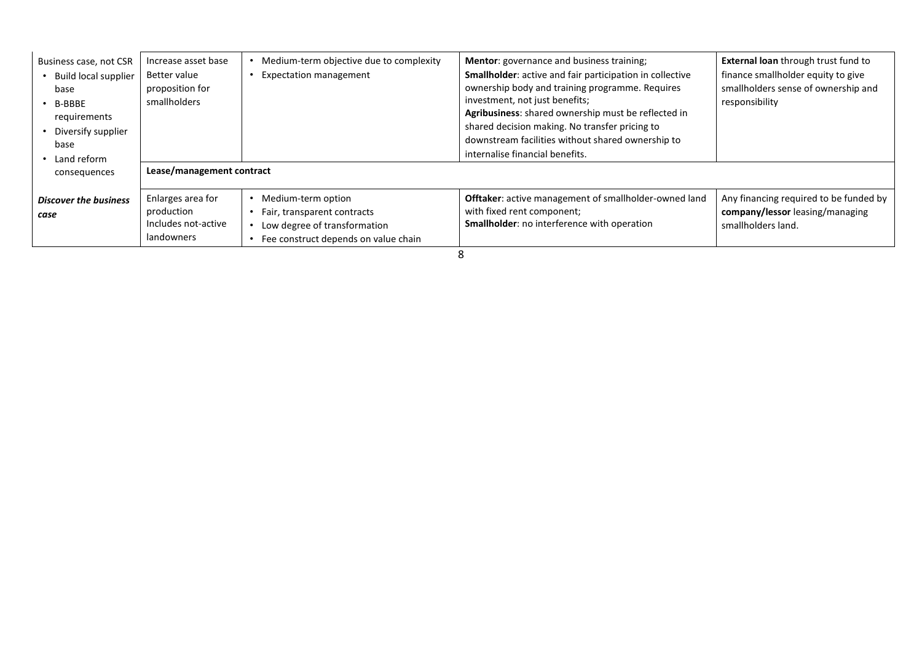| | | | | |
|---|---|---|---|---|
| Business case, not CSR<br>• Build local supplier base<br>• B-BBBE requirements<br>• Diversify supplier base<br>• Land reform consequences | Increase asset base<br>Better value proposition for smallholders | • Medium-term objective due to complexity<br>• Expectation management | **Mentor**: governance and business training;<br>**Smallholder**: active and fair participation in collective ownership body and training programme. Requires investment, not just benefits;<br>**Agribusiness**: shared ownership must be reflected in shared decision making. No transfer pricing to downstream facilities without shared ownership to internalise financial benefits. | **External loan** through trust fund to finance smallholder equity to give smallholders sense of ownership and responsibility |
| | **Lease/management contract** | | | |
| ***Discover the business case*** | Enlarges area for production<br>Includes not-active landowners | • Medium-term option<br>• Fair, transparent contracts<br>• Low degree of transformation<br>• Fee construct depends on value chain | **Offtaker**: active management of smallholder-owned land with fixed rent component;<br>**Smallholder**: no interference with operation | Any financing required to be funded by **company/lessor** leasing/managing smallholders land. |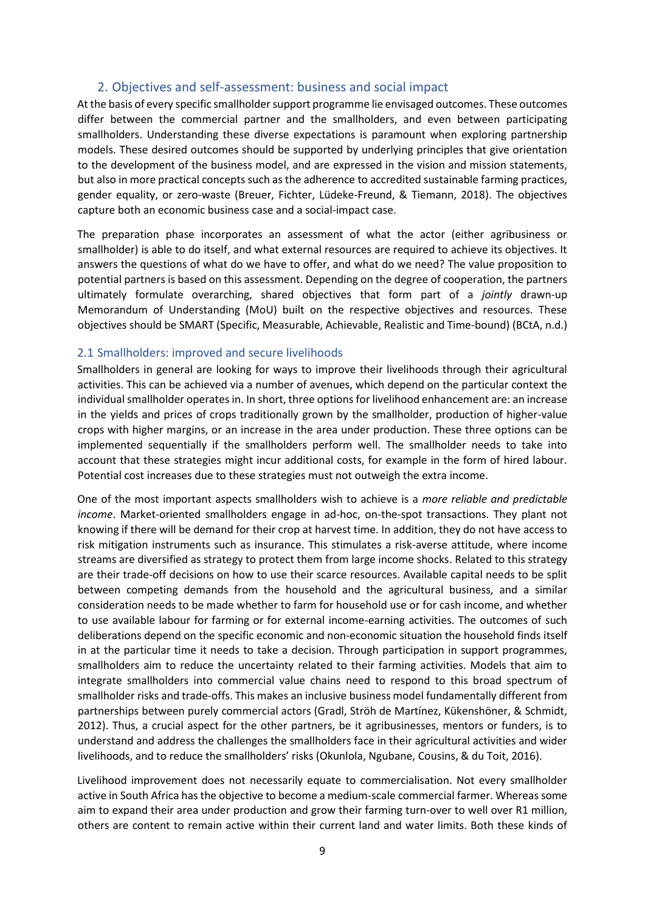## 2. Objectives and self-assessment: business and social impact

At the basis of every specific smallholder support programme lie envisaged outcomes. These outcomes differ between the commercial partner and the smallholders, and even between participating smallholders. Understanding these diverse expectations is paramount when exploring partnership models. These desired outcomes should be supported by underlying principles that give orientation to the development of the business model, and are expressed in the vision and mission statements, but also in more practical concepts such as the adherence to accredited sustainable farming practices, gender equality, or zero-waste (Breuer, Fichter, Lüdeke-Freund, & Tiemann, 2018). The objectives capture both an economic business case and a social-impact case.

The preparation phase incorporates an assessment of what the actor (either agribusiness or smallholder) is able to do itself, and what external resources are required to achieve its objectives. It answers the questions of what do we have to offer, and what do we need? The value proposition to potential partners is based on this assessment. Depending on the degree of cooperation, the partners ultimately formulate overarching, shared objectives that form part of a *jointly* drawn-up Memorandum of Understanding (MoU) built on the respective objectives and resources. These objectives should be SMART (Specific, Measurable, Achievable, Realistic and Time-bound) (BCtA, n.d.)

### 2.1 Smallholders: improved and secure livelihoods

Smallholders in general are looking for ways to improve their livelihoods through their agricultural activities. This can be achieved via a number of avenues, which depend on the particular context the individual smallholder operates in. In short, three options for livelihood enhancement are: an increase in the yields and prices of crops traditionally grown by the smallholder, production of higher-value crops with higher margins, or an increase in the area under production. These three options can be implemented sequentially if the smallholders perform well. The smallholder needs to take into account that these strategies might incur additional costs, for example in the form of hired labour. Potential cost increases due to these strategies must not outweigh the extra income.

One of the most important aspects smallholders wish to achieve is a *more reliable and predictable income*. Market-oriented smallholders engage in ad-hoc, on-the-spot transactions. They plant not knowing if there will be demand for their crop at harvest time. In addition, they do not have access to risk mitigation instruments such as insurance. This stimulates a risk-averse attitude, where income streams are diversified as strategy to protect them from large income shocks. Related to this strategy are their trade-off decisions on how to use their scarce resources. Available capital needs to be split between competing demands from the household and the agricultural business, and a similar consideration needs to be made whether to farm for household use or for cash income, and whether to use available labour for farming or for external income-earning activities. The outcomes of such deliberations depend on the specific economic and non-economic situation the household finds itself in at the particular time it needs to take a decision. Through participation in support programmes, smallholders aim to reduce the uncertainty related to their farming activities. Models that aim to integrate smallholders into commercial value chains need to respond to this broad spectrum of smallholder risks and trade-offs. This makes an inclusive business model fundamentally different from partnerships between purely commercial actors (Gradl, Ströh de Martínez, Kükenshöner, & Schmidt, 2012). Thus, a crucial aspect for the other partners, be it agribusinesses, mentors or funders, is to understand and address the challenges the smallholders face in their agricultural activities and wider livelihoods, and to reduce the smallholders' risks (Okunlola, Ngubane, Cousins, & du Toit, 2016).

Livelihood improvement does not necessarily equate to commercialisation. Not every smallholder active in South Africa has the objective to become a medium-scale commercial farmer. Whereas some aim to expand their area under production and grow their farming turn-over to well over R1 million, others are content to remain active within their current land and water limits. Both these kinds of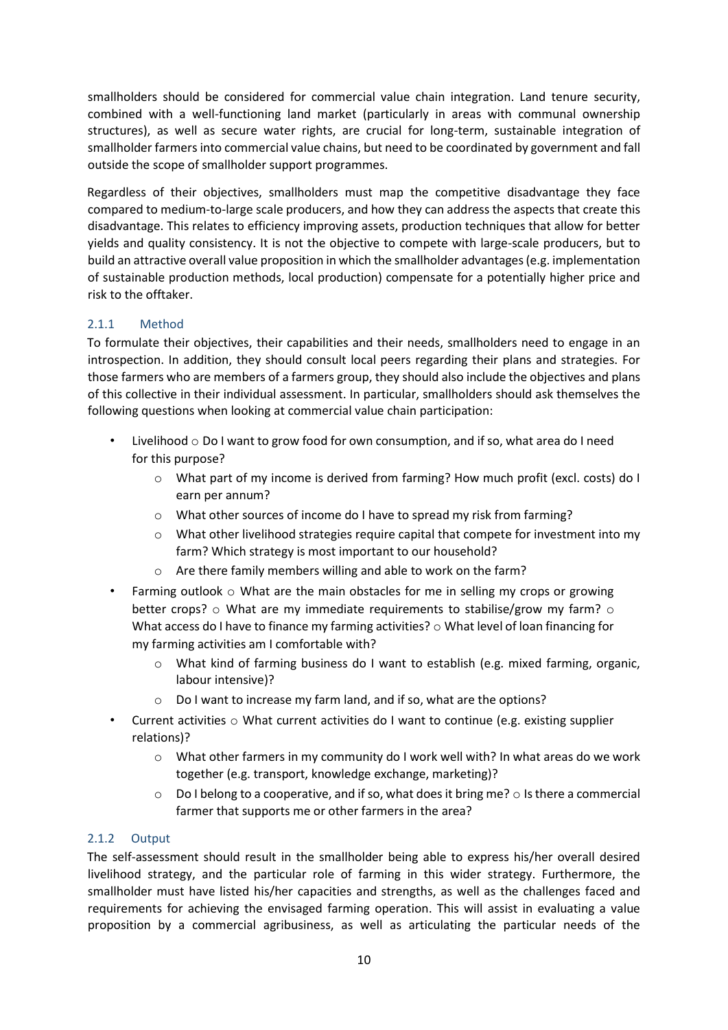smallholders should be considered for commercial value chain integration. Land tenure security, combined with a well-functioning land market (particularly in areas with communal ownership structures), as well as secure water rights, are crucial for long-term, sustainable integration of smallholder farmers into commercial value chains, but need to be coordinated by government and fall outside the scope of smallholder support programmes.

Regardless of their objectives, smallholders must map the competitive disadvantage they face compared to medium-to-large scale producers, and how they can address the aspects that create this disadvantage. This relates to efficiency improving assets, production techniques that allow for better yields and quality consistency. It is not the objective to compete with large-scale producers, but to build an attractive overall value proposition in which the smallholder advantages (e.g. implementation of sustainable production methods, local production) compensate for a potentially higher price and risk to the offtaker.

### 2.1.1 Method

To formulate their objectives, their capabilities and their needs, smallholders need to engage in an introspection. In addition, they should consult local peers regarding their plans and strategies. For those farmers who are members of a farmers group, they should also include the objectives and plans of this collective in their individual assessment. In particular, smallholders should ask themselves the following questions when looking at commercial value chain participation:

- Livelihood
  - Do I want to grow food for own consumption, and if so, what area do I need for this purpose?
  - What part of my income is derived from farming? How much profit (excl. costs) do I earn per annum?
  - What other sources of income do I have to spread my risk from farming?
  - What other livelihood strategies require capital that compete for investment into my farm? Which strategy is most important to our household?
  - Are there family members willing and able to work on the farm?
- Farming outlook
  - What are the main obstacles for me in selling my crops or growing better crops?
  - What are my immediate requirements to stabilise/grow my farm?
  - What access do I have to finance my farming activities?
  - What level of loan financing for my farming activities am I comfortable with?
  - What kind of farming business do I want to establish (e.g. mixed farming, organic, labour intensive)?
  - Do I want to increase my farm land, and if so, what are the options?
- Current activities
  - What current activities do I want to continue (e.g. existing supplier relations)?
  - What other farmers in my community do I work well with? In what areas do we work together (e.g. transport, knowledge exchange, marketing)?
  - Do I belong to a cooperative, and if so, what does it bring me?
  - Is there a commercial farmer that supports me or other farmers in the area?

### 2.1.2 Output

The self-assessment should result in the smallholder being able to express his/her overall desired livelihood strategy, and the particular role of farming in this wider strategy. Furthermore, the smallholder must have listed his/her capacities and strengths, as well as the challenges faced and requirements for achieving the envisaged farming operation. This will assist in evaluating a value proposition by a commercial agribusiness, as well as articulating the particular needs of the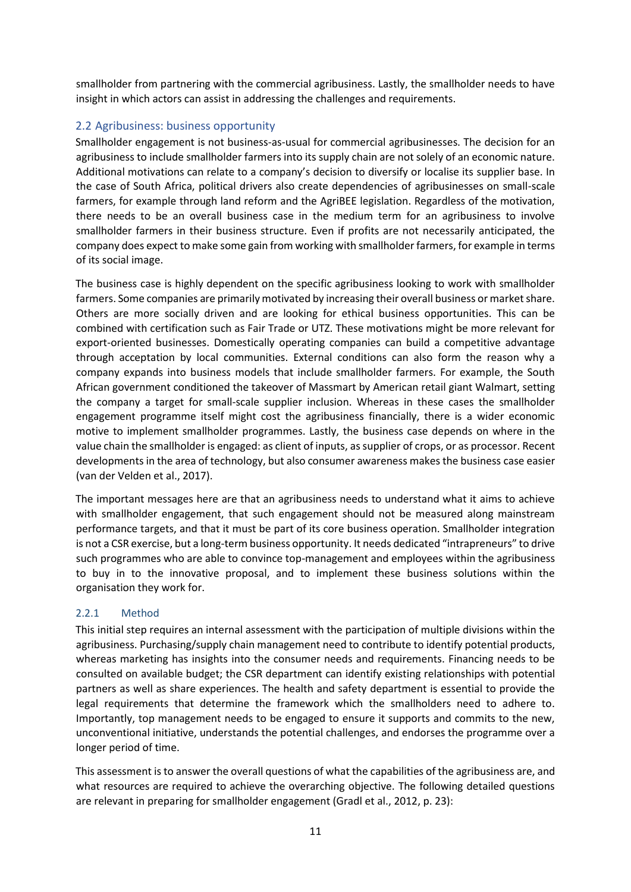smallholder from partnering with the commercial agribusiness. Lastly, the smallholder needs to have insight in which actors can assist in addressing the challenges and requirements.

## 2.2 Agribusiness: business opportunity

Smallholder engagement is not business-as-usual for commercial agribusinesses. The decision for an agribusiness to include smallholder farmers into its supply chain are not solely of an economic nature. Additional motivations can relate to a company's decision to diversify or localise its supplier base. In the case of South Africa, political drivers also create dependencies of agribusinesses on small-scale farmers, for example through land reform and the AgriBEE legislation. Regardless of the motivation, there needs to be an overall business case in the medium term for an agribusiness to involve smallholder farmers in their business structure. Even if profits are not necessarily anticipated, the company does expect to make some gain from working with smallholder farmers, for example in terms of its social image.

The business case is highly dependent on the specific agribusiness looking to work with smallholder farmers. Some companies are primarily motivated by increasing their overall business or market share. Others are more socially driven and are looking for ethical business opportunities. This can be combined with certification such as Fair Trade or UTZ. These motivations might be more relevant for export-oriented businesses. Domestically operating companies can build a competitive advantage through acceptance by local communities. External conditions can also form the reason why a company expands into business models that include smallholder farmers. For example, the South African government conditioned the takeover of Massmart by American retail giant Walmart, setting the company a target for small-scale supplier inclusion. Whereas in these cases the smallholder engagement programme itself might cost the agribusiness financially, there is a wider economic motive to implement smallholder programmes. Lastly, the business case depends on where in the value chain the smallholder is engaged: as client of inputs, as supplier of crops, or as processor. Recent developments in the area of technology, but also consumer awareness makes the business case easier (van der Velden et al., 2017).

The important messages here are that an agribusiness needs to understand what it aims to achieve with smallholder engagement, that such engagement should not be measured along mainstream performance targets, and that it must be part of its core business operation. Smallholder integration is not a CSR exercise, but a long-term business opportunity. It needs dedicated "intrapreneurs" to drive such programmes who are able to convince top-management and employees within the agribusiness to buy in to the innovative proposal, and to implement these business solutions within the organisation they work for.

### 2.2.1 Method

This initial step requires an internal assessment with the participation of multiple divisions within the agribusiness. Purchasing/supply chain management need to contribute to identify potential products, whereas marketing has insights into the consumer needs and requirements. Financing needs to be consulted on available budget; the CSR department can identify existing relationships with potential partners as well as share experiences. The health and safety department is essential to provide the legal requirements that determine the framework which the smallholders need to adhere to. Importantly, top management needs to be engaged to ensure it supports and commits to the new, unconventional initiative, understands the potential challenges, and endorses the programme over a longer period of time.

This assessment is to answer the overall questions of what the capabilities of the agribusiness are, and what resources are required to achieve the overarching objective. The following detailed questions are relevant in preparing for smallholder engagement (Gradl et al., 2012, p. 23):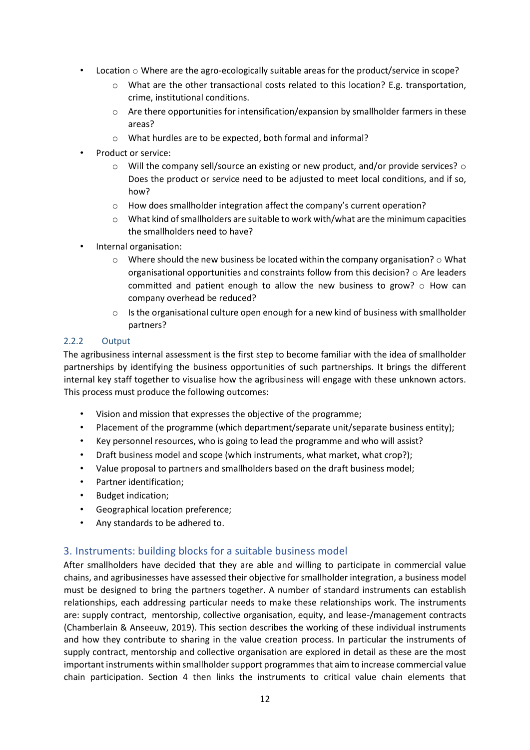- Location ○ Where are the agro-ecologically suitable areas for the product/service in scope?
    - What are the other transactional costs related to this location? E.g. transportation, crime, institutional conditions.
    - Are there opportunities for intensification/expansion by smallholder farmers in these areas?
    - What hurdles are to be expected, both formal and informal?
- Product or service:
    - Will the company sell/source an existing or new product, and/or provide services? ○ Does the product or service need to be adjusted to meet local conditions, and if so, how?
    - How does smallholder integration affect the company's current operation?
    - What kind of smallholders are suitable to work with/what are the minimum capacities the smallholders need to have?
- Internal organisation:
    - Where should the new business be located within the company organisation? ○ What organisational opportunities and constraints follow from this decision? ○ Are leaders committed and patient enough to allow the new business to grow? ○ How can company overhead be reduced?
    - Is the organisational culture open enough for a new kind of business with smallholder partners?

### 2.2.2 Output

The agribusiness internal assessment is the first step to become familiar with the idea of smallholder partnerships by identifying the business opportunities of such partnerships. It brings the different internal key staff together to visualise how the agribusiness will engage with these unknown actors. This process must produce the following outcomes:

- Vision and mission that expresses the objective of the programme;
- Placement of the programme (which department/separate unit/separate business entity);
- Key personnel resources, who is going to lead the programme and who will assist?
- Draft business model and scope (which instruments, what market, what crop?);
- Value proposal to partners and smallholders based on the draft business model;
- Partner identification;
- Budget indication;
- Geographical location preference;
- Any standards to be adhered to.

## 3. Instruments: building blocks for a suitable business model

After smallholders have decided that they are able and willing to participate in commercial value chains, and agribusinesses have assessed their objective for smallholder integration, a business model must be designed to bring the partners together. A number of standard instruments can establish relationships, each addressing particular needs to make these relationships work. The instruments are: supply contract, mentorship, collective organisation, equity, and lease-/management contracts (Chamberlain & Anseeuw, 2019). This section describes the working of these individual instruments and how they contribute to sharing in the value creation process. In particular the instruments of supply contract, mentorship and collective organisation are explored in detail as these are the most important instruments within smallholder support programmes that aim to increase commercial value chain participation. Section 4 then links the instruments to critical value chain elements that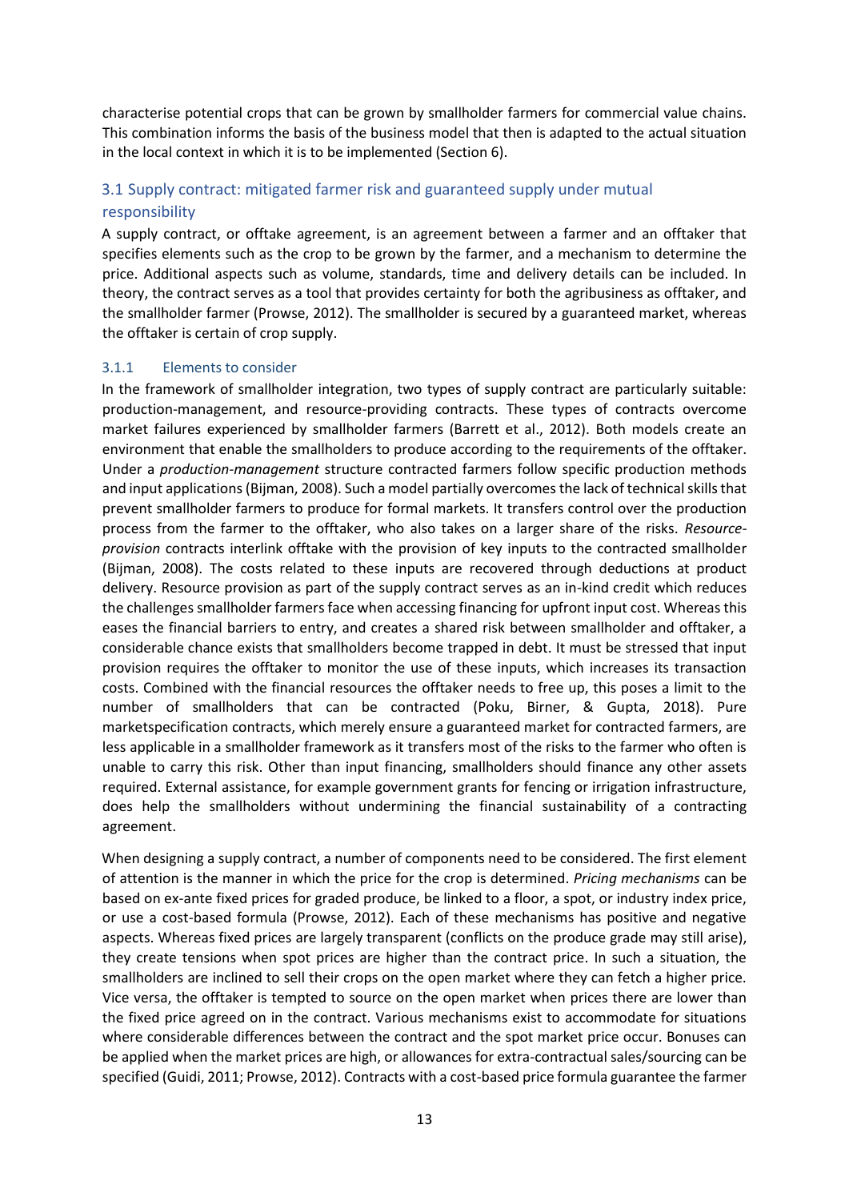characterise potential crops that can be grown by smallholder farmers for commercial value chains. This combination informs the basis of the business model that then is adapted to the actual situation in the local context in which it is to be implemented (Section 6).

## 3.1 Supply contract: mitigated farmer risk and guaranteed supply under mutual responsibility

A supply contract, or offtake agreement, is an agreement between a farmer and an offtaker that specifies elements such as the crop to be grown by the farmer, and a mechanism to determine the price. Additional aspects such as volume, standards, time and delivery details can be included. In theory, the contract serves as a tool that provides certainty for both the agribusiness as offtaker, and the smallholder farmer (Prowse, 2012). The smallholder is secured by a guaranteed market, whereas the offtaker is certain of crop supply.

### 3.1.1 Elements to consider

In the framework of smallholder integration, two types of supply contract are particularly suitable: production-management, and resource-providing contracts. These types of contracts overcome market failures experienced by smallholder farmers (Barrett et al., 2012). Both models create an environment that enable the smallholders to produce according to the requirements of the offtaker. Under a *production-management* structure contracted farmers follow specific production methods and input applications (Bijman, 2008). Such a model partially overcomes the lack of technical skills that prevent smallholder farmers to produce for formal markets. It transfers control over the production process from the farmer to the offtaker, who also takes on a larger share of the risks. *Resource-provision* contracts interlink offtake with the provision of key inputs to the contracted smallholder (Bijman, 2008). The costs related to these inputs are recovered through deductions at product delivery. Resource provision as part of the supply contract serves as an in-kind credit which reduces the challenges smallholder farmers face when accessing financing for upfront input cost. Whereas this eases the financial barriers to entry, and creates a shared risk between smallholder and offtaker, a considerable chance exists that smallholders become trapped in debt. It must be stressed that input provision requires the offtaker to monitor the use of these inputs, which increases its transaction costs. Combined with the financial resources the offtaker needs to free up, this poses a limit to the number of smallholders that can be contracted (Poku, Birner, & Gupta, 2018). Pure marketspecification contracts, which merely ensure a guaranteed market for contracted farmers, are less applicable in a smallholder framework as it transfers most of the risks to the farmer who often is unable to carry this risk. Other than input financing, smallholders should finance any other assets required. External assistance, for example government grants for fencing or irrigation infrastructure, does help the smallholders without undermining the financial sustainability of a contracting agreement.

When designing a supply contract, a number of components need to be considered. The first element of attention is the manner in which the price for the crop is determined. *Pricing mechanisms* can be based on ex-ante fixed prices for graded produce, be linked to a floor, a spot, or industry index price, or use a cost-based formula (Prowse, 2012). Each of these mechanisms has positive and negative aspects. Whereas fixed prices are largely transparent (conflicts on the produce grade may still arise), they create tensions when spot prices are higher than the contract price. In such a situation, the smallholders are inclined to sell their crops on the open market where they can fetch a higher price. Vice versa, the offtaker is tempted to source on the open market when prices there are lower than the fixed price agreed on in the contract. Various mechanisms exist to accommodate for situations where considerable differences between the contract and the spot market price occur. Bonuses can be applied when the market prices are high, or allowances for extra-contractual sales/sourcing can be specified (Guidi, 2011; Prowse, 2012). Contracts with a cost-based price formula guarantee the farmer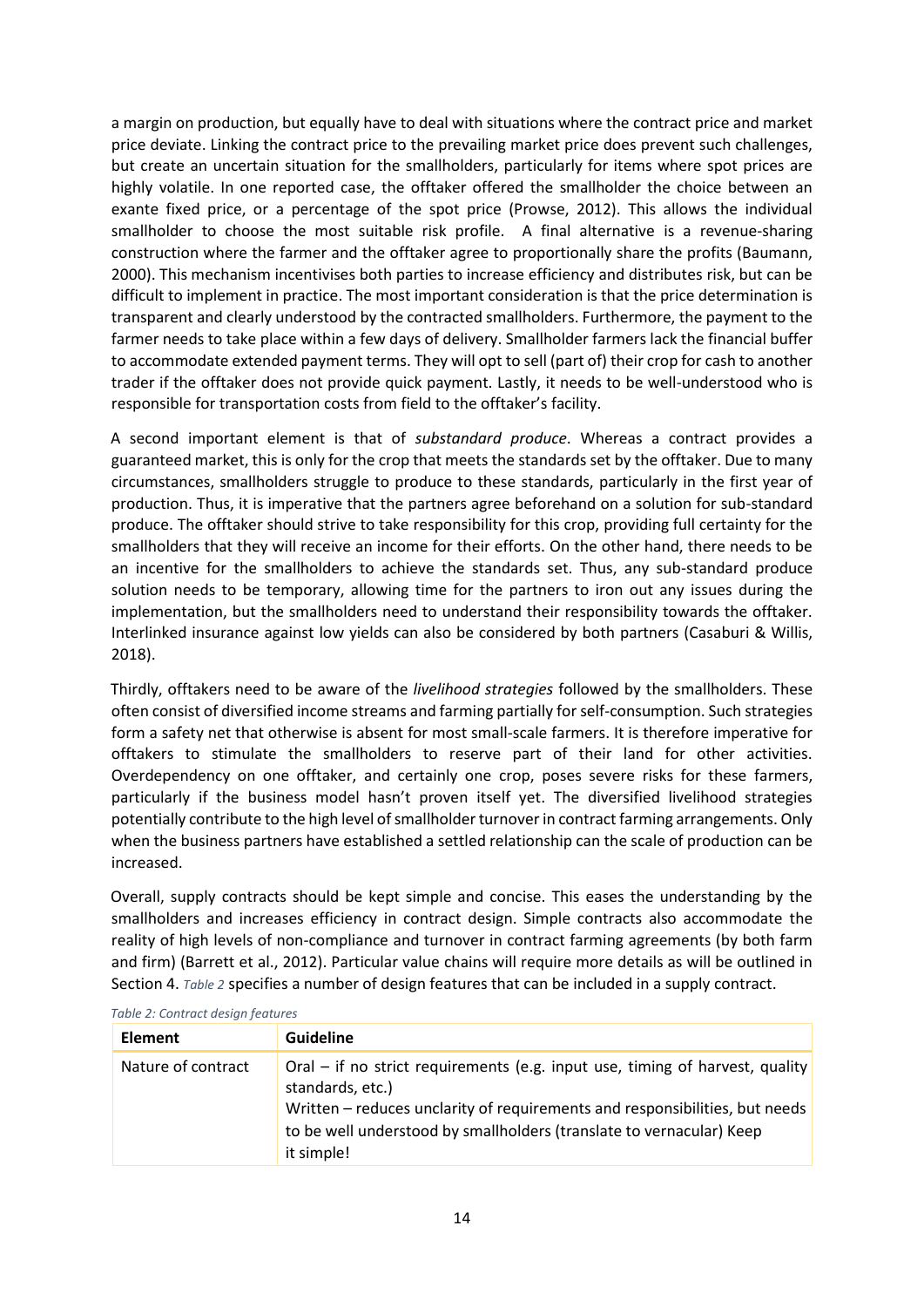a margin on production, but equally have to deal with situations where the contract price and market price deviate. Linking the contract price to the prevailing market price does prevent such challenges, but create an uncertain situation for the smallholders, particularly for items where spot prices are highly volatile. In one reported case, the offtaker offered the smallholder the choice between an exante fixed price, or a percentage of the spot price (Prowse, 2012). This allows the individual smallholder to choose the most suitable risk profile. A final alternative is a revenue-sharing construction where the farmer and the offtaker agree to proportionally share the profits (Baumann, 2000). This mechanism incentivises both parties to increase efficiency and distributes risk, but can be difficult to implement in practice. The most important consideration is that the price determination is transparent and clearly understood by the contracted smallholders. Furthermore, the payment to the farmer needs to take place within a few days of delivery. Smallholder farmers lack the financial buffer to accommodate extended payment terms. They will opt to sell (part of) their crop for cash to another trader if the offtaker does not provide quick payment. Lastly, it needs to be well-understood who is responsible for transportation costs from field to the offtaker's facility.

A second important element is that of *substandard produce*. Whereas a contract provides a guaranteed market, this is only for the crop that meets the standards set by the offtaker. Due to many circumstances, smallholders struggle to produce to these standards, particularly in the first year of production. Thus, it is imperative that the partners agree beforehand on a solution for sub-standard produce. The offtaker should strive to take responsibility for this crop, providing full certainty for the smallholders that they will receive an income for their efforts. On the other hand, there needs to be an incentive for the smallholders to achieve the standards set. Thus, any sub-standard produce solution needs to be temporary, allowing time for the partners to iron out any issues during the implementation, but the smallholders need to understand their responsibility towards the offtaker. Interlinked insurance against low yields can also be considered by both partners (Casaburi & Willis, 2018).

Thirdly, offtakers need to be aware of the *livelihood strategies* followed by the smallholders. These often consist of diversified income streams and farming partially for self-consumption. Such strategies form a safety net that otherwise is absent for most small-scale farmers. It is therefore imperative for offtakers to stimulate the smallholders to reserve part of their land for other activities. Overdependency on one offtaker, and certainly one crop, poses severe risks for these farmers, particularly if the business model hasn't proven itself yet. The diversified livelihood strategies potentially contribute to the high level of smallholder turnover in contract farming arrangements. Only when the business partners have established a settled relationship can the scale of production can be increased.

Overall, supply contracts should be kept simple and concise. This eases the understanding by the smallholders and increases efficiency in contract design. Simple contracts also accommodate the reality of high levels of non-compliance and turnover in contract farming agreements (by both farm and firm) (Barrett et al., 2012). Particular value chains will require more details as will be outlined in Section 4. *Table 2* specifies a number of design features that can be included in a supply contract.

*Table 2: Contract design features*

| Element | Guideline |
|---|---|
| Nature of contract | Oral – if no strict requirements (e.g. input use, timing of harvest, quality standards, etc.)<br>Written – reduces unclarity of requirements and responsibilities, but needs to be well understood by smallholders (translate to vernacular) Keep it simple! |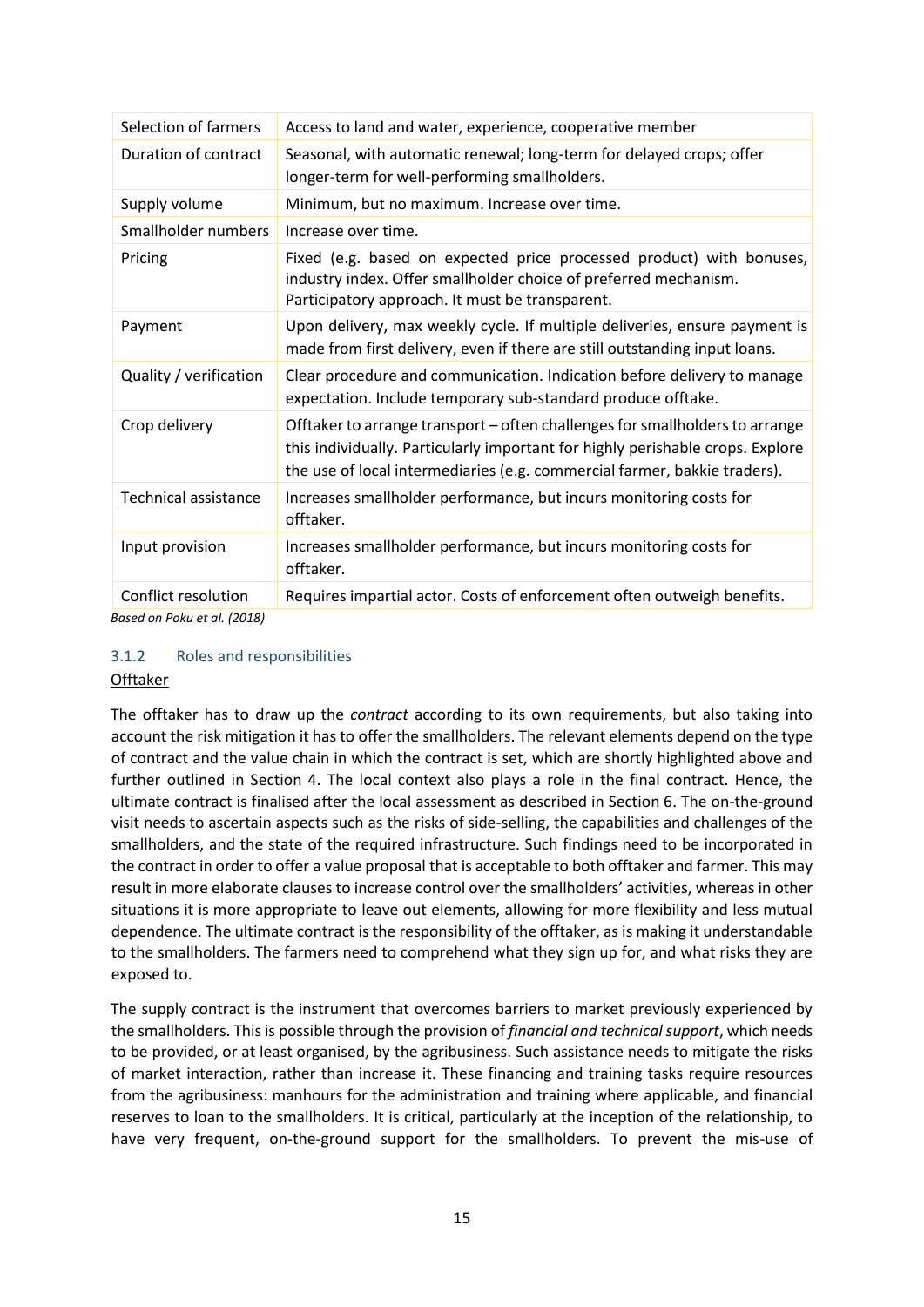| Selection of farmers | Access to land and water, experience, cooperative member |
|---|---|
| Duration of contract | Seasonal, with automatic renewal; long-term for delayed crops; offer longer-term for well-performing smallholders. |
| Supply volume | Minimum, but no maximum. Increase over time. |
| Smallholder numbers | Increase over time. |
| Pricing | Fixed (e.g. based on expected price processed product) with bonuses, industry index. Offer smallholder choice of preferred mechanism. Participatory approach. It must be transparent. |
| Payment | Upon delivery, max weekly cycle. If multiple deliveries, ensure payment is made from first delivery, even if there are still outstanding input loans. |
| Quality / verification | Clear procedure and communication. Indication before delivery to manage expectation. Include temporary sub-standard produce offtake. |
| Crop delivery | Offtaker to arrange transport – often challenges for smallholders to arrange this individually. Particularly important for highly perishable crops. Explore the use of local intermediaries (e.g. commercial farmer, bakkie traders). |
| Technical assistance | Increases smallholder performance, but incurs monitoring costs for offtaker. |
| Input provision | Increases smallholder performance, but incurs monitoring costs for offtaker. |
| Conflict resolution | Requires impartial actor. Costs of enforcement often outweigh benefits. |

*Based on Poku et al. (2018)*

### 3.1.2 Roles and responsibilities

<u>Offtaker</u>

The offtaker has to draw up the *contract* according to its own requirements, but also taking into account the risk mitigation it has to offer the smallholders. The relevant elements depend on the type of contract and the value chain in which the contract is set, which are shortly highlighted above and further outlined in Section 4. The local context also plays a role in the final contract. Hence, the ultimate contract is finalised after the local assessment as described in Section 6. The on-the-ground visit needs to ascertain aspects such as the risks of side-selling, the capabilities and challenges of the smallholders, and the state of the required infrastructure. Such findings need to be incorporated in the contract in order to offer a value proposal that is acceptable to both offtaker and farmer. This may result in more elaborate clauses to increase control over the smallholders' activities, whereas in other situations it is more appropriate to leave out elements, allowing for more flexibility and less mutual dependence. The ultimate contract is the responsibility of the offtaker, as is making it understandable to the smallholders. The farmers need to comprehend what they sign up for, and what risks they are exposed to.

The supply contract is the instrument that overcomes barriers to market previously experienced by the smallholders. This is possible through the provision of *financial and technical support*, which needs to be provided, or at least organised, by the agribusiness. Such assistance needs to mitigate the risks of market interaction, rather than increase it. These financing and training tasks require resources from the agribusiness: manhours for the administration and training where applicable, and financial reserves to loan to the smallholders. It is critical, particularly at the inception of the relationship, to have very frequent, on-the-ground support for the smallholders. To prevent the mis-use of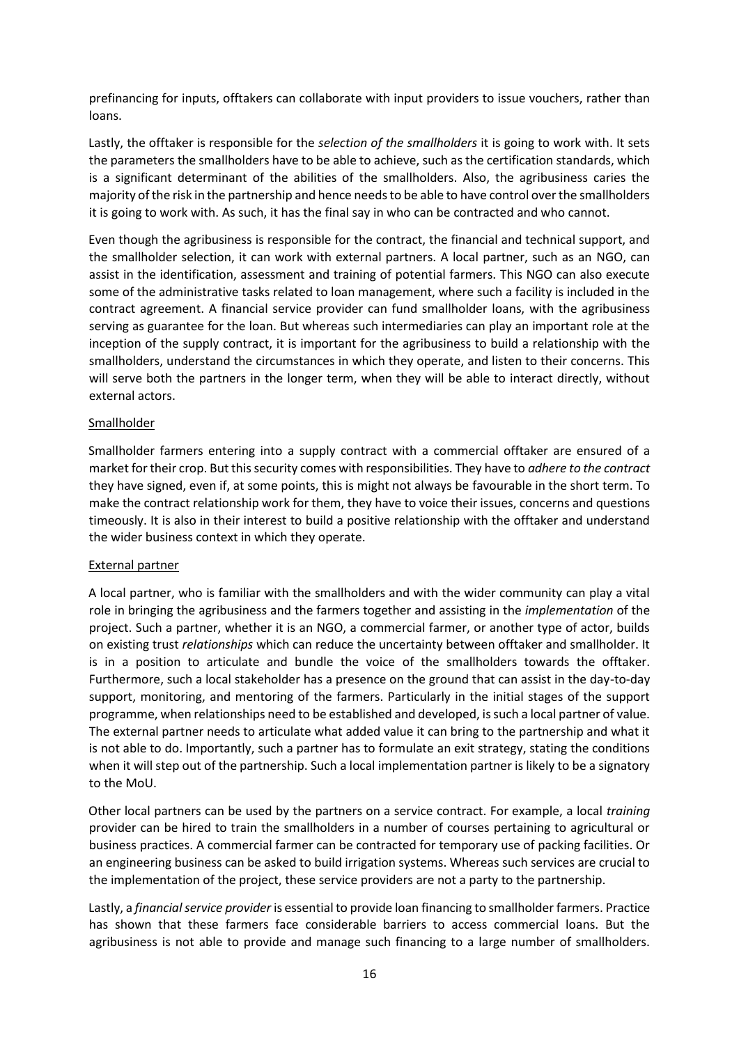prefinancing for inputs, offtakers can collaborate with input providers to issue vouchers, rather than loans.

Lastly, the offtaker is responsible for the *selection of the smallholders* it is going to work with. It sets the parameters the smallholders have to be able to achieve, such as the certification standards, which is a significant determinant of the abilities of the smallholders. Also, the agribusiness caries the majority of the risk in the partnership and hence needs to be able to have control over the smallholders it is going to work with. As such, it has the final say in who can be contracted and who cannot.

Even though the agribusiness is responsible for the contract, the financial and technical support, and the smallholder selection, it can work with external partners. A local partner, such as an NGO, can assist in the identification, assessment and training of potential farmers. This NGO can also execute some of the administrative tasks related to loan management, where such a facility is included in the contract agreement. A financial service provider can fund smallholder loans, with the agribusiness serving as guarantee for the loan. But whereas such intermediaries can play an important role at the inception of the supply contract, it is important for the agribusiness to build a relationship with the smallholders, understand the circumstances in which they operate, and listen to their concerns. This will serve both the partners in the longer term, when they will be able to interact directly, without external actors.

Smallholder

Smallholder farmers entering into a supply contract with a commercial offtaker are ensured of a market for their crop. But this security comes with responsibilities. They have to *adhere to the contract* they have signed, even if, at some points, this is might not always be favourable in the short term. To make the contract relationship work for them, they have to voice their issues, concerns and questions timeously. It is also in their interest to build a positive relationship with the offtaker and understand the wider business context in which they operate.

External partner

A local partner, who is familiar with the smallholders and with the wider community can play a vital role in bringing the agribusiness and the farmers together and assisting in the *implementation* of the project. Such a partner, whether it is an NGO, a commercial farmer, or another type of actor, builds on existing trust *relationships* which can reduce the uncertainty between offtaker and smallholder. It is in a position to articulate and bundle the voice of the smallholders towards the offtaker. Furthermore, such a local stakeholder has a presence on the ground that can assist in the day-to-day support, monitoring, and mentoring of the farmers. Particularly in the initial stages of the support programme, when relationships need to be established and developed, is such a local partner of value. The external partner needs to articulate what added value it can bring to the partnership and what it is not able to do. Importantly, such a partner has to formulate an exit strategy, stating the conditions when it will step out of the partnership. Such a local implementation partner is likely to be a signatory to the MoU.

Other local partners can be used by the partners on a service contract. For example, a local *training* provider can be hired to train the smallholders in a number of courses pertaining to agricultural or business practices. A commercial farmer can be contracted for temporary use of packing facilities. Or an engineering business can be asked to build irrigation systems. Whereas such services are crucial to the implementation of the project, these service providers are not a party to the partnership.

Lastly, a *financial service provider* is essential to provide loan financing to smallholder farmers. Practice has shown that these farmers face considerable barriers to access commercial loans. But the agribusiness is not able to provide and manage such financing to a large number of smallholders.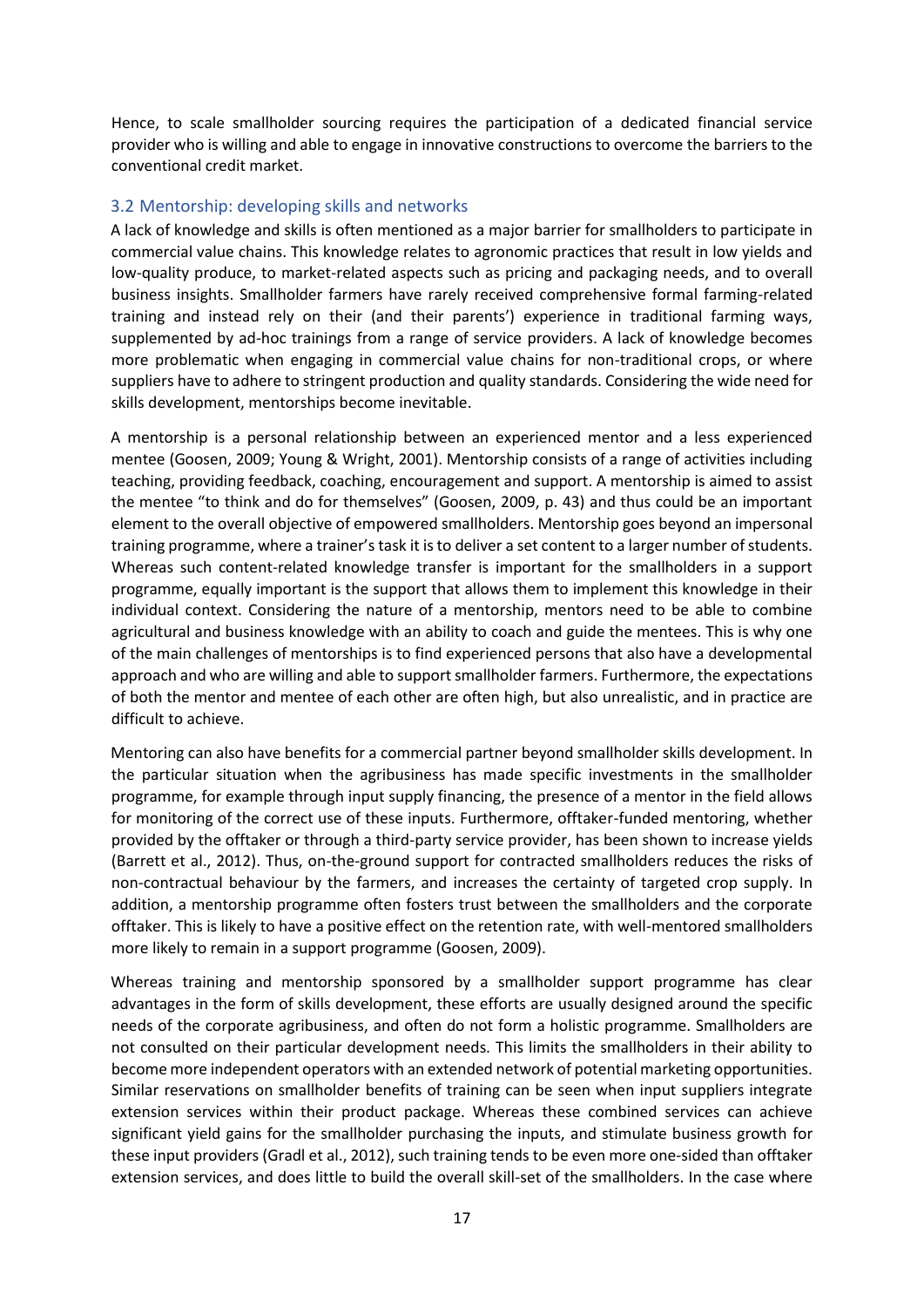Hence, to scale smallholder sourcing requires the participation of a dedicated financial service provider who is willing and able to engage in innovative constructions to overcome the barriers to the conventional credit market.

### 3.2 Mentorship: developing skills and networks

A lack of knowledge and skills is often mentioned as a major barrier for smallholders to participate in commercial value chains. This knowledge relates to agronomic practices that result in low yields and low-quality produce, to market-related aspects such as pricing and packaging needs, and to overall business insights. Smallholder farmers have rarely received comprehensive formal farming-related training and instead rely on their (and their parents') experience in traditional farming ways, supplemented by ad-hoc trainings from a range of service providers. A lack of knowledge becomes more problematic when engaging in commercial value chains for non-traditional crops, or where suppliers have to adhere to stringent production and quality standards. Considering the wide need for skills development, mentorships become inevitable.

A mentorship is a personal relationship between an experienced mentor and a less experienced mentee (Goosen, 2009; Young & Wright, 2001). Mentorship consists of a range of activities including teaching, providing feedback, coaching, encouragement and support. A mentorship is aimed to assist the mentee "to think and do for themselves" (Goosen, 2009, p. 43) and thus could be an important element to the overall objective of empowered smallholders. Mentorship goes beyond an impersonal training programme, where a trainer's task it is to deliver a set content to a larger number of students. Whereas such content-related knowledge transfer is important for the smallholders in a support programme, equally important is the support that allows them to implement this knowledge in their individual context. Considering the nature of a mentorship, mentors need to be able to combine agricultural and business knowledge with an ability to coach and guide the mentees. This is why one of the main challenges of mentorships is to find experienced persons that also have a developmental approach and who are willing and able to support smallholder farmers. Furthermore, the expectations of both the mentor and mentee of each other are often high, but also unrealistic, and in practice are difficult to achieve.

Mentoring can also have benefits for a commercial partner beyond smallholder skills development. In the particular situation when the agribusiness has made specific investments in the smallholder programme, for example through input supply financing, the presence of a mentor in the field allows for monitoring of the correct use of these inputs. Furthermore, offtaker-funded mentoring, whether provided by the offtaker or through a third-party service provider, has been shown to increase yields (Barrett et al., 2012). Thus, on-the-ground support for contracted smallholders reduces the risks of non-contractual behaviour by the farmers, and increases the certainty of targeted crop supply. In addition, a mentorship programme often fosters trust between the smallholders and the corporate offtaker. This is likely to have a positive effect on the retention rate, with well-mentored smallholders more likely to remain in a support programme (Goosen, 2009).

Whereas training and mentorship sponsored by a smallholder support programme has clear advantages in the form of skills development, these efforts are usually designed around the specific needs of the corporate agribusiness, and often do not form a holistic programme. Smallholders are not consulted on their particular development needs. This limits the smallholders in their ability to become more independent operators with an extended network of potential marketing opportunities. Similar reservations on smallholder benefits of training can be seen when input suppliers integrate extension services within their product package. Whereas these combined services can achieve significant yield gains for the smallholder purchasing the inputs, and stimulate business growth for these input providers (Gradl et al., 2012), such training tends to be even more one-sided than offtaker extension services, and does little to build the overall skill-set of the smallholders. In the case where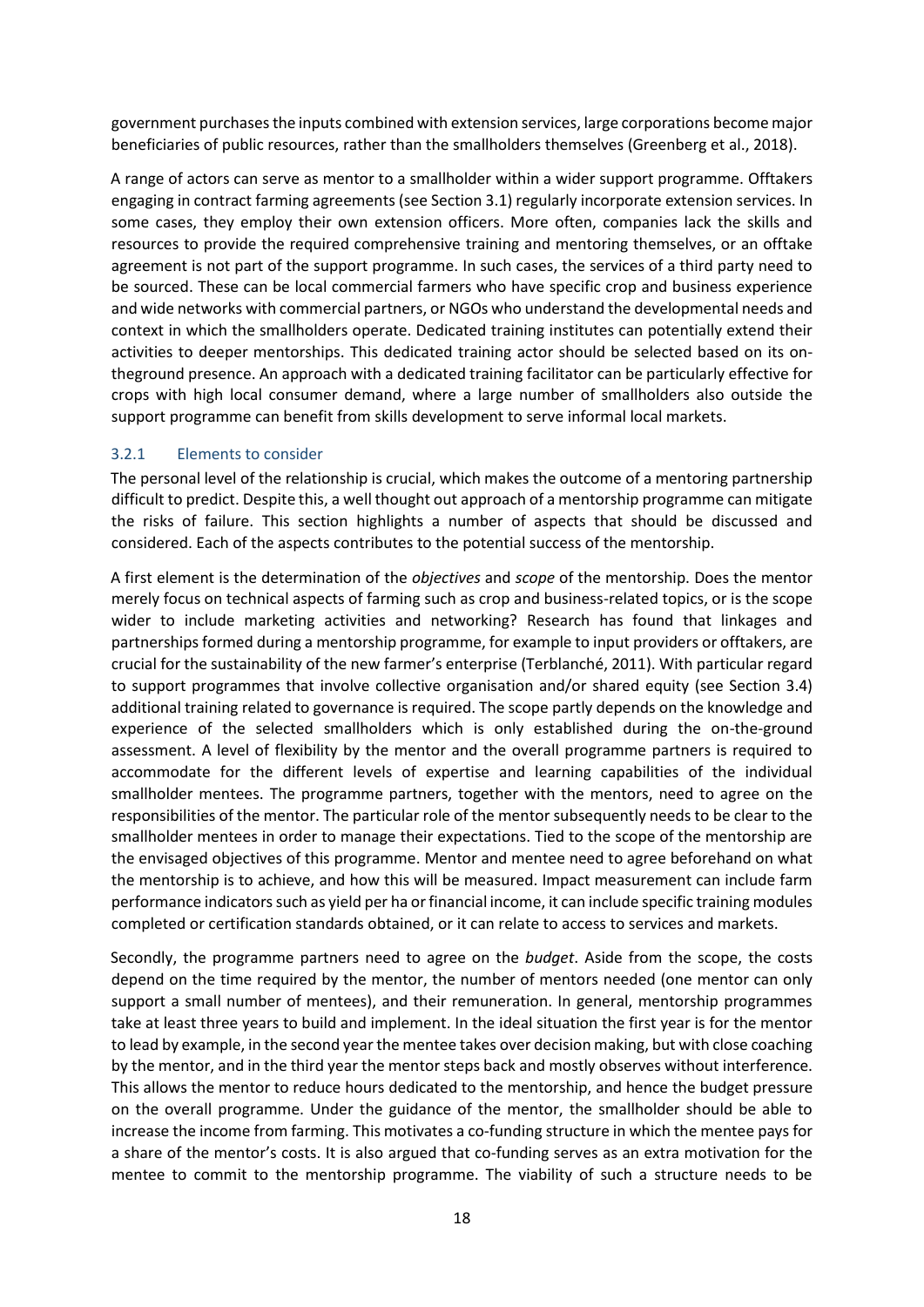government purchases the inputs combined with extension services, large corporations become major beneficiaries of public resources, rather than the smallholders themselves (Greenberg et al., 2018).

A range of actors can serve as mentor to a smallholder within a wider support programme. Offtakers engaging in contract farming agreements (see Section 3.1) regularly incorporate extension services. In some cases, they employ their own extension officers. More often, companies lack the skills and resources to provide the required comprehensive training and mentoring themselves, or an offtake agreement is not part of the support programme. In such cases, the services of a third party need to be sourced. These can be local commercial farmers who have specific crop and business experience and wide networks with commercial partners, or NGOs who understand the developmental needs and context in which the smallholders operate. Dedicated training institutes can potentially extend their activities to deeper mentorships. This dedicated training actor should be selected based on its ontheground presence. An approach with a dedicated training facilitator can be particularly effective for crops with high local consumer demand, where a large number of smallholders also outside the support programme can benefit from skills development to serve informal local markets.

### 3.2.1 Elements to consider

The personal level of the relationship is crucial, which makes the outcome of a mentoring partnership difficult to predict. Despite this, a well thought out approach of a mentorship programme can mitigate the risks of failure. This section highlights a number of aspects that should be discussed and considered. Each of the aspects contributes to the potential success of the mentorship.

A first element is the determination of the *objectives* and *scope* of the mentorship. Does the mentor merely focus on technical aspects of farming such as crop and business-related topics, or is the scope wider to include marketing activities and networking? Research has found that linkages and partnerships formed during a mentorship programme, for example to input providers or offtakers, are crucial for the sustainability of the new farmer's enterprise (Terblanché, 2011). With particular regard to support programmes that involve collective organisation and/or shared equity (see Section 3.4) additional training related to governance is required. The scope partly depends on the knowledge and experience of the selected smallholders which is only established during the on-the-ground assessment. A level of flexibility by the mentor and the overall programme partners is required to accommodate for the different levels of expertise and learning capabilities of the individual smallholder mentees. The programme partners, together with the mentors, need to agree on the responsibilities of the mentor. The particular role of the mentor subsequently needs to be clear to the smallholder mentees in order to manage their expectations. Tied to the scope of the mentorship are the envisaged objectives of this programme. Mentor and mentee need to agree beforehand on what the mentorship is to achieve, and how this will be measured. Impact measurement can include farm performance indicators such as yield per ha or financial income, it can include specific training modules completed or certification standards obtained, or it can relate to access to services and markets.

Secondly, the programme partners need to agree on the *budget*. Aside from the scope, the costs depend on the time required by the mentor, the number of mentors needed (one mentor can only support a small number of mentees), and their remuneration. In general, mentorship programmes take at least three years to build and implement. In the ideal situation the first year is for the mentor to lead by example, in the second year the mentee takes over decision making, but with close coaching by the mentor, and in the third year the mentor steps back and mostly observes without interference. This allows the mentor to reduce hours dedicated to the mentorship, and hence the budget pressure on the overall programme. Under the guidance of the mentor, the smallholder should be able to increase the income from farming. This motivates a co-funding structure in which the mentee pays for a share of the mentor's costs. It is also argued that co-funding serves as an extra motivation for the mentee to commit to the mentorship programme. The viability of such a structure needs to be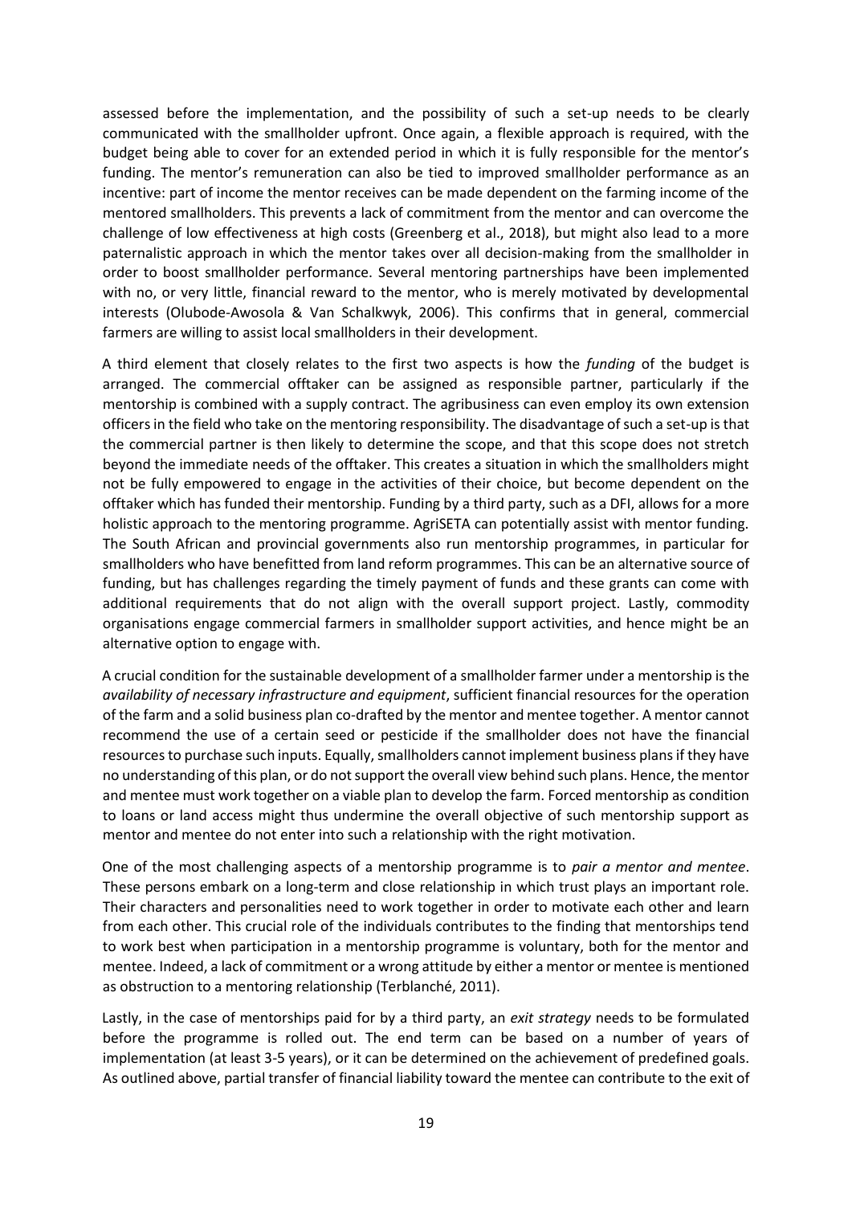assessed before the implementation, and the possibility of such a set-up needs to be clearly communicated with the smallholder upfront. Once again, a flexible approach is required, with the budget being able to cover for an extended period in which it is fully responsible for the mentor's funding. The mentor's remuneration can also be tied to improved smallholder performance as an incentive: part of income the mentor receives can be made dependent on the farming income of the mentored smallholders. This prevents a lack of commitment from the mentor and can overcome the challenge of low effectiveness at high costs (Greenberg et al., 2018), but might also lead to a more paternalistic approach in which the mentor takes over all decision-making from the smallholder in order to boost smallholder performance. Several mentoring partnerships have been implemented with no, or very little, financial reward to the mentor, who is merely motivated by developmental interests (Olubode-Awosola & Van Schalkwyk, 2006). This confirms that in general, commercial farmers are willing to assist local smallholders in their development.

A third element that closely relates to the first two aspects is how the *funding* of the budget is arranged. The commercial offtaker can be assigned as responsible partner, particularly if the mentorship is combined with a supply contract. The agribusiness can even employ its own extension officers in the field who take on the mentoring responsibility. The disadvantage of such a set-up is that the commercial partner is then likely to determine the scope, and that this scope does not stretch beyond the immediate needs of the offtaker. This creates a situation in which the smallholders might not be fully empowered to engage in the activities of their choice, but become dependent on the offtaker which has funded their mentorship. Funding by a third party, such as a DFI, allows for a more holistic approach to the mentoring programme. AgriSETA can potentially assist with mentor funding. The South African and provincial governments also run mentorship programmes, in particular for smallholders who have benefitted from land reform programmes. This can be an alternative source of funding, but has challenges regarding the timely payment of funds and these grants can come with additional requirements that do not align with the overall support project. Lastly, commodity organisations engage commercial farmers in smallholder support activities, and hence might be an alternative option to engage with.

A crucial condition for the sustainable development of a smallholder farmer under a mentorship is the *availability of necessary infrastructure and equipment*, sufficient financial resources for the operation of the farm and a solid business plan co-drafted by the mentor and mentee together. A mentor cannot recommend the use of a certain seed or pesticide if the smallholder does not have the financial resources to purchase such inputs. Equally, smallholders cannot implement business plans if they have no understanding of this plan, or do not support the overall view behind such plans. Hence, the mentor and mentee must work together on a viable plan to develop the farm. Forced mentorship as condition to loans or land access might thus undermine the overall objective of such mentorship support as mentor and mentee do not enter into such a relationship with the right motivation.

One of the most challenging aspects of a mentorship programme is to *pair a mentor and mentee*. These persons embark on a long-term and close relationship in which trust plays an important role. Their characters and personalities need to work together in order to motivate each other and learn from each other. This crucial role of the individuals contributes to the finding that mentorships tend to work best when participation in a mentorship programme is voluntary, both for the mentor and mentee. Indeed, a lack of commitment or a wrong attitude by either a mentor or mentee is mentioned as obstruction to a mentoring relationship (Terblanché, 2011).

Lastly, in the case of mentorships paid for by a third party, an *exit strategy* needs to be formulated before the programme is rolled out. The end term can be based on a number of years of implementation (at least 3-5 years), or it can be determined on the achievement of predefined goals. As outlined above, partial transfer of financial liability toward the mentee can contribute to the exit of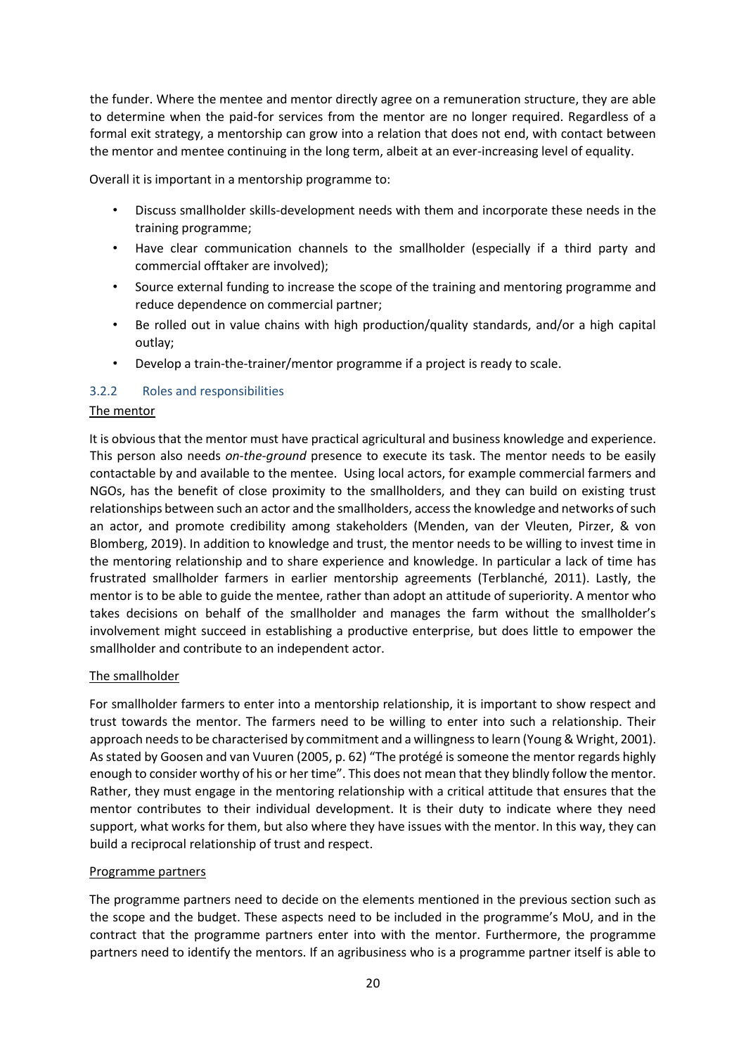the funder. Where the mentee and mentor directly agree on a remuneration structure, they are able to determine when the paid-for services from the mentor are no longer required. Regardless of a formal exit strategy, a mentorship can grow into a relation that does not end, with contact between the mentor and mentee continuing in the long term, albeit at an ever-increasing level of equality.

Overall it is important in a mentorship programme to:

- Discuss smallholder skills-development needs with them and incorporate these needs in the training programme;
- Have clear communication channels to the smallholder (especially if a third party and commercial offtaker are involved);
- Source external funding to increase the scope of the training and mentoring programme and reduce dependence on commercial partner;
- Be rolled out in value chains with high production/quality standards, and/or a high capital outlay;
- Develop a train-the-trainer/mentor programme if a project is ready to scale.

### 3.2.2 Roles and responsibilities

<u>The mentor</u>

It is obvious that the mentor must have practical agricultural and business knowledge and experience. This person also needs *on-the-ground* presence to execute its task. The mentor needs to be easily contactable by and available to the mentee. Using local actors, for example commercial farmers and NGOs, has the benefit of close proximity to the smallholders, and they can build on existing trust relationships between such an actor and the smallholders, access the knowledge and networks of such an actor, and promote credibility among stakeholders (Menden, van der Vleuten, Pirzer, & von Blomberg, 2019). In addition to knowledge and trust, the mentor needs to be willing to invest time in the mentoring relationship and to share experience and knowledge. In particular a lack of time has frustrated smallholder farmers in earlier mentorship agreements (Terblanché, 2011). Lastly, the mentor is to be able to guide the mentee, rather than adopt an attitude of superiority. A mentor who takes decisions on behalf of the smallholder and manages the farm without the smallholder's involvement might succeed in establishing a productive enterprise, but does little to empower the smallholder and contribute to an independent actor.

<u>The smallholder</u>

For smallholder farmers to enter into a mentorship relationship, it is important to show respect and trust towards the mentor. The farmers need to be willing to enter into such a relationship. Their approach needs to be characterised by commitment and a willingness to learn (Young & Wright, 2001). As stated by Goosen and van Vuuren (2005, p. 62) "The protégé is someone the mentor regards highly enough to consider worthy of his or her time". This does not mean that they blindly follow the mentor. Rather, they must engage in the mentoring relationship with a critical attitude that ensures that the mentor contributes to their individual development. It is their duty to indicate where they need support, what works for them, but also where they have issues with the mentor. In this way, they can build a reciprocal relationship of trust and respect.

<u>Programme partners</u>

The programme partners need to decide on the elements mentioned in the previous section such as the scope and the budget. These aspects need to be included in the programme's MoU, and in the contract that the programme partners enter into with the mentor. Furthermore, the programme partners need to identify the mentors. If an agribusiness who is a programme partner itself is able to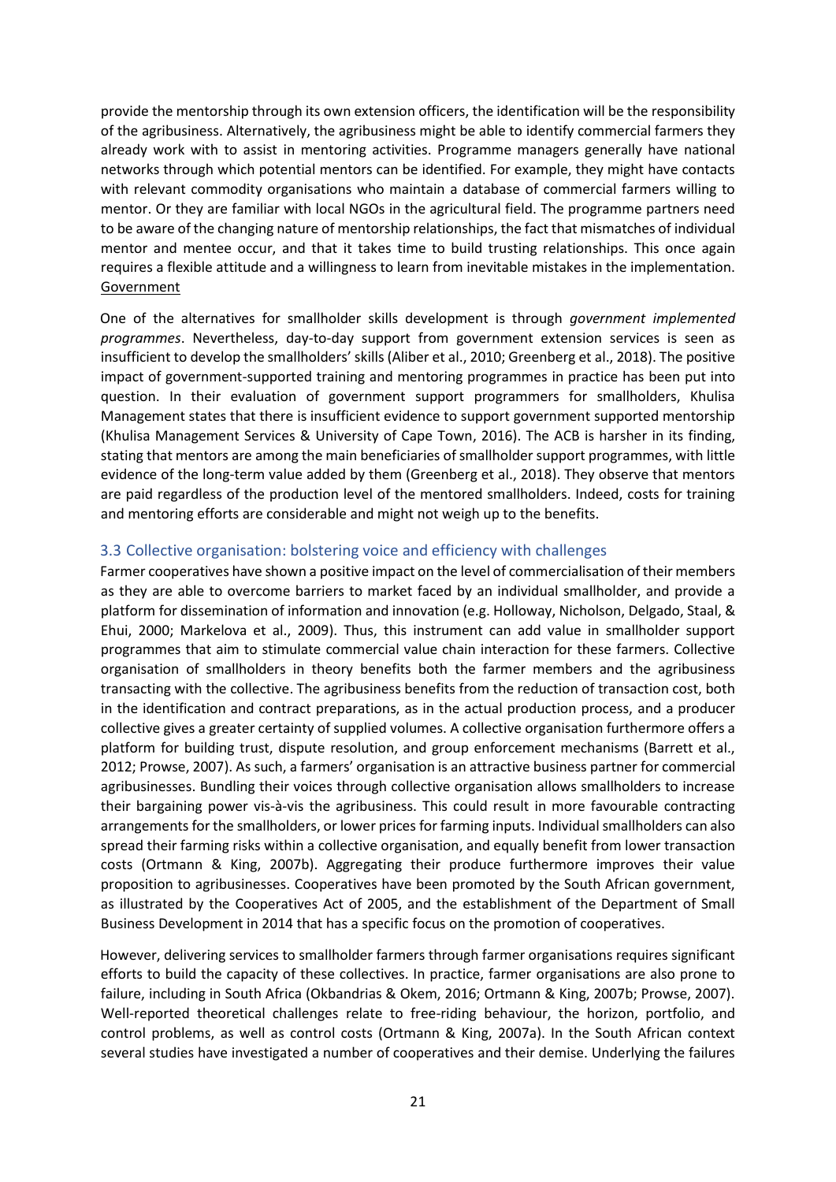provide the mentorship through its own extension officers, the identification will be the responsibility of the agribusiness. Alternatively, the agribusiness might be able to identify commercial farmers they already work with to assist in mentoring activities. Programme managers generally have national networks through which potential mentors can be identified. For example, they might have contacts with relevant commodity organisations who maintain a database of commercial farmers willing to mentor. Or they are familiar with local NGOs in the agricultural field. The programme partners need to be aware of the changing nature of mentorship relationships, the fact that mismatches of individual mentor and mentee occur, and that it takes time to build trusting relationships. This once again requires a flexible attitude and a willingness to learn from inevitable mistakes in the implementation.

<u>Government</u>

One of the alternatives for smallholder skills development is through *government implemented programmes*. Nevertheless, day-to-day support from government extension services is seen as insufficient to develop the smallholders' skills (Aliber et al., 2010; Greenberg et al., 2018). The positive impact of government-supported training and mentoring programmes in practice has been put into question. In their evaluation of government support programmers for smallholders, Khulisa Management states that there is insufficient evidence to support government supported mentorship (Khulisa Management Services & University of Cape Town, 2016). The ACB is harsher in its finding, stating that mentors are among the main beneficiaries of smallholder support programmes, with little evidence of the long-term value added by them (Greenberg et al., 2018). They observe that mentors are paid regardless of the production level of the mentored smallholders. Indeed, costs for training and mentoring efforts are considerable and might not weigh up to the benefits.

### 3.3 Collective organisation: bolstering voice and efficiency with challenges

Farmer cooperatives have shown a positive impact on the level of commercialisation of their members as they are able to overcome barriers to market faced by an individual smallholder, and provide a platform for dissemination of information and innovation (e.g. Holloway, Nicholson, Delgado, Staal, & Ehui, 2000; Markelova et al., 2009). Thus, this instrument can add value in smallholder support programmes that aim to stimulate commercial value chain interaction for these farmers. Collective organisation of smallholders in theory benefits both the farmer members and the agribusiness transacting with the collective. The agribusiness benefits from the reduction of transaction cost, both in the identification and contract preparations, as in the actual production process, and a producer collective gives a greater certainty of supplied volumes. A collective organisation furthermore offers a platform for building trust, dispute resolution, and group enforcement mechanisms (Barrett et al., 2012; Prowse, 2007). As such, a farmers' organisation is an attractive business partner for commercial agribusinesses. Bundling their voices through collective organisation allows smallholders to increase their bargaining power vis-à-vis the agribusiness. This could result in more favourable contracting arrangements for the smallholders, or lower prices for farming inputs. Individual smallholders can also spread their farming risks within a collective organisation, and equally benefit from lower transaction costs (Ortmann & King, 2007b). Aggregating their produce furthermore improves their value proposition to agribusinesses. Cooperatives have been promoted by the South African government, as illustrated by the Cooperatives Act of 2005, and the establishment of the Department of Small Business Development in 2014 that has a specific focus on the promotion of cooperatives.

However, delivering services to smallholder farmers through farmer organisations requires significant efforts to build the capacity of these collectives. In practice, farmer organisations are also prone to failure, including in South Africa (Okbandrias & Okem, 2016; Ortmann & King, 2007b; Prowse, 2007). Well-reported theoretical challenges relate to free-riding behaviour, the horizon, portfolio, and control problems, as well as control costs (Ortmann & King, 2007a). In the South African context several studies have investigated a number of cooperatives and their demise. Underlying the failures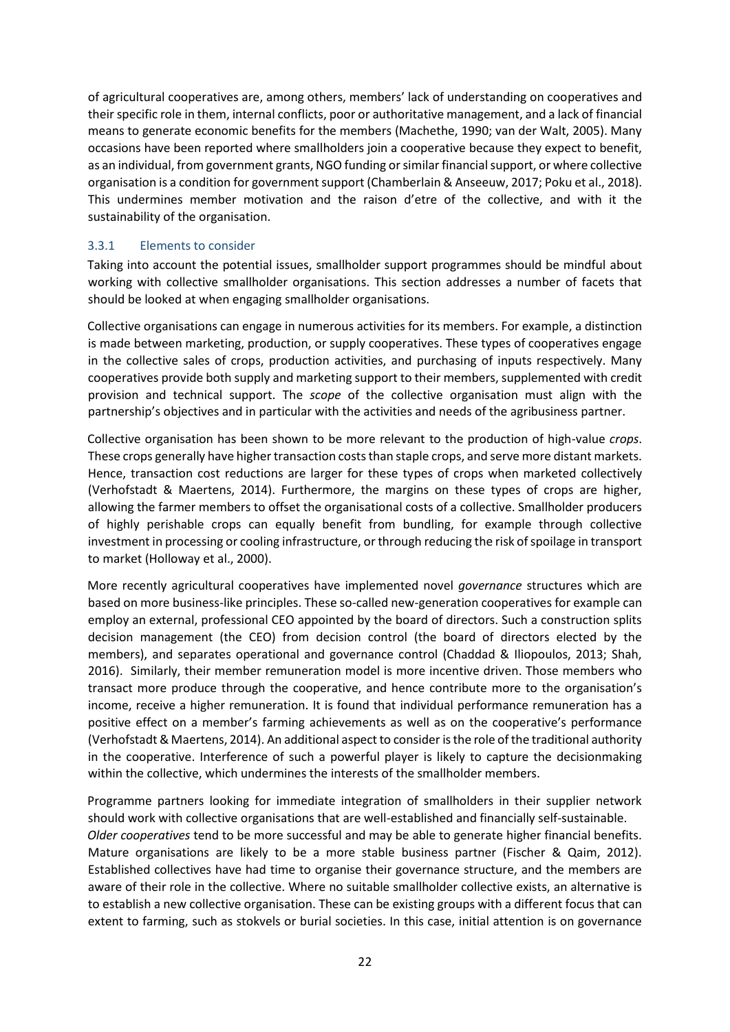of agricultural cooperatives are, among others, members' lack of understanding on cooperatives and their specific role in them, internal conflicts, poor or authoritative management, and a lack of financial means to generate economic benefits for the members (Machethe, 1990; van der Walt, 2005). Many occasions have been reported where smallholders join a cooperative because they expect to benefit, as an individual, from government grants, NGO funding or similar financial support, or where collective organisation is a condition for government support (Chamberlain & Anseeuw, 2017; Poku et al., 2018). This undermines member motivation and the raison d'etre of the collective, and with it the sustainability of the organisation.

### 3.3.1 Elements to consider

Taking into account the potential issues, smallholder support programmes should be mindful about working with collective smallholder organisations. This section addresses a number of facets that should be looked at when engaging smallholder organisations.

Collective organisations can engage in numerous activities for its members. For example, a distinction is made between marketing, production, or supply cooperatives. These types of cooperatives engage in the collective sales of crops, production activities, and purchasing of inputs respectively. Many cooperatives provide both supply and marketing support to their members, supplemented with credit provision and technical support. The *scope* of the collective organisation must align with the partnership's objectives and in particular with the activities and needs of the agribusiness partner.

Collective organisation has been shown to be more relevant to the production of high-value *crops*. These crops generally have higher transaction costs than staple crops, and serve more distant markets. Hence, transaction cost reductions are larger for these types of crops when marketed collectively (Verhofstadt & Maertens, 2014). Furthermore, the margins on these types of crops are higher, allowing the farmer members to offset the organisational costs of a collective. Smallholder producers of highly perishable crops can equally benefit from bundling, for example through collective investment in processing or cooling infrastructure, or through reducing the risk of spoilage in transport to market (Holloway et al., 2000).

More recently agricultural cooperatives have implemented novel *governance* structures which are based on more business-like principles. These so-called new-generation cooperatives for example can employ an external, professional CEO appointed by the board of directors. Such a construction splits decision management (the CEO) from decision control (the board of directors elected by the members), and separates operational and governance control (Chaddad & Iliopoulos, 2013; Shah, 2016). Similarly, their member remuneration model is more incentive driven. Those members who transact more produce through the cooperative, and hence contribute more to the organisation's income, receive a higher remuneration. It is found that individual performance remuneration has a positive effect on a member's farming achievements as well as on the cooperative's performance (Verhofstadt & Maertens, 2014). An additional aspect to consider is the role of the traditional authority in the cooperative. Interference of such a powerful player is likely to capture the decisionmaking within the collective, which undermines the interests of the smallholder members.

Programme partners looking for immediate integration of smallholders in their supplier network should work with collective organisations that are well-established and financially self-sustainable. *Older cooperatives* tend to be more successful and may be able to generate higher financial benefits. Mature organisations are likely to be a more stable business partner (Fischer & Qaim, 2012). Established collectives have had time to organise their governance structure, and the members are aware of their role in the collective. Where no suitable smallholder collective exists, an alternative is to establish a new collective organisation. These can be existing groups with a different focus that can extent to farming, such as stokvels or burial societies. In this case, initial attention is on governance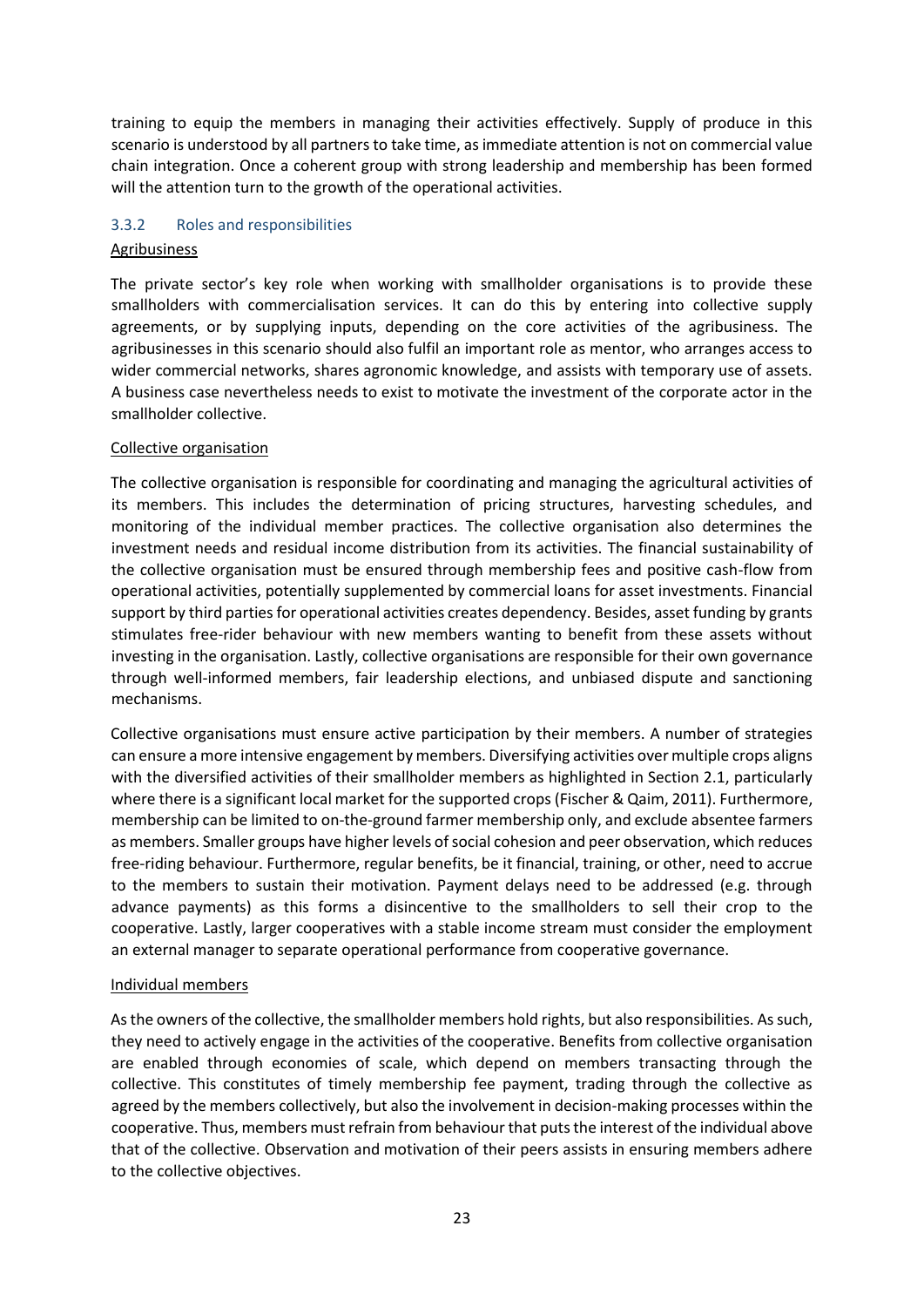training to equip the members in managing their activities effectively. Supply of produce in this scenario is understood by all partners to take time, as immediate attention is not on commercial value chain integration. Once a coherent group with strong leadership and membership has been formed will the attention turn to the growth of the operational activities.

### 3.3.2 Roles and responsibilities

Agribusiness

The private sector's key role when working with smallholder organisations is to provide these smallholders with commercialisation services. It can do this by entering into collective supply agreements, or by supplying inputs, depending on the core activities of the agribusiness. The agribusinesses in this scenario should also fulfil an important role as mentor, who arranges access to wider commercial networks, shares agronomic knowledge, and assists with temporary use of assets. A business case nevertheless needs to exist to motivate the investment of the corporate actor in the smallholder collective.

Collective organisation

The collective organisation is responsible for coordinating and managing the agricultural activities of its members. This includes the determination of pricing structures, harvesting schedules, and monitoring of the individual member practices. The collective organisation also determines the investment needs and residual income distribution from its activities. The financial sustainability of the collective organisation must be ensured through membership fees and positive cash-flow from operational activities, potentially supplemented by commercial loans for asset investments. Financial support by third parties for operational activities creates dependency. Besides, asset funding by grants stimulates free-rider behaviour with new members wanting to benefit from these assets without investing in the organisation. Lastly, collective organisations are responsible for their own governance through well-informed members, fair leadership elections, and unbiased dispute and sanctioning mechanisms.

Collective organisations must ensure active participation by their members. A number of strategies can ensure a more intensive engagement by members. Diversifying activities over multiple crops aligns with the diversified activities of their smallholder members as highlighted in Section 2.1, particularly where there is a significant local market for the supported crops (Fischer & Qaim, 2011). Furthermore, membership can be limited to on-the-ground farmer membership only, and exclude absentee farmers as members. Smaller groups have higher levels of social cohesion and peer observation, which reduces free-riding behaviour. Furthermore, regular benefits, be it financial, training, or other, need to accrue to the members to sustain their motivation. Payment delays need to be addressed (e.g. through advance payments) as this forms a disincentive to the smallholders to sell their crop to the cooperative. Lastly, larger cooperatives with a stable income stream must consider the employment an external manager to separate operational performance from cooperative governance.

Individual members

As the owners of the collective, the smallholder members hold rights, but also responsibilities. As such, they need to actively engage in the activities of the cooperative. Benefits from collective organisation are enabled through economies of scale, which depend on members transacting through the collective. This constitutes of timely membership fee payment, trading through the collective as agreed by the members collectively, but also the involvement in decision-making processes within the cooperative. Thus, members must refrain from behaviour that puts the interest of the individual above that of the collective. Observation and motivation of their peers assists in ensuring members adhere to the collective objectives.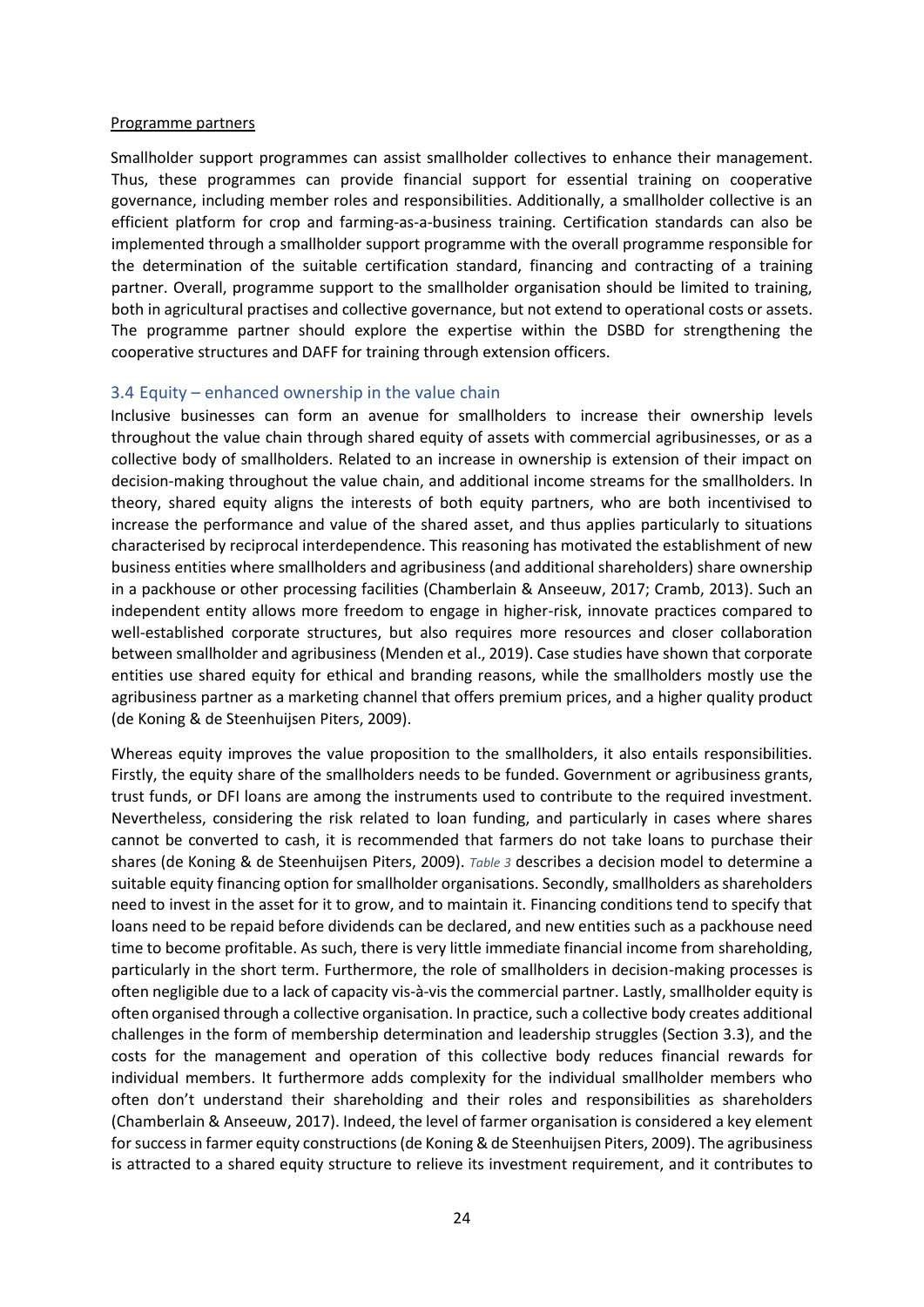Programme partners

Smallholder support programmes can assist smallholder collectives to enhance their management. Thus, these programmes can provide financial support for essential training on cooperative governance, including member roles and responsibilities. Additionally, a smallholder collective is an efficient platform for crop and farming-as-a-business training. Certification standards can also be implemented through a smallholder support programme with the overall programme responsible for the determination of the suitable certification standard, financing and contracting of a training partner. Overall, programme support to the smallholder organisation should be limited to training, both in agricultural practises and collective governance, but not extend to operational costs or assets. The programme partner should explore the expertise within the DSBD for strengthening the cooperative structures and DAFF for training through extension officers.

### 3.4 Equity – enhanced ownership in the value chain

Inclusive businesses can form an avenue for smallholders to increase their ownership levels throughout the value chain through shared equity of assets with commercial agribusinesses, or as a collective body of smallholders. Related to an increase in ownership is extension of their impact on decision-making throughout the value chain, and additional income streams for the smallholders. In theory, shared equity aligns the interests of both equity partners, who are both incentivised to increase the performance and value of the shared asset, and thus applies particularly to situations characterised by reciprocal interdependence. This reasoning has motivated the establishment of new business entities where smallholders and agribusiness (and additional shareholders) share ownership in a packhouse or other processing facilities (Chamberlain & Anseeuw, 2017; Cramb, 2013). Such an independent entity allows more freedom to engage in higher-risk, innovate practices compared to well-established corporate structures, but also requires more resources and closer collaboration between smallholder and agribusiness (Menden et al., 2019). Case studies have shown that corporate entities use shared equity for ethical and branding reasons, while the smallholders mostly use the agribusiness partner as a marketing channel that offers premium prices, and a higher quality product (de Koning & de Steenhuijsen Piters, 2009).

Whereas equity improves the value proposition to the smallholders, it also entails responsibilities. Firstly, the equity share of the smallholders needs to be funded. Government or agribusiness grants, trust funds, or DFI loans are among the instruments used to contribute to the required investment. Nevertheless, considering the risk related to loan funding, and particularly in cases where shares cannot be converted to cash, it is recommended that farmers do not take loans to purchase their shares (de Koning & de Steenhuijsen Piters, 2009). *Table 3* describes a decision model to determine a suitable equity financing option for smallholder organisations. Secondly, smallholders as shareholders need to invest in the asset for it to grow, and to maintain it. Financing conditions tend to specify that loans need to be repaid before dividends can be declared, and new entities such as a packhouse need time to become profitable. As such, there is very little immediate financial income from shareholding, particularly in the short term. Furthermore, the role of smallholders in decision-making processes is often negligible due to a lack of capacity vis-à-vis the commercial partner. Lastly, smallholder equity is often organised through a collective organisation. In practice, such a collective body creates additional challenges in the form of membership determination and leadership struggles (Section 3.3), and the costs for the management and operation of this collective body reduces financial rewards for individual members. It furthermore adds complexity for the individual smallholder members who often don't understand their shareholding and their roles and responsibilities as shareholders (Chamberlain & Anseeuw, 2017). Indeed, the level of farmer organisation is considered a key element for success in farmer equity constructions (de Koning & de Steenhuijsen Piters, 2009). The agribusiness is attracted to a shared equity structure to relieve its investment requirement, and it contributes to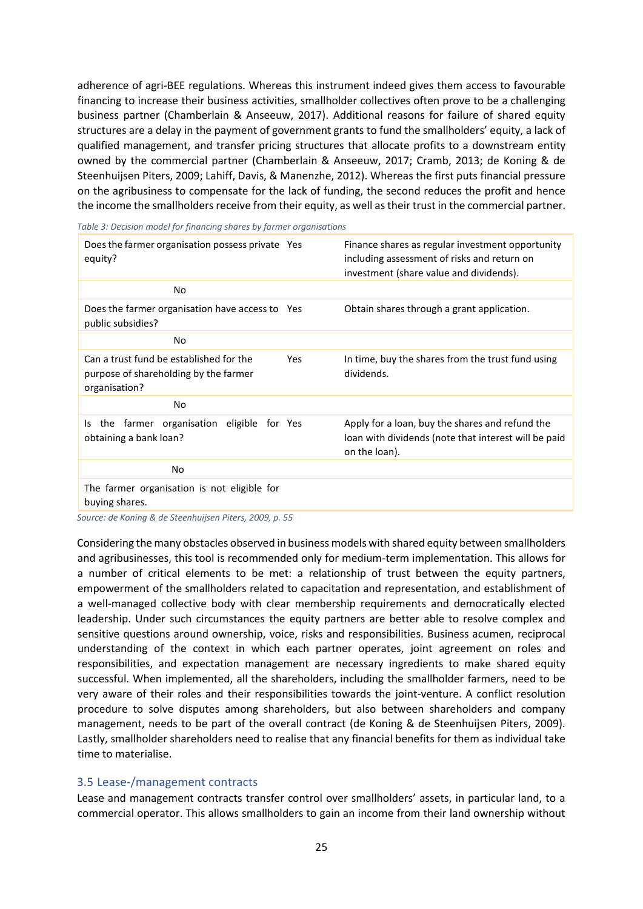adherence of agri-BEE regulations. Whereas this instrument indeed gives them access to favourable financing to increase their business activities, smallholder collectives often prove to be a challenging business partner (Chamberlain & Anseeuw, 2017). Additional reasons for failure of shared equity structures are a delay in the payment of government grants to fund the smallholders' equity, a lack of qualified management, and transfer pricing structures that allocate profits to a downstream entity owned by the commercial partner (Chamberlain & Anseeuw, 2017; Cramb, 2013; de Koning & de Steenhuijsen Piters, 2009; Lahiff, Davis, & Manenzhe, 2012). Whereas the first puts financial pressure on the agribusiness to compensate for the lack of funding, the second reduces the profit and hence the income the smallholders receive from their equity, as well as their trust in the commercial partner.

*Table 3: Decision model for financing shares by farmer organisations*

| | | |
|---|---|---|
| Does the farmer organisation possess private equity? | Yes | Finance shares as regular investment opportunity including assessment of risks and return on investment (share value and dividends). |
| No | | |
| Does the farmer organisation have access to public subsidies? | Yes | Obtain shares through a grant application. |
| No | | |
| Can a trust fund be established for the purpose of shareholding by the farmer organisation? | Yes | In time, buy the shares from the trust fund using dividends. |
| No | | |
| Is the farmer organisation eligible for obtaining a bank loan? | Yes | Apply for a loan, buy the shares and refund the loan with dividends (note that interest will be paid on the loan). |
| No | | |
| The farmer organisation is not eligible for buying shares. | | |

*Source: de Koning & de Steenhuijsen Piters, 2009, p. 55*

Considering the many obstacles observed in business models with shared equity between smallholders and agribusinesses, this tool is recommended only for medium-term implementation. This allows for a number of critical elements to be met: a relationship of trust between the equity partners, empowerment of the smallholders related to capacitation and representation, and establishment of a well-managed collective body with clear membership requirements and democratically elected leadership. Under such circumstances the equity partners are better able to resolve complex and sensitive questions around ownership, voice, risks and responsibilities. Business acumen, reciprocal understanding of the context in which each partner operates, joint agreement on roles and responsibilities, and expectation management are necessary ingredients to make shared equity successful. When implemented, all the shareholders, including the smallholder farmers, need to be very aware of their roles and their responsibilities towards the joint-venture. A conflict resolution procedure to solve disputes among shareholders, but also between shareholders and company management, needs to be part of the overall contract (de Koning & de Steenhuijsen Piters, 2009). Lastly, smallholder shareholders need to realise that any financial benefits for them as individual take time to materialise.

### 3.5 Lease-/management contracts

Lease and management contracts transfer control over smallholders' assets, in particular land, to a commercial operator. This allows smallholders to gain an income from their land ownership without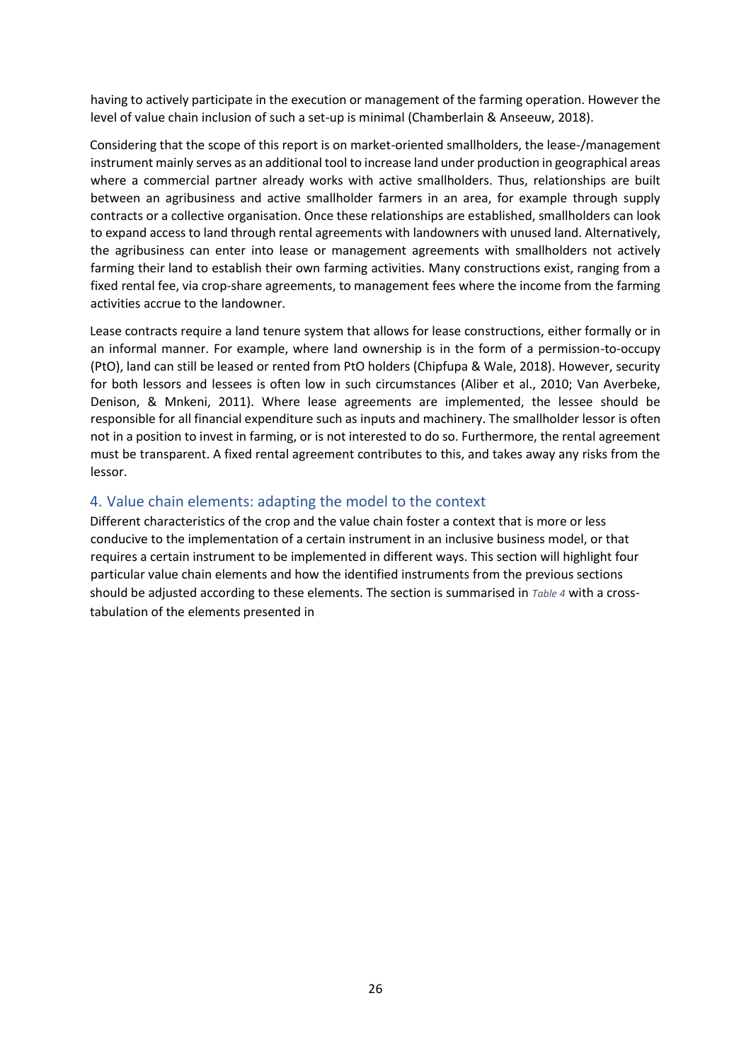having to actively participate in the execution or management of the farming operation. However the level of value chain inclusion of such a set-up is minimal (Chamberlain & Anseeuw, 2018).

Considering that the scope of this report is on market-oriented smallholders, the lease-/management instrument mainly serves as an additional tool to increase land under production in geographical areas where a commercial partner already works with active smallholders. Thus, relationships are built between an agribusiness and active smallholder farmers in an area, for example through supply contracts or a collective organisation. Once these relationships are established, smallholders can look to expand access to land through rental agreements with landowners with unused land. Alternatively, the agribusiness can enter into lease or management agreements with smallholders not actively farming their land to establish their own farming activities. Many constructions exist, ranging from a fixed rental fee, via crop-share agreements, to management fees where the income from the farming activities accrue to the landowner.

Lease contracts require a land tenure system that allows for lease constructions, either formally or in an informal manner. For example, where land ownership is in the form of a permission-to-occupy (PtO), land can still be leased or rented from PtO holders (Chipfupa & Wale, 2018). However, security for both lessors and lessees is often low in such circumstances (Aliber et al., 2010; Van Averbeke, Denison, & Mnkeni, 2011). Where lease agreements are implemented, the lessee should be responsible for all financial expenditure such as inputs and machinery. The smallholder lessor is often not in a position to invest in farming, or is not interested to do so. Furthermore, the rental agreement must be transparent. A fixed rental agreement contributes to this, and takes away any risks from the lessor.

## 4. Value chain elements: adapting the model to the context

Different characteristics of the crop and the value chain foster a context that is more or less conducive to the implementation of a certain instrument in an inclusive business model, or that requires a certain instrument to be implemented in different ways. This section will highlight four particular value chain elements and how the identified instruments from the previous sections should be adjusted according to these elements. The section is summarised in *Table 4* with a cross-tabulation of the elements presented in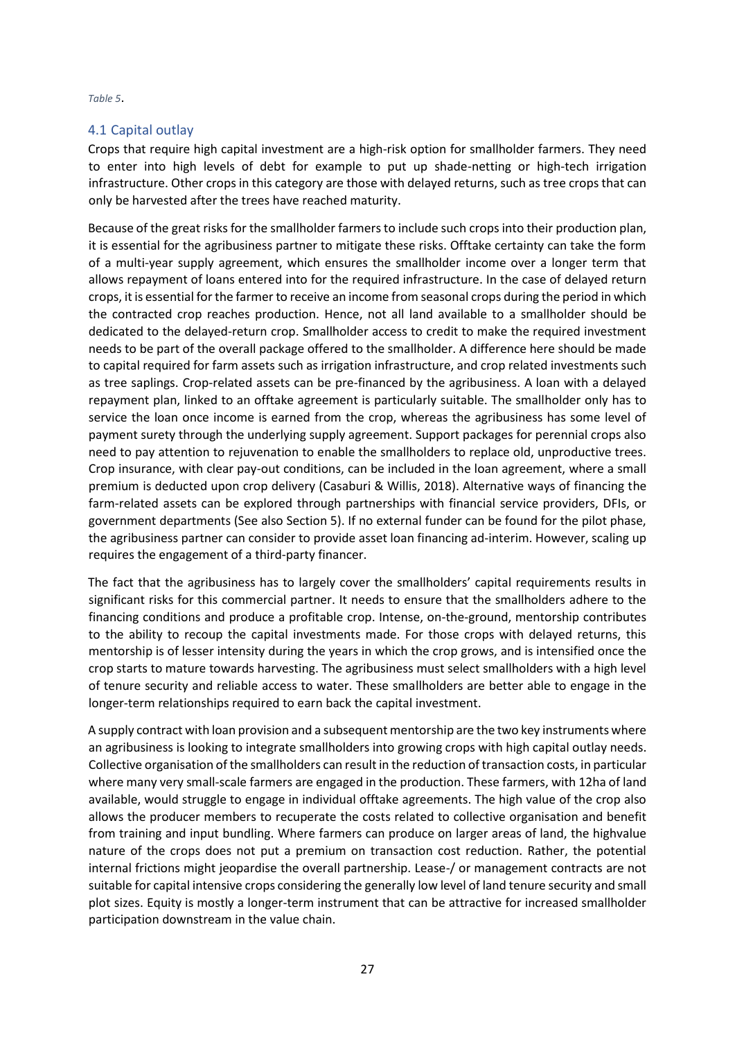*Table 5*.

## 4.1 Capital outlay

Crops that require high capital investment are a high-risk option for smallholder farmers. They need to enter into high levels of debt for example to put up shade-netting or high-tech irrigation infrastructure. Other crops in this category are those with delayed returns, such as tree crops that can only be harvested after the trees have reached maturity.

Because of the great risks for the smallholder farmers to include such crops into their production plan, it is essential for the agribusiness partner to mitigate these risks. Offtake certainty can take the form of a multi-year supply agreement, which ensures the smallholder income over a longer term that allows repayment of loans entered into for the required infrastructure. In the case of delayed return crops, it is essential for the farmer to receive an income from seasonal crops during the period in which the contracted crop reaches production. Hence, not all land available to a smallholder should be dedicated to the delayed-return crop. Smallholder access to credit to make the required investment needs to be part of the overall package offered to the smallholder. A difference here should be made to capital required for farm assets such as irrigation infrastructure, and crop related investments such as tree saplings. Crop-related assets can be pre-financed by the agribusiness. A loan with a delayed repayment plan, linked to an offtake agreement is particularly suitable. The smallholder only has to service the loan once income is earned from the crop, whereas the agribusiness has some level of payment surety through the underlying supply agreement. Support packages for perennial crops also need to pay attention to rejuvenation to enable the smallholders to replace old, unproductive trees. Crop insurance, with clear pay-out conditions, can be included in the loan agreement, where a small premium is deducted upon crop delivery (Casaburi & Willis, 2018). Alternative ways of financing the farm-related assets can be explored through partnerships with financial service providers, DFIs, or government departments (See also Section 5). If no external funder can be found for the pilot phase, the agribusiness partner can consider to provide asset loan financing ad-interim. However, scaling up requires the engagement of a third-party financer.

The fact that the agribusiness has to largely cover the smallholders' capital requirements results in significant risks for this commercial partner. It needs to ensure that the smallholders adhere to the financing conditions and produce a profitable crop. Intense, on-the-ground, mentorship contributes to the ability to recoup the capital investments made. For those crops with delayed returns, this mentorship is of lesser intensity during the years in which the crop grows, and is intensified once the crop starts to mature towards harvesting. The agribusiness must select smallholders with a high level of tenure security and reliable access to water. These smallholders are better able to engage in the longer-term relationships required to earn back the capital investment.

A supply contract with loan provision and a subsequent mentorship are the two key instruments where an agribusiness is looking to integrate smallholders into growing crops with high capital outlay needs. Collective organisation of the smallholders can result in the reduction of transaction costs, in particular where many very small-scale farmers are engaged in the production. These farmers, with 12ha of land available, would struggle to engage in individual offtake agreements. The high value of the crop also allows the producer members to recuperate the costs related to collective organisation and benefit from training and input bundling. Where farmers can produce on larger areas of land, the highvalue nature of the crops does not put a premium on transaction cost reduction. Rather, the potential internal frictions might jeopardise the overall partnership. Lease-/ or management contracts are not suitable for capital intensive crops considering the generally low level of land tenure security and small plot sizes. Equity is mostly a longer-term instrument that can be attractive for increased smallholder participation downstream in the value chain.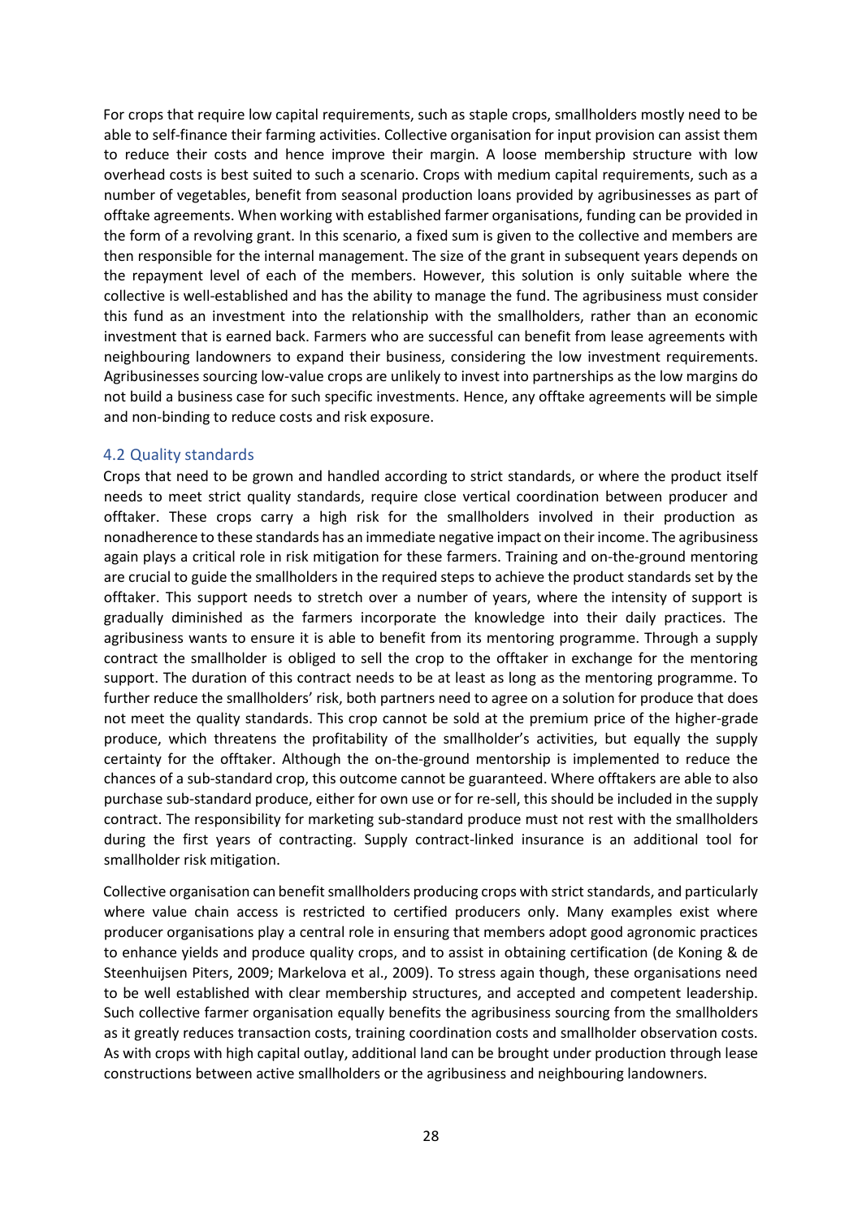For crops that require low capital requirements, such as staple crops, smallholders mostly need to be able to self-finance their farming activities. Collective organisation for input provision can assist them to reduce their costs and hence improve their margin. A loose membership structure with low overhead costs is best suited to such a scenario. Crops with medium capital requirements, such as a number of vegetables, benefit from seasonal production loans provided by agribusinesses as part of offtake agreements. When working with established farmer organisations, funding can be provided in the form of a revolving grant. In this scenario, a fixed sum is given to the collective and members are then responsible for the internal management. The size of the grant in subsequent years depends on the repayment level of each of the members. However, this solution is only suitable where the collective is well-established and has the ability to manage the fund. The agribusiness must consider this fund as an investment into the relationship with the smallholders, rather than an economic investment that is earned back. Farmers who are successful can benefit from lease agreements with neighbouring landowners to expand their business, considering the low investment requirements. Agribusinesses sourcing low-value crops are unlikely to invest into partnerships as the low margins do not build a business case for such specific investments. Hence, any offtake agreements will be simple and non-binding to reduce costs and risk exposure.

## 4.2 Quality standards

Crops that need to be grown and handled according to strict standards, or where the product itself needs to meet strict quality standards, require close vertical coordination between producer and offtaker. These crops carry a high risk for the smallholders involved in their production as nonadherence to these standards has an immediate negative impact on their income. The agribusiness again plays a critical role in risk mitigation for these farmers. Training and on-the-ground mentoring are crucial to guide the smallholders in the required steps to achieve the product standards set by the offtaker. This support needs to stretch over a number of years, where the intensity of support is gradually diminished as the farmers incorporate the knowledge into their daily practices. The agribusiness wants to ensure it is able to benefit from its mentoring programme. Through a supply contract the smallholder is obliged to sell the crop to the offtaker in exchange for the mentoring support. The duration of this contract needs to be at least as long as the mentoring programme. To further reduce the smallholders' risk, both partners need to agree on a solution for produce that does not meet the quality standards. This crop cannot be sold at the premium price of the higher-grade produce, which threatens the profitability of the smallholder's activities, but equally the supply certainty for the offtaker. Although the on-the-ground mentorship is implemented to reduce the chances of a sub-standard crop, this outcome cannot be guaranteed. Where offtakers are able to also purchase sub-standard produce, either for own use or for re-sell, this should be included in the supply contract. The responsibility for marketing sub-standard produce must not rest with the smallholders during the first years of contracting. Supply contract-linked insurance is an additional tool for smallholder risk mitigation.

Collective organisation can benefit smallholders producing crops with strict standards, and particularly where value chain access is restricted to certified producers only. Many examples exist where producer organisations play a central role in ensuring that members adopt good agronomic practices to enhance yields and produce quality crops, and to assist in obtaining certification (de Koning & de Steenhuijsen Piters, 2009; Markelova et al., 2009). To stress again though, these organisations need to be well established with clear membership structures, and accepted and competent leadership. Such collective farmer organisation equally benefits the agribusiness sourcing from the smallholders as it greatly reduces transaction costs, training coordination costs and smallholder observation costs. As with crops with high capital outlay, additional land can be brought under production through lease constructions between active smallholders or the agribusiness and neighbouring landowners.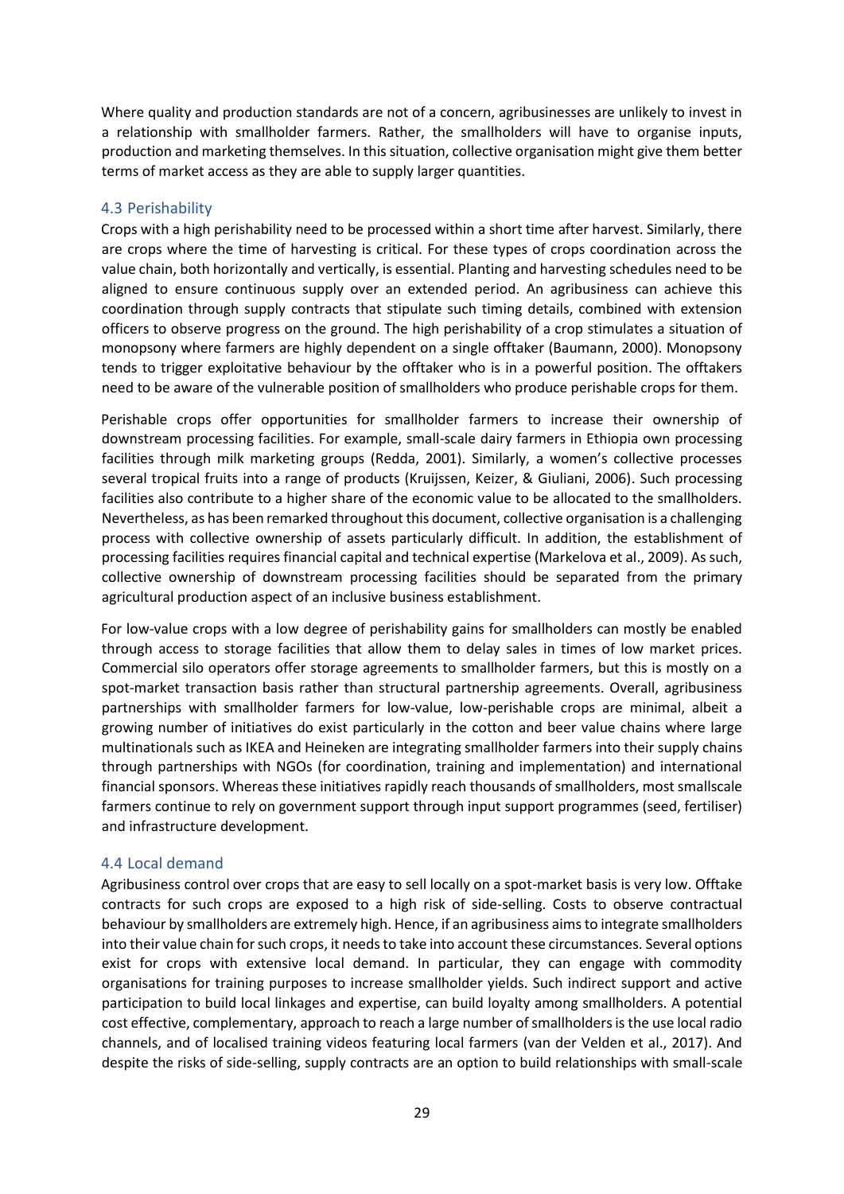Where quality and production standards are not of a concern, agribusinesses are unlikely to invest in a relationship with smallholder farmers. Rather, the smallholders will have to organise inputs, production and marketing themselves. In this situation, collective organisation might give them better terms of market access as they are able to supply larger quantities.

### 4.3 Perishability

Crops with a high perishability need to be processed within a short time after harvest. Similarly, there are crops where the time of harvesting is critical. For these types of crops coordination across the value chain, both horizontally and vertically, is essential. Planting and harvesting schedules need to be aligned to ensure continuous supply over an extended period. An agribusiness can achieve this coordination through supply contracts that stipulate such timing details, combined with extension officers to observe progress on the ground. The high perishability of a crop stimulates a situation of monopsony where farmers are highly dependent on a single offtaker (Baumann, 2000). Monopsony tends to trigger exploitative behaviour by the offtaker who is in a powerful position. The offtakers need to be aware of the vulnerable position of smallholders who produce perishable crops for them.

Perishable crops offer opportunities for smallholder farmers to increase their ownership of downstream processing facilities. For example, small-scale dairy farmers in Ethiopia own processing facilities through milk marketing groups (Redda, 2001). Similarly, a women's collective processes several tropical fruits into a range of products (Kruijssen, Keizer, & Giuliani, 2006). Such processing facilities also contribute to a higher share of the economic value to be allocated to the smallholders. Nevertheless, as has been remarked throughout this document, collective organisation is a challenging process with collective ownership of assets particularly difficult. In addition, the establishment of processing facilities requires financial capital and technical expertise (Markelova et al., 2009). As such, collective ownership of downstream processing facilities should be separated from the primary agricultural production aspect of an inclusive business establishment.

For low-value crops with a low degree of perishability gains for smallholders can mostly be enabled through access to storage facilities that allow them to delay sales in times of low market prices. Commercial silo operators offer storage agreements to smallholder farmers, but this is mostly on a spot-market transaction basis rather than structural partnership agreements. Overall, agribusiness partnerships with smallholder farmers for low-value, low-perishable crops are minimal, albeit a growing number of initiatives do exist particularly in the cotton and beer value chains where large multinationals such as IKEA and Heineken are integrating smallholder farmers into their supply chains through partnerships with NGOs (for coordination, training and implementation) and international financial sponsors. Whereas these initiatives rapidly reach thousands of smallholders, most smallscale farmers continue to rely on government support through input support programmes (seed, fertiliser) and infrastructure development.

### 4.4 Local demand

Agribusiness control over crops that are easy to sell locally on a spot-market basis is very low. Offtake contracts for such crops are exposed to a high risk of side-selling. Costs to observe contractual behaviour by smallholders are extremely high. Hence, if an agribusiness aims to integrate smallholders into their value chain for such crops, it needs to take into account these circumstances. Several options exist for crops with extensive local demand. In particular, they can engage with commodity organisations for training purposes to increase smallholder yields. Such indirect support and active participation to build local linkages and expertise, can build loyalty among smallholders. A potential cost effective, complementary, approach to reach a large number of smallholders is the use local radio channels, and of localised training videos featuring local farmers (van der Velden et al., 2017). And despite the risks of side-selling, supply contracts are an option to build relationships with small-scale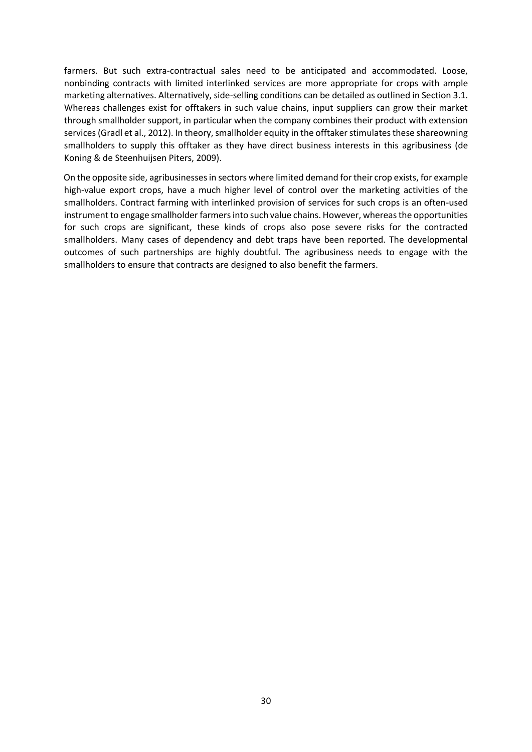farmers. But such extra-contractual sales need to be anticipated and accommodated. Loose, nonbinding contracts with limited interlinked services are more appropriate for crops with ample marketing alternatives. Alternatively, side-selling conditions can be detailed as outlined in Section 3.1. Whereas challenges exist for offtakers in such value chains, input suppliers can grow their market through smallholder support, in particular when the company combines their product with extension services (Gradl et al., 2012). In theory, smallholder equity in the offtaker stimulates these shareowning smallholders to supply this offtaker as they have direct business interests in this agribusiness (de Koning & de Steenhuijsen Piters, 2009).

On the opposite side, agribusinesses in sectors where limited demand for their crop exists, for example high-value export crops, have a much higher level of control over the marketing activities of the smallholders. Contract farming with interlinked provision of services for such crops is an often-used instrument to engage smallholder farmers into such value chains. However, whereas the opportunities for such crops are significant, these kinds of crops also pose severe risks for the contracted smallholders. Many cases of dependency and debt traps have been reported. The developmental outcomes of such partnerships are highly doubtful. The agribusiness needs to engage with the smallholders to ensure that contracts are designed to also benefit the farmers.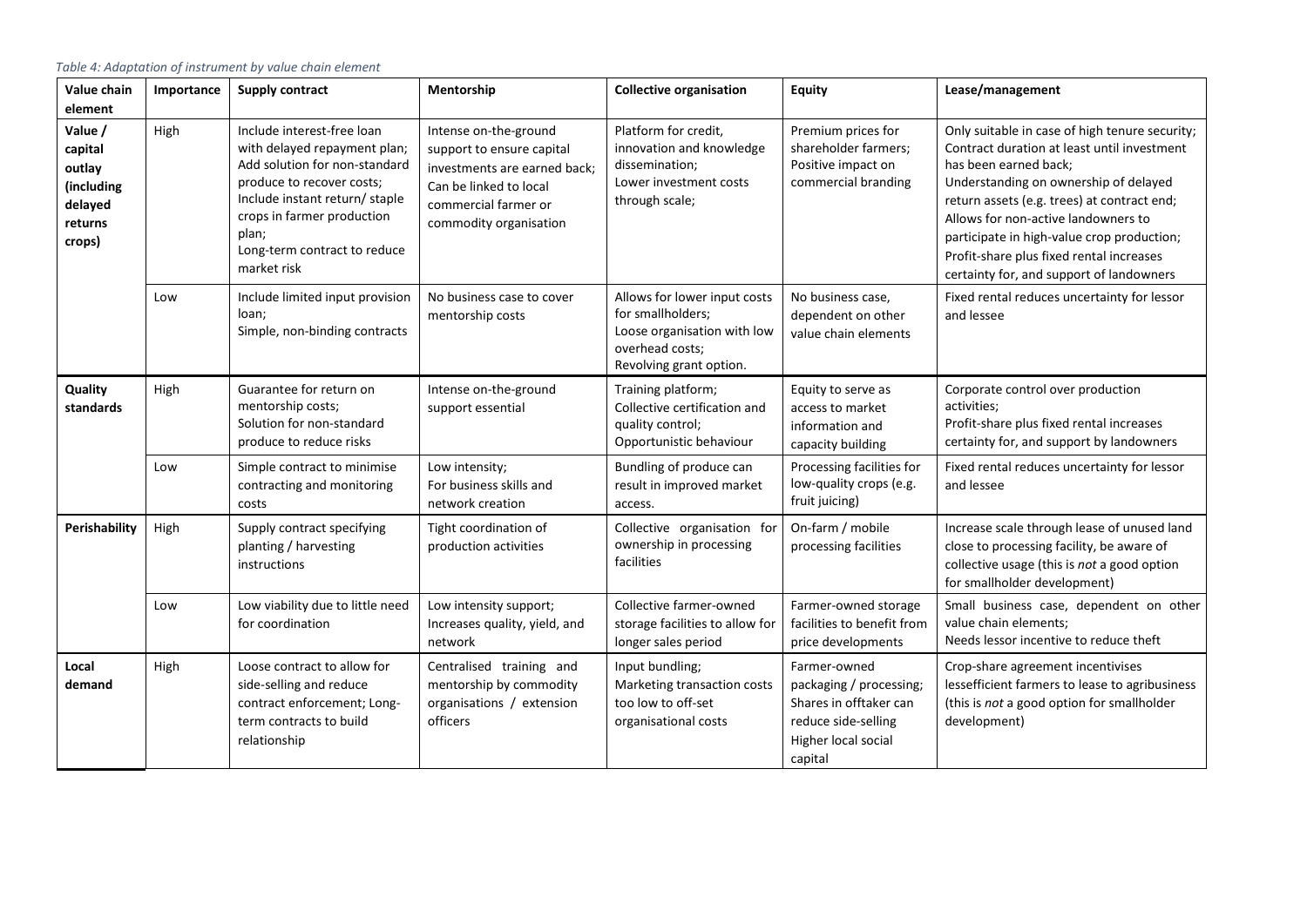*Table 4: Adaptation of instrument by value chain element*

| Value chain element | Importance | Supply contract | Mentorship | Collective organisation | Equity | Lease/management |
|---|---|---|---|---|---|---|
| **Value / capital outlay (including delayed returns crops)** | High | Include interest-free loan with delayed repayment plan; Add solution for non-standard produce to recover costs; Include instant return/ staple crops in farmer production plan; Long-term contract to reduce market risk | Intense on-the-ground support to ensure capital investments are earned back; Can be linked to local commercial farmer or commodity organisation | Platform for credit, innovation and knowledge dissemination; Lower investment costs through scale; | Premium prices for shareholder farmers; Positive impact on commercial branding | Only suitable in case of high tenure security; Contract duration at least until investment has been earned back; Understanding on ownership of delayed return assets (e.g. trees) at contract end; Allows for non-active landowners to participate in high-value crop production; Profit-share plus fixed rental increases certainty for, and support of landowners |
| | Low | Include limited input provision loan; Simple, non-binding contracts | No business case to cover mentorship costs | Allows for lower input costs for smallholders; Loose organisation with low overhead costs; Revolving grant option. | No business case, dependent on other value chain elements | Fixed rental reduces uncertainty for lessor and lessee |
| **Quality standards** | High | Guarantee for return on mentorship costs; Solution for non-standard produce to reduce risks | Intense on-the-ground support essential | Training platform; Collective certification and quality control; Opportunistic behaviour | Equity to serve as access to market information and capacity building | Corporate control over production activities; Profit-share plus fixed rental increases certainty for, and support by landowners |
| | Low | Simple contract to minimise contracting and monitoring costs | Low intensity; For business skills and network creation | Bundling of produce can result in improved market access. | Processing facilities for low-quality crops (e.g. fruit juicing) | Fixed rental reduces uncertainty for lessor and lessee |
| **Perishability** | High | Supply contract specifying planting / harvesting instructions | Tight coordination of production activities | Collective organisation for ownership in processing facilities | On-farm / mobile processing facilities | Increase scale through lease of unused land close to processing facility, be aware of collective usage (this is *not* a good option for smallholder development) |
| | Low | Low viability due to little need for coordination | Low intensity support; Increases quality, yield, and network | Collective farmer-owned storage facilities to allow for longer sales period | Farmer-owned storage facilities to benefit from price developments | Small business case, dependent on other value chain elements; Needs lessor incentive to reduce theft |
| **Local demand** | High | Loose contract to allow for side-selling and reduce contract enforcement; Long-term contracts to build relationship | Centralised training and mentorship by commodity organisations / extension officers | Input bundling; Marketing transaction costs too low to off-set organisational costs | Farmer-owned packaging / processing; Shares in offtaker can reduce side-selling Higher local social capital | Crop-share agreement incentivises lessefficient farmers to lease to agribusiness (this is *not* a good option for smallholder development) |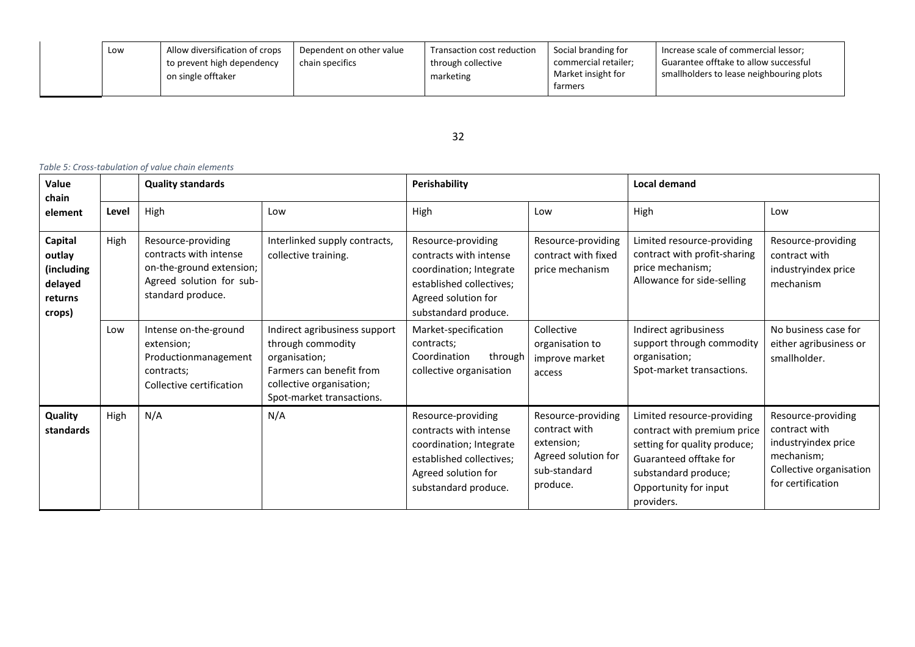| | Low | Allow diversification of crops to prevent high dependency on single offtaker | Dependent on other value chain specifics | Transaction cost reduction through collective marketing | Social branding for commercial retailer; Market insight for farmers | Increase scale of commercial lessor; Guarantee offtake to allow successful smallholders to lease neighbouring plots |
|---|---|---|---|---|---|---|

*Table 5: Cross-tabulation of value chain elements*

| Value chain element | | Quality standards | | Perishability | | Local demand | |
|---|---|---|---|---|---|---|---|
| | **Level** | High | Low | High | Low | High | Low |
| **Capital outlay (including delayed returns crops)** | High | Resource-providing contracts with intense on-the-ground extension; Agreed solution for sub-standard produce. | Interlinked supply contracts, collective training. | Resource-providing contracts with intense coordination; Integrate established collectives; Agreed solution for substandard produce. | Resource-providing contract with fixed price mechanism | Limited resource-providing contract with profit-sharing price mechanism; Allowance for side-selling | Resource-providing contract with industryindex price mechanism |
| | Low | Intense on-the-ground extension; Productionmanagement contracts; Collective certification | Indirect agribusiness support through commodity organisation; Farmers can benefit from collective organisation; Spot-market transactions. | Market-specification contracts; Coordination through collective organisation | Collective organisation to improve market access | Indirect agribusiness support through commodity organisation; Spot-market transactions. | No business case for either agribusiness or smallholder. |
| **Quality standards** | High | N/A | N/A | Resource-providing contracts with intense coordination; Integrate established collectives; Agreed solution for substandard produce. | Resource-providing contract with extension; Agreed solution for sub-standard produce. | Limited resource-providing contract with premium price setting for quality produce; Guaranteed offtake for substandard produce; Opportunity for input providers. | Resource-providing contract with industryindex price mechanism; Collective organisation for certification |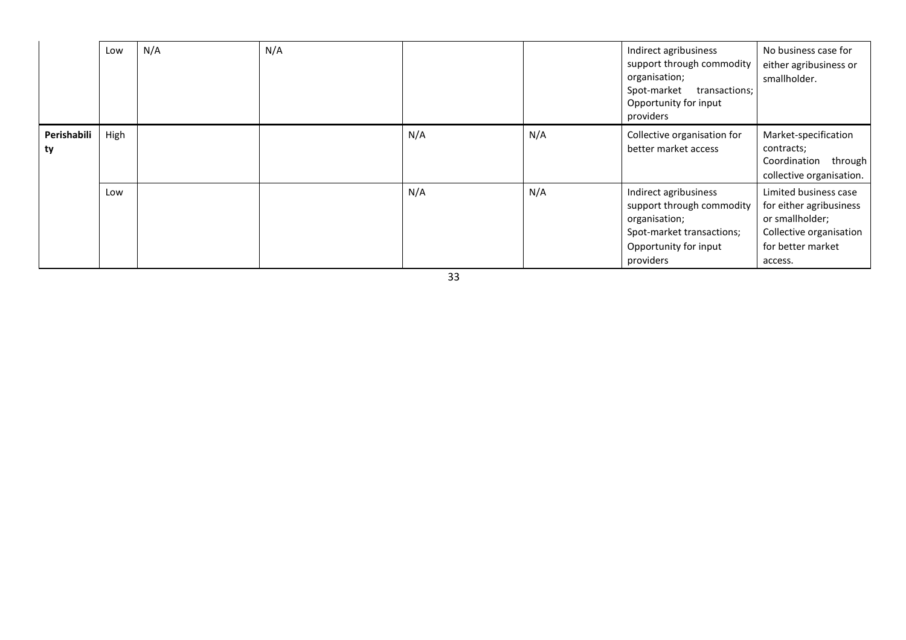|  |  |  |  |  |  |  |  |
|---|---|---|---|---|---|---|---|
|  | Low | N/A | N/A |  |  | Indirect agribusiness support through commodity organisation; Spot-market transactions; Opportunity for input providers | No business case for either agribusiness or smallholder. |
| **Perishability** | High |  |  | N/A | N/A | Collective organisation for better market access | Market-specification contracts; Coordination through collective organisation. |
|  | Low |  |  | N/A | N/A | Indirect agribusiness support through commodity organisation; Spot-market transactions; Opportunity for input providers | Limited business case for either agribusiness or smallholder; Collective organisation for better market access. |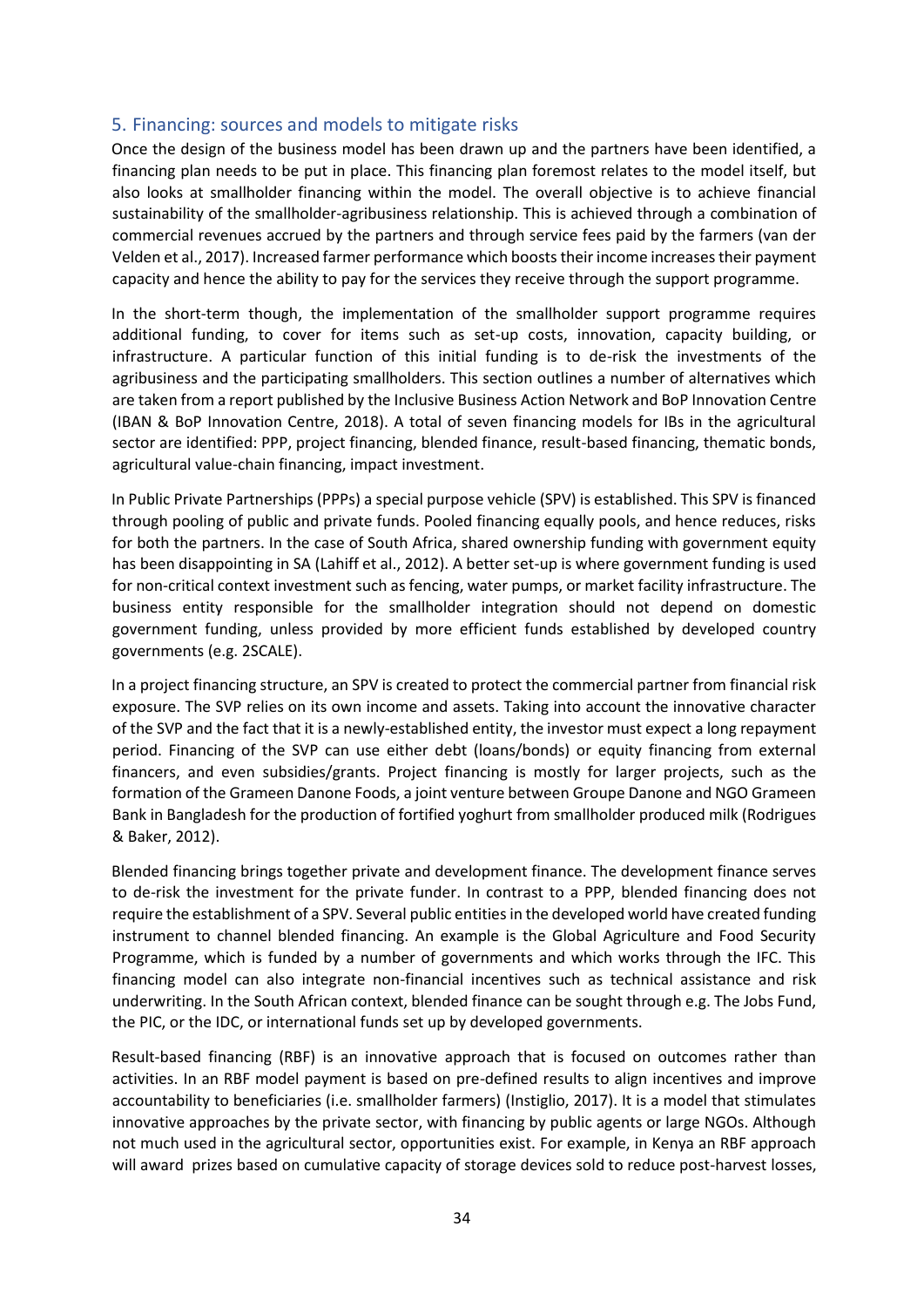## 5. Financing: sources and models to mitigate risks

Once the design of the business model has been drawn up and the partners have been identified, a financing plan needs to be put in place. This financing plan foremost relates to the model itself, but also looks at smallholder financing within the model. The overall objective is to achieve financial sustainability of the smallholder-agribusiness relationship. This is achieved through a combination of commercial revenues accrued by the partners and through service fees paid by the farmers (van der Velden et al., 2017). Increased farmer performance which boosts their income increases their payment capacity and hence the ability to pay for the services they receive through the support programme.

In the short-term though, the implementation of the smallholder support programme requires additional funding, to cover for items such as set-up costs, innovation, capacity building, or infrastructure. A particular function of this initial funding is to de-risk the investments of the agribusiness and the participating smallholders. This section outlines a number of alternatives which are taken from a report published by the Inclusive Business Action Network and BoP Innovation Centre (IBAN & BoP Innovation Centre, 2018). A total of seven financing models for IBs in the agricultural sector are identified: PPP, project financing, blended finance, result-based financing, thematic bonds, agricultural value-chain financing, impact investment.

In Public Private Partnerships (PPPs) a special purpose vehicle (SPV) is established. This SPV is financed through pooling of public and private funds. Pooled financing equally pools, and hence reduces, risks for both the partners. In the case of South Africa, shared ownership funding with government equity has been disappointing in SA (Lahiff et al., 2012). A better set-up is where government funding is used for non-critical context investment such as fencing, water pumps, or market facility infrastructure. The business entity responsible for the smallholder integration should not depend on domestic government funding, unless provided by more efficient funds established by developed country governments (e.g. 2SCALE).

In a project financing structure, an SPV is created to protect the commercial partner from financial risk exposure. The SVP relies on its own income and assets. Taking into account the innovative character of the SVP and the fact that it is a newly-established entity, the investor must expect a long repayment period. Financing of the SVP can use either debt (loans/bonds) or equity financing from external financers, and even subsidies/grants. Project financing is mostly for larger projects, such as the formation of the Grameen Danone Foods, a joint venture between Groupe Danone and NGO Grameen Bank in Bangladesh for the production of fortified yoghurt from smallholder produced milk (Rodrigues & Baker, 2012).

Blended financing brings together private and development finance. The development finance serves to de-risk the investment for the private funder. In contrast to a PPP, blended financing does not require the establishment of a SPV. Several public entities in the developed world have created funding instrument to channel blended financing. An example is the Global Agriculture and Food Security Programme, which is funded by a number of governments and which works through the IFC. This financing model can also integrate non-financial incentives such as technical assistance and risk underwriting. In the South African context, blended finance can be sought through e.g. The Jobs Fund, the PIC, or the IDC, or international funds set up by developed governments.

Result-based financing (RBF) is an innovative approach that is focused on outcomes rather than activities. In an RBF model payment is based on pre-defined results to align incentives and improve accountability to beneficiaries (i.e. smallholder farmers) (Instiglio, 2017). It is a model that stimulates innovative approaches by the private sector, with financing by public agents or large NGOs. Although not much used in the agricultural sector, opportunities exist. For example, in Kenya an RBF approach will award prizes based on cumulative capacity of storage devices sold to reduce post-harvest losses,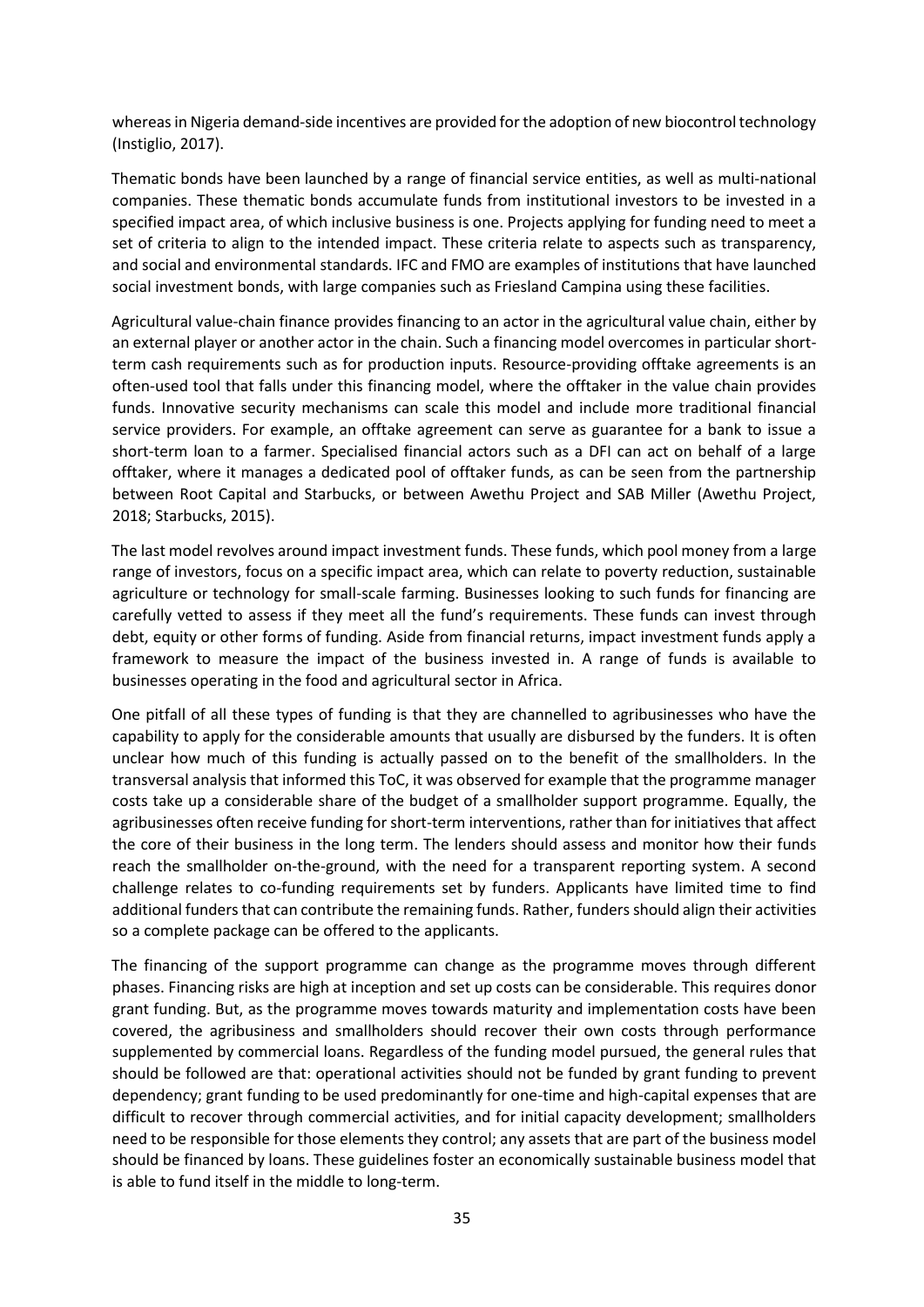whereas in Nigeria demand-side incentives are provided for the adoption of new biocontrol technology (Instiglio, 2017).

Thematic bonds have been launched by a range of financial service entities, as well as multi-national companies. These thematic bonds accumulate funds from institutional investors to be invested in a specified impact area, of which inclusive business is one. Projects applying for funding need to meet a set of criteria to align to the intended impact. These criteria relate to aspects such as transparency, and social and environmental standards. IFC and FMO are examples of institutions that have launched social investment bonds, with large companies such as Friesland Campina using these facilities.

Agricultural value-chain finance provides financing to an actor in the agricultural value chain, either by an external player or another actor in the chain. Such a financing model overcomes in particular short-term cash requirements such as for production inputs. Resource-providing offtake agreements is an often-used tool that falls under this financing model, where the offtaker in the value chain provides funds. Innovative security mechanisms can scale this model and include more traditional financial service providers. For example, an offtake agreement can serve as guarantee for a bank to issue a short-term loan to a farmer. Specialised financial actors such as a DFI can act on behalf of a large offtaker, where it manages a dedicated pool of offtaker funds, as can be seen from the partnership between Root Capital and Starbucks, or between Awethu Project and SAB Miller (Awethu Project, 2018; Starbucks, 2015).

The last model revolves around impact investment funds. These funds, which pool money from a large range of investors, focus on a specific impact area, which can relate to poverty reduction, sustainable agriculture or technology for small-scale farming. Businesses looking to such funds for financing are carefully vetted to assess if they meet all the fund's requirements. These funds can invest through debt, equity or other forms of funding. Aside from financial returns, impact investment funds apply a framework to measure the impact of the business invested in. A range of funds is available to businesses operating in the food and agricultural sector in Africa.

One pitfall of all these types of funding is that they are channelled to agribusinesses who have the capability to apply for the considerable amounts that usually are disbursed by the funders. It is often unclear how much of this funding is actually passed on to the benefit of the smallholders. In the transversal analysis that informed this ToC, it was observed for example that the programme manager costs take up a considerable share of the budget of a smallholder support programme. Equally, the agribusinesses often receive funding for short-term interventions, rather than for initiatives that affect the core of their business in the long term. The lenders should assess and monitor how their funds reach the smallholder on-the-ground, with the need for a transparent reporting system. A second challenge relates to co-funding requirements set by funders. Applicants have limited time to find additional funders that can contribute the remaining funds. Rather, funders should align their activities so a complete package can be offered to the applicants.

The financing of the support programme can change as the programme moves through different phases. Financing risks are high at inception and set up costs can be considerable. This requires donor grant funding. But, as the programme moves towards maturity and implementation costs have been covered, the agribusiness and smallholders should recover their own costs through performance supplemented by commercial loans. Regardless of the funding model pursued, the general rules that should be followed are that: operational activities should not be funded by grant funding to prevent dependency; grant funding to be used predominantly for one-time and high-capital expenses that are difficult to recover through commercial activities, and for initial capacity development; smallholders need to be responsible for those elements they control; any assets that are part of the business model should be financed by loans. These guidelines foster an economically sustainable business model that is able to fund itself in the middle to long-term.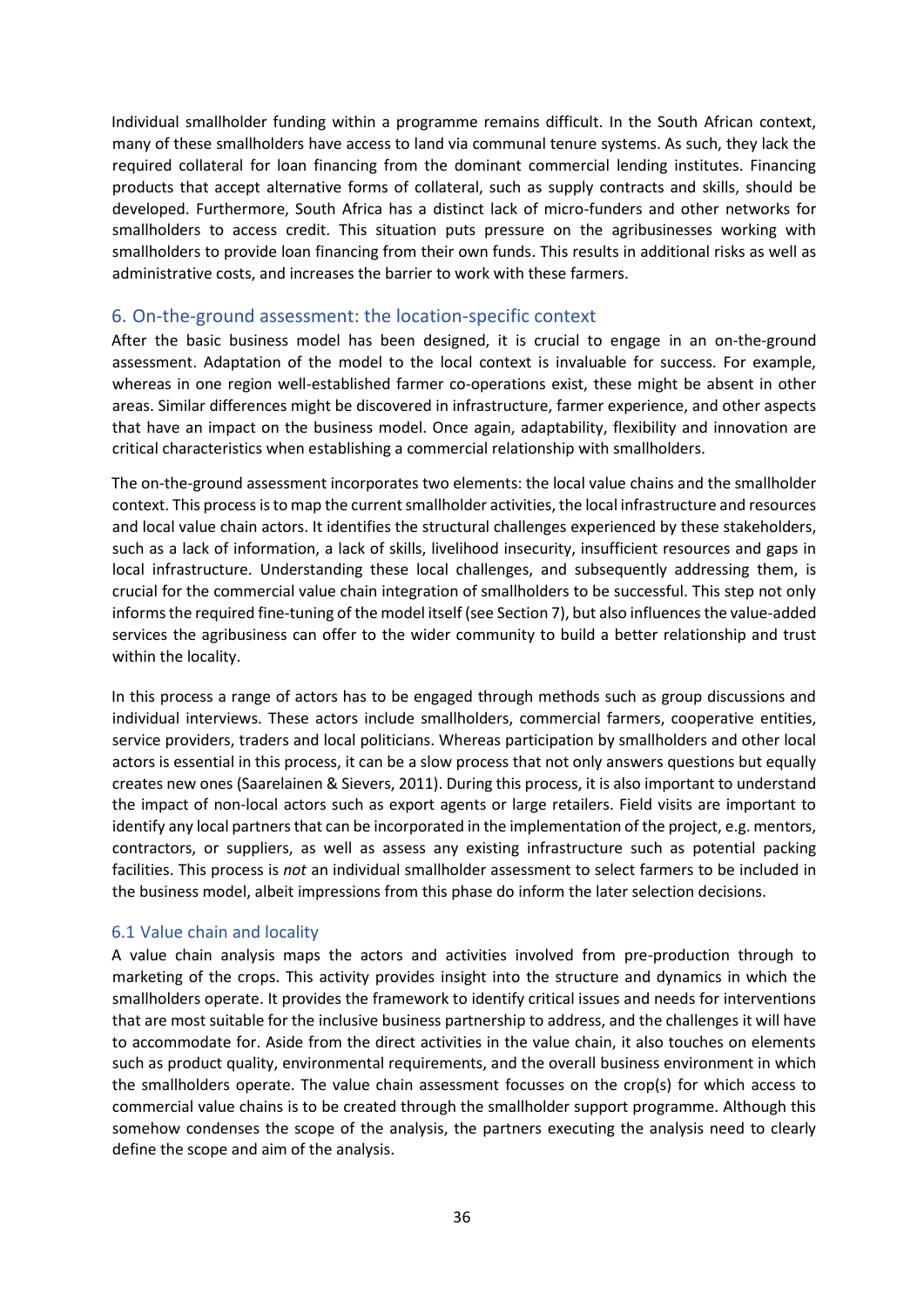Individual smallholder funding within a programme remains difficult. In the South African context, many of these smallholders have access to land via communal tenure systems. As such, they lack the required collateral for loan financing from the dominant commercial lending institutes. Financing products that accept alternative forms of collateral, such as supply contracts and skills, should be developed. Furthermore, South Africa has a distinct lack of micro-funders and other networks for smallholders to access credit. This situation puts pressure on the agribusinesses working with smallholders to provide loan financing from their own funds. This results in additional risks as well as administrative costs, and increases the barrier to work with these farmers.

## 6. On-the-ground assessment: the location-specific context

After the basic business model has been designed, it is crucial to engage in an on-the-ground assessment. Adaptation of the model to the local context is invaluable for success. For example, whereas in one region well-established farmer co-operations exist, these might be absent in other areas. Similar differences might be discovered in infrastructure, farmer experience, and other aspects that have an impact on the business model. Once again, adaptability, flexibility and innovation are critical characteristics when establishing a commercial relationship with smallholders.

The on-the-ground assessment incorporates two elements: the local value chains and the smallholder context. This process is to map the current smallholder activities, the local infrastructure and resources and local value chain actors. It identifies the structural challenges experienced by these stakeholders, such as a lack of information, a lack of skills, livelihood insecurity, insufficient resources and gaps in local infrastructure. Understanding these local challenges, and subsequently addressing them, is crucial for the commercial value chain integration of smallholders to be successful. This step not only informs the required fine-tuning of the model itself (see Section 7), but also influences the value-added services the agribusiness can offer to the wider community to build a better relationship and trust within the locality.

In this process a range of actors has to be engaged through methods such as group discussions and individual interviews. These actors include smallholders, commercial farmers, cooperative entities, service providers, traders and local politicians. Whereas participation by smallholders and other local actors is essential in this process, it can be a slow process that not only answers questions but equally creates new ones (Saarelainen & Sievers, 2011). During this process, it is also important to understand the impact of non-local actors such as export agents or large retailers. Field visits are important to identify any local partners that can be incorporated in the implementation of the project, e.g. mentors, contractors, or suppliers, as well as assess any existing infrastructure such as potential packing facilities. This process is *not* an individual smallholder assessment to select farmers to be included in the business model, albeit impressions from this phase do inform the later selection decisions.

### 6.1 Value chain and locality

A value chain analysis maps the actors and activities involved from pre-production through to marketing of the crops. This activity provides insight into the structure and dynamics in which the smallholders operate. It provides the framework to identify critical issues and needs for interventions that are most suitable for the inclusive business partnership to address, and the challenges it will have to accommodate for. Aside from the direct activities in the value chain, it also touches on elements such as product quality, environmental requirements, and the overall business environment in which the smallholders operate. The value chain assessment focusses on the crop(s) for which access to commercial value chains is to be created through the smallholder support programme. Although this somehow condenses the scope of the analysis, the partners executing the analysis need to clearly define the scope and aim of the analysis.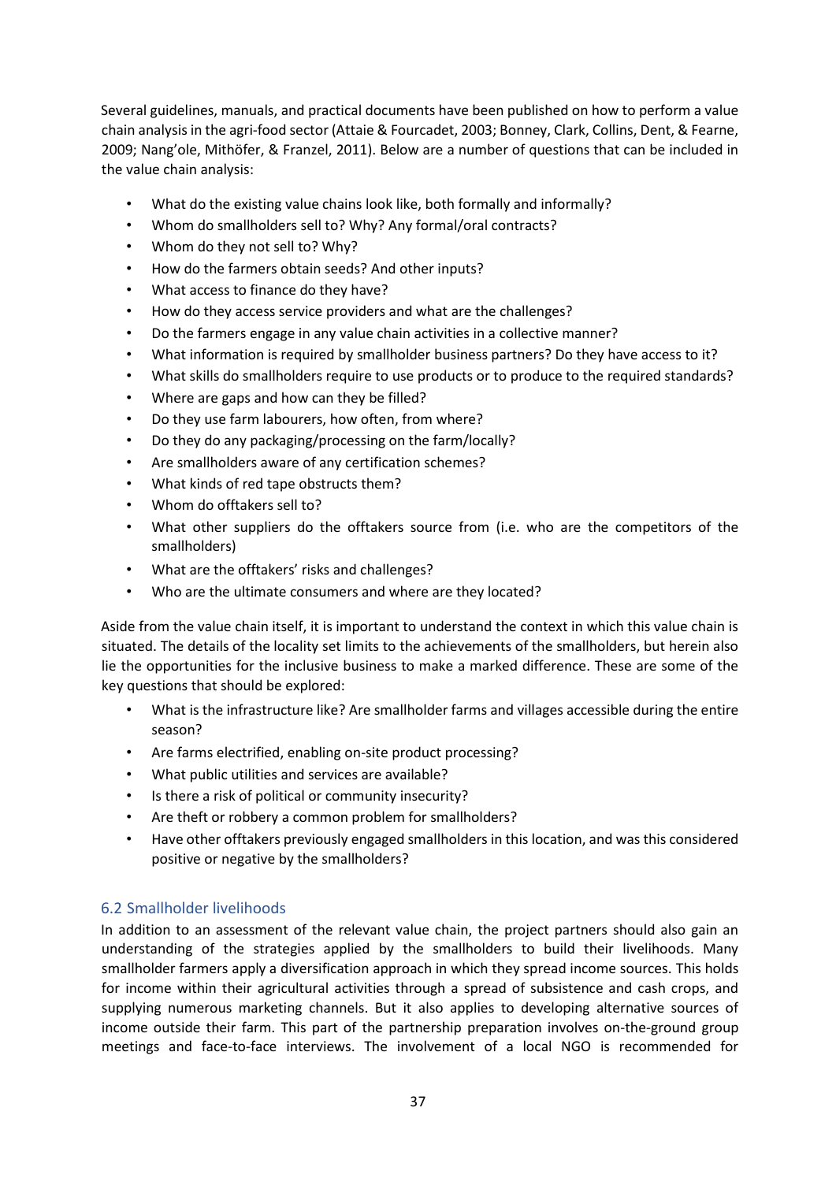Several guidelines, manuals, and practical documents have been published on how to perform a value chain analysis in the agri-food sector (Attaie & Fourcadet, 2003; Bonney, Clark, Collins, Dent, & Fearne, 2009; Nang'ole, Mithöfer, & Franzel, 2011). Below are a number of questions that can be included in the value chain analysis:

- What do the existing value chains look like, both formally and informally?
- Whom do smallholders sell to? Why? Any formal/oral contracts?
- Whom do they not sell to? Why?
- How do the farmers obtain seeds? And other inputs?
- What access to finance do they have?
- How do they access service providers and what are the challenges?
- Do the farmers engage in any value chain activities in a collective manner?
- What information is required by smallholder business partners? Do they have access to it?
- What skills do smallholders require to use products or to produce to the required standards?
- Where are gaps and how can they be filled?
- Do they use farm labourers, how often, from where?
- Do they do any packaging/processing on the farm/locally?
- Are smallholders aware of any certification schemes?
- What kinds of red tape obstructs them?
- Whom do offtakers sell to?
- What other suppliers do the offtakers source from (i.e. who are the competitors of the smallholders)
- What are the offtakers' risks and challenges?
- Who are the ultimate consumers and where are they located?

Aside from the value chain itself, it is important to understand the context in which this value chain is situated. The details of the locality set limits to the achievements of the smallholders, but herein also lie the opportunities for the inclusive business to make a marked difference. These are some of the key questions that should be explored:

- What is the infrastructure like? Are smallholder farms and villages accessible during the entire season?
- Are farms electrified, enabling on-site product processing?
- What public utilities and services are available?
- Is there a risk of political or community insecurity?
- Are theft or robbery a common problem for smallholders?
- Have other offtakers previously engaged smallholders in this location, and was this considered positive or negative by the smallholders?

## 6.2 Smallholder livelihoods

In addition to an assessment of the relevant value chain, the project partners should also gain an understanding of the strategies applied by the smallholders to build their livelihoods. Many smallholder farmers apply a diversification approach in which they spread income sources. This holds for income within their agricultural activities through a spread of subsistence and cash crops, and supplying numerous marketing channels. But it also applies to developing alternative sources of income outside their farm. This part of the partnership preparation involves on-the-ground group meetings and face-to-face interviews. The involvement of a local NGO is recommended for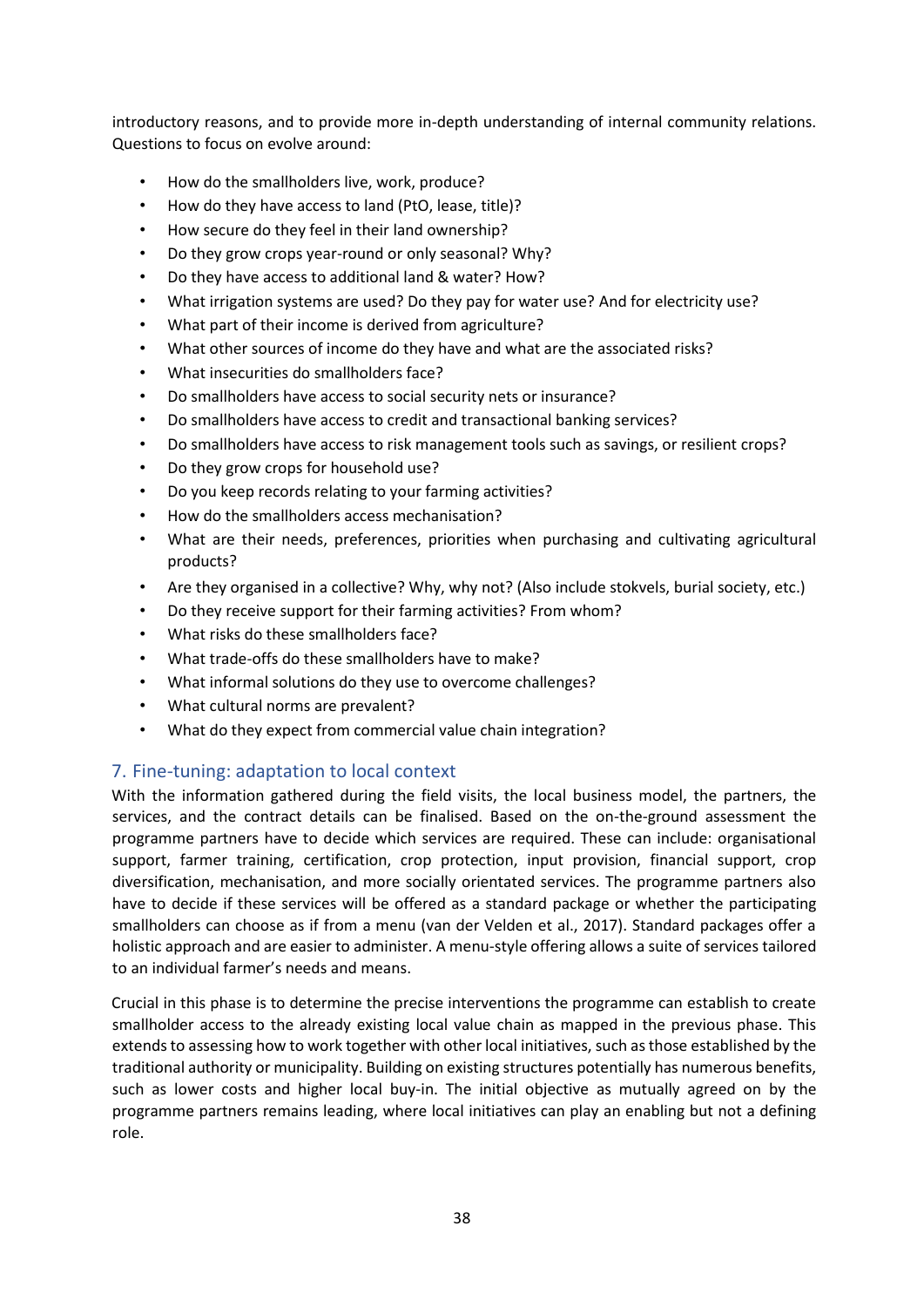introductory reasons, and to provide more in-depth understanding of internal community relations. Questions to focus on evolve around:

- How do the smallholders live, work, produce?
- How do they have access to land (PtO, lease, title)?
- How secure do they feel in their land ownership?
- Do they grow crops year-round or only seasonal? Why?
- Do they have access to additional land & water? How?
- What irrigation systems are used? Do they pay for water use? And for electricity use?
- What part of their income is derived from agriculture?
- What other sources of income do they have and what are the associated risks?
- What insecurities do smallholders face?
- Do smallholders have access to social security nets or insurance?
- Do smallholders have access to credit and transactional banking services?
- Do smallholders have access to risk management tools such as savings, or resilient crops?
- Do they grow crops for household use?
- Do you keep records relating to your farming activities?
- How do the smallholders access mechanisation?
- What are their needs, preferences, priorities when purchasing and cultivating agricultural products?
- Are they organised in a collective? Why, why not? (Also include stokvels, burial society, etc.)
- Do they receive support for their farming activities? From whom?
- What risks do these smallholders face?
- What trade-offs do these smallholders have to make?
- What informal solutions do they use to overcome challenges?
- What cultural norms are prevalent?
- What do they expect from commercial value chain integration?

## 7. Fine-tuning: adaptation to local context

With the information gathered during the field visits, the local business model, the partners, the services, and the contract details can be finalised. Based on the on-the-ground assessment the programme partners have to decide which services are required. These can include: organisational support, farmer training, certification, crop protection, input provision, financial support, crop diversification, mechanisation, and more socially orientated services. The programme partners also have to decide if these services will be offered as a standard package or whether the participating smallholders can choose as if from a menu (van der Velden et al., 2017). Standard packages offer a holistic approach and are easier to administer. A menu-style offering allows a suite of services tailored to an individual farmer's needs and means.

Crucial in this phase is to determine the precise interventions the programme can establish to create smallholder access to the already existing local value chain as mapped in the previous phase. This extends to assessing how to work together with other local initiatives, such as those established by the traditional authority or municipality. Building on existing structures potentially has numerous benefits, such as lower costs and higher local buy-in. The initial objective as mutually agreed on by the programme partners remains leading, where local initiatives can play an enabling but not a defining role.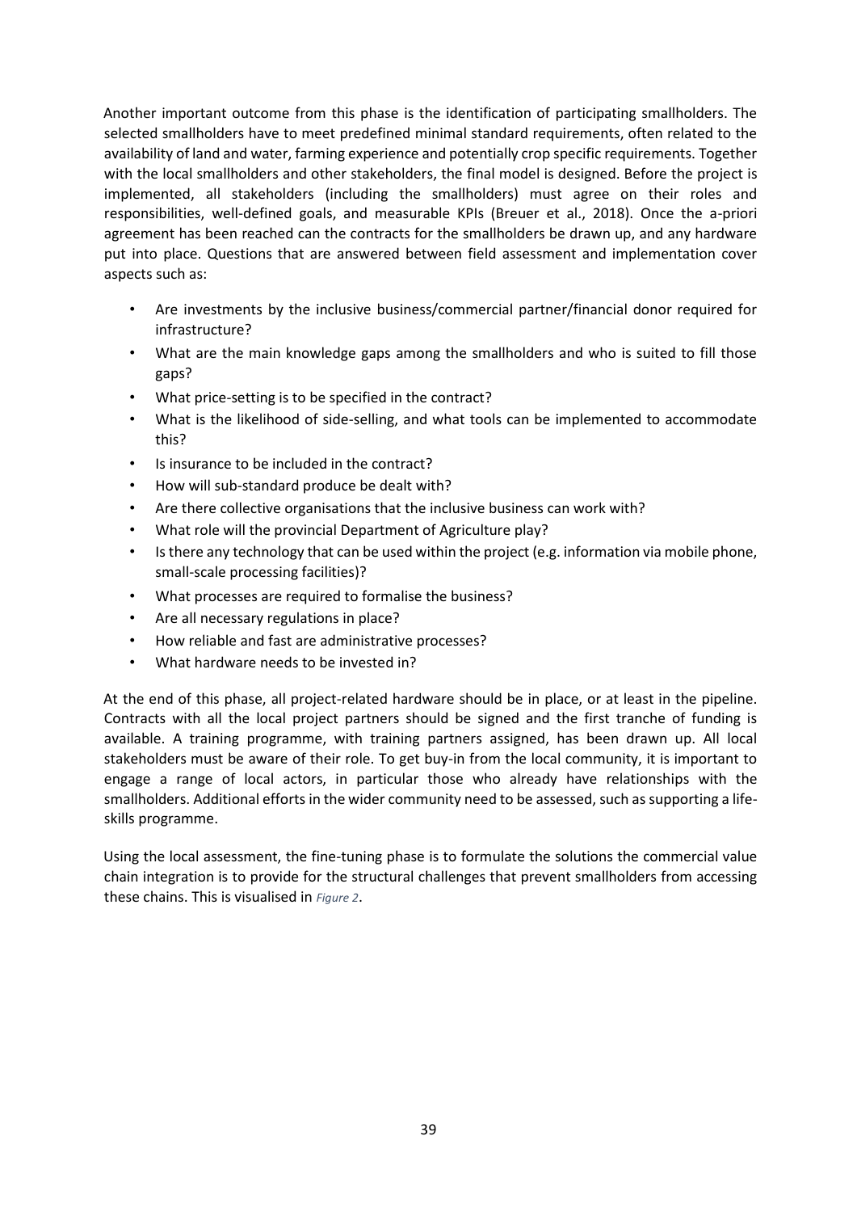Another important outcome from this phase is the identification of participating smallholders. The selected smallholders have to meet predefined minimal standard requirements, often related to the availability of land and water, farming experience and potentially crop specific requirements. Together with the local smallholders and other stakeholders, the final model is designed. Before the project is implemented, all stakeholders (including the smallholders) must agree on their roles and responsibilities, well-defined goals, and measurable KPIs (Breuer et al., 2018). Once the a-priori agreement has been reached can the contracts for the smallholders be drawn up, and any hardware put into place. Questions that are answered between field assessment and implementation cover aspects such as:

- Are investments by the inclusive business/commercial partner/financial donor required for infrastructure?
- What are the main knowledge gaps among the smallholders and who is suited to fill those gaps?
- What price-setting is to be specified in the contract?
- What is the likelihood of side-selling, and what tools can be implemented to accommodate this?
- Is insurance to be included in the contract?
- How will sub-standard produce be dealt with?
- Are there collective organisations that the inclusive business can work with?
- What role will the provincial Department of Agriculture play?
- Is there any technology that can be used within the project (e.g. information via mobile phone, small-scale processing facilities)?
- What processes are required to formalise the business?
- Are all necessary regulations in place?
- How reliable and fast are administrative processes?
- What hardware needs to be invested in?

At the end of this phase, all project-related hardware should be in place, or at least in the pipeline. Contracts with all the local project partners should be signed and the first tranche of funding is available. A training programme, with training partners assigned, has been drawn up. All local stakeholders must be aware of their role. To get buy-in from the local community, it is important to engage a range of local actors, in particular those who already have relationships with the smallholders. Additional efforts in the wider community need to be assessed, such as supporting a life-skills programme.

Using the local assessment, the fine-tuning phase is to formulate the solutions the commercial value chain integration is to provide for the structural challenges that prevent smallholders from accessing these chains. This is visualised in *Figure 2*.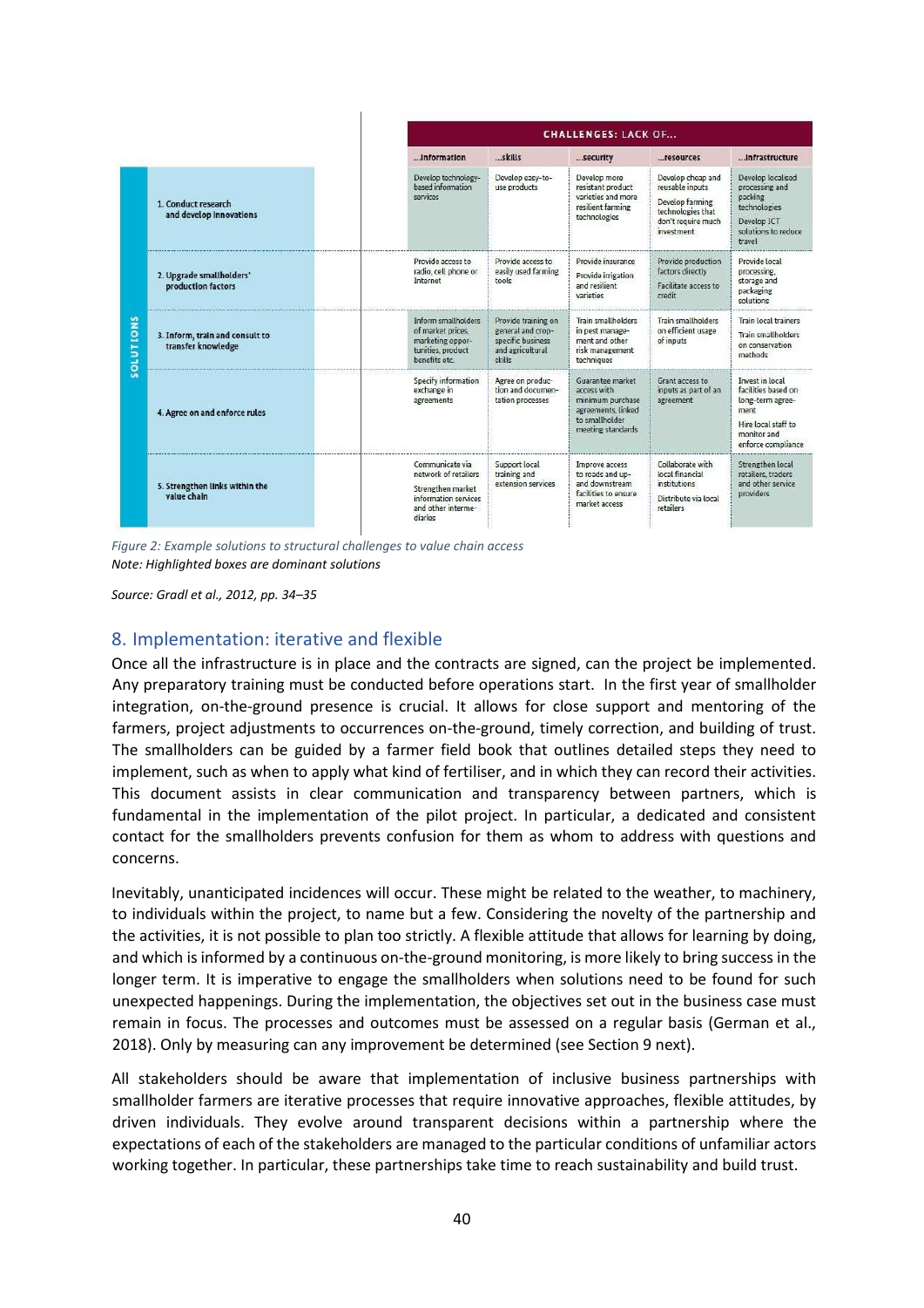| SOLUTIONS | CHALLENGES: LACK OF... ...information | ...skills | ...security | ...resources | ...infrastructure |
|---|---|---|---|---|---|
| 1. Conduct research and develop innovations | Develop technology-based information services | Develop easy-to-use products | Develop more resistant product varieties and more resilient farming technologies | Develop cheap and reusable inputs<br>Develop farming technologies that don't require much investment | Develop localised processing and packing technologies<br>Develop ICT solutions to reduce travel |
| 2. Upgrade smallholders' production factors | Provide access to radio, cell phone or Internet | Provide access to easily used farming tools | Provide insurance<br>Provide irrigation and resilient varieties | Provide production factors directly<br>Facilitate access to credit | Provide local processing, storage and packaging solutions |
| 3. Inform, train and consult to transfer knowledge | Inform smallholders of market prices, marketing opportunities, product benefits etc. | Provide training on general and crop-specific business and agricultural skills | Train smallholders in pest management and other risk management techniques | Train smallholders on efficient usage of inputs | Train local trainers<br>Train smallholders on conservation methods |
| 4. Agree on and enforce rules | Specify information exchange in agreements | Agree on production and documentation processes | Guarantee market access with minimum purchase agreements, linked to smallholder meeting standards | Grant access to inputs as part of an agreement | Invest in local facilities based on long-term agreement<br>Hire local staff to monitor and enforce compliance |
| 5. Strengthen links within the value chain | Communicate via network of retailers<br>Strengthen market information services and other intermediaries | Support local training and extension services | Improve access to roads and up- and downstream facilities to ensure market access | Collaborate with local financial institutions<br>Distribute via local retailers | Strengthen local retailers, traders and other service providers |

*Figure 2: Example solutions to structural challenges to value chain access*
*Note: Highlighted boxes are dominant solutions*

*Source: Gradl et al., 2012, pp. 34–35*

## 8. Implementation: iterative and flexible

Once all the infrastructure is in place and the contracts are signed, can the project be implemented. Any preparatory training must be conducted before operations start. In the first year of smallholder integration, on-the-ground presence is crucial. It allows for close support and mentoring of the farmers, project adjustments to occurrences on-the-ground, timely correction, and building of trust. The smallholders can be guided by a farmer field book that outlines detailed steps they need to implement, such as when to apply what kind of fertiliser, and in which they can record their activities. This document assists in clear communication and transparency between partners, which is fundamental in the implementation of the pilot project. In particular, a dedicated and consistent contact for the smallholders prevents confusion for them as whom to address with questions and concerns.

Inevitably, unanticipated incidences will occur. These might be related to the weather, to machinery, to individuals within the project, to name but a few. Considering the novelty of the partnership and the activities, it is not possible to plan too strictly. A flexible attitude that allows for learning by doing, and which is informed by a continuous on-the-ground monitoring, is more likely to bring success in the longer term. It is imperative to engage the smallholders when solutions need to be found for such unexpected happenings. During the implementation, the objectives set out in the business case must remain in focus. The processes and outcomes must be assessed on a regular basis (German et al., 2018). Only by measuring can any improvement be determined (see Section 9 next).

All stakeholders should be aware that implementation of inclusive business partnerships with smallholder farmers are iterative processes that require innovative approaches, flexible attitudes, by driven individuals. They evolve around transparent decisions within a partnership where the expectations of each of the stakeholders are managed to the particular conditions of unfamiliar actors working together. In particular, these partnerships take time to reach sustainability and build trust.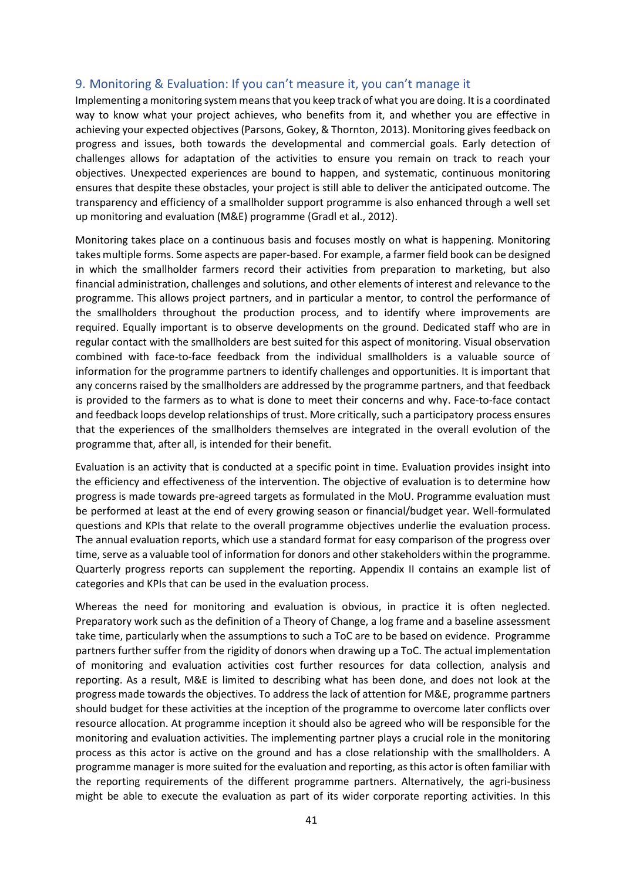## 9. Monitoring & Evaluation: If you can't measure it, you can't manage it

Implementing a monitoring system means that you keep track of what you are doing. It is a coordinated way to know what your project achieves, who benefits from it, and whether you are effective in achieving your expected objectives (Parsons, Gokey, & Thornton, 2013). Monitoring gives feedback on progress and issues, both towards the developmental and commercial goals. Early detection of challenges allows for adaptation of the activities to ensure you remain on track to reach your objectives. Unexpected experiences are bound to happen, and systematic, continuous monitoring ensures that despite these obstacles, your project is still able to deliver the anticipated outcome. The transparency and efficiency of a smallholder support programme is also enhanced through a well set up monitoring and evaluation (M&E) programme (Gradl et al., 2012).

Monitoring takes place on a continuous basis and focuses mostly on what is happening. Monitoring takes multiple forms. Some aspects are paper-based. For example, a farmer field book can be designed in which the smallholder farmers record their activities from preparation to marketing, but also financial administration, challenges and solutions, and other elements of interest and relevance to the programme. This allows project partners, and in particular a mentor, to control the performance of the smallholders throughout the production process, and to identify where improvements are required. Equally important is to observe developments on the ground. Dedicated staff who are in regular contact with the smallholders are best suited for this aspect of monitoring. Visual observation combined with face-to-face feedback from the individual smallholders is a valuable source of information for the programme partners to identify challenges and opportunities. It is important that any concerns raised by the smallholders are addressed by the programme partners, and that feedback is provided to the farmers as to what is done to meet their concerns and why. Face-to-face contact and feedback loops develop relationships of trust. More critically, such a participatory process ensures that the experiences of the smallholders themselves are integrated in the overall evolution of the programme that, after all, is intended for their benefit.

Evaluation is an activity that is conducted at a specific point in time. Evaluation provides insight into the efficiency and effectiveness of the intervention. The objective of evaluation is to determine how progress is made towards pre-agreed targets as formulated in the MoU. Programme evaluation must be performed at least at the end of every growing season or financial/budget year. Well-formulated questions and KPIs that relate to the overall programme objectives underlie the evaluation process. The annual evaluation reports, which use a standard format for easy comparison of the progress over time, serve as a valuable tool of information for donors and other stakeholders within the programme. Quarterly progress reports can supplement the reporting. Appendix II contains an example list of categories and KPIs that can be used in the evaluation process.

Whereas the need for monitoring and evaluation is obvious, in practice it is often neglected. Preparatory work such as the definition of a Theory of Change, a log frame and a baseline assessment take time, particularly when the assumptions to such a ToC are to be based on evidence. Programme partners further suffer from the rigidity of donors when drawing up a ToC. The actual implementation of monitoring and evaluation activities cost further resources for data collection, analysis and reporting. As a result, M&E is limited to describing what has been done, and does not look at the progress made towards the objectives. To address the lack of attention for M&E, programme partners should budget for these activities at the inception of the programme to overcome later conflicts over resource allocation. At programme inception it should also be agreed who will be responsible for the monitoring and evaluation activities. The implementing partner plays a crucial role in the monitoring process as this actor is active on the ground and has a close relationship with the smallholders. A programme manager is more suited for the evaluation and reporting, as this actor is often familiar with the reporting requirements of the different programme partners. Alternatively, the agri-business might be able to execute the evaluation as part of its wider corporate reporting activities. In this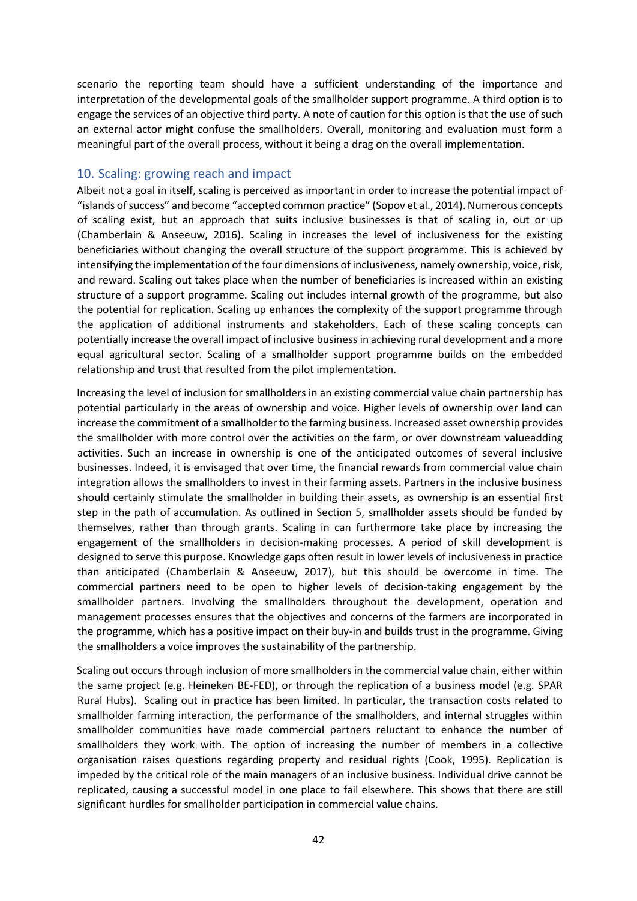scenario the reporting team should have a sufficient understanding of the importance and interpretation of the developmental goals of the smallholder support programme. A third option is to engage the services of an objective third party. A note of caution for this option is that the use of such an external actor might confuse the smallholders. Overall, monitoring and evaluation must form a meaningful part of the overall process, without it being a drag on the overall implementation.

## 10. Scaling: growing reach and impact

Albeit not a goal in itself, scaling is perceived as important in order to increase the potential impact of "islands of success" and become "accepted common practice" (Sopov et al., 2014). Numerous concepts of scaling exist, but an approach that suits inclusive businesses is that of scaling in, out or up (Chamberlain & Anseeuw, 2016). Scaling in increases the level of inclusiveness for the existing beneficiaries without changing the overall structure of the support programme. This is achieved by intensifying the implementation of the four dimensions of inclusiveness, namely ownership, voice, risk, and reward. Scaling out takes place when the number of beneficiaries is increased within an existing structure of a support programme. Scaling out includes internal growth of the programme, but also the potential for replication. Scaling up enhances the complexity of the support programme through the application of additional instruments and stakeholders. Each of these scaling concepts can potentially increase the overall impact of inclusive business in achieving rural development and a more equal agricultural sector. Scaling of a smallholder support programme builds on the embedded relationship and trust that resulted from the pilot implementation.

Increasing the level of inclusion for smallholders in an existing commercial value chain partnership has potential particularly in the areas of ownership and voice. Higher levels of ownership over land can increase the commitment of a smallholder to the farming business. Increased asset ownership provides the smallholder with more control over the activities on the farm, or over downstream valueadding activities. Such an increase in ownership is one of the anticipated outcomes of several inclusive businesses. Indeed, it is envisaged that over time, the financial rewards from commercial value chain integration allows the smallholders to invest in their farming assets. Partners in the inclusive business should certainly stimulate the smallholder in building their assets, as ownership is an essential first step in the path of accumulation. As outlined in Section 5, smallholder assets should be funded by themselves, rather than through grants. Scaling in can furthermore take place by increasing the engagement of the smallholders in decision-making processes. A period of skill development is designed to serve this purpose. Knowledge gaps often result in lower levels of inclusiveness in practice than anticipated (Chamberlain & Anseeuw, 2017), but this should be overcome in time. The commercial partners need to be open to higher levels of decision-taking engagement by the smallholder partners. Involving the smallholders throughout the development, operation and management processes ensures that the objectives and concerns of the farmers are incorporated in the programme, which has a positive impact on their buy-in and builds trust in the programme. Giving the smallholders a voice improves the sustainability of the partnership.

Scaling out occurs through inclusion of more smallholders in the commercial value chain, either within the same project (e.g. Heineken BE-FED), or through the replication of a business model (e.g. SPAR Rural Hubs). Scaling out in practice has been limited. In particular, the transaction costs related to smallholder farming interaction, the performance of the smallholders, and internal struggles within smallholder communities have made commercial partners reluctant to enhance the number of smallholders they work with. The option of increasing the number of members in a collective organisation raises questions regarding property and residual rights (Cook, 1995). Replication is impeded by the critical role of the main managers of an inclusive business. Individual drive cannot be replicated, causing a successful model in one place to fail elsewhere. This shows that there are still significant hurdles for smallholder participation in commercial value chains.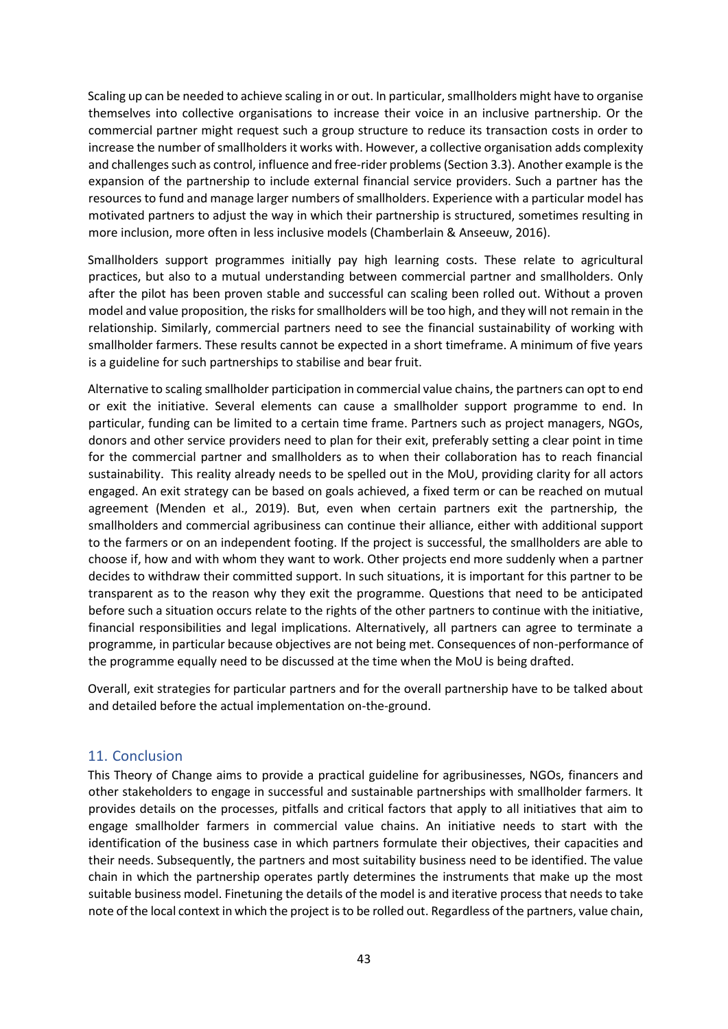Scaling up can be needed to achieve scaling in or out. In particular, smallholders might have to organise themselves into collective organisations to increase their voice in an inclusive partnership. Or the commercial partner might request such a group structure to reduce its transaction costs in order to increase the number of smallholders it works with. However, a collective organisation adds complexity and challenges such as control, influence and free-rider problems (Section 3.3). Another example is the expansion of the partnership to include external financial service providers. Such a partner has the resources to fund and manage larger numbers of smallholders. Experience with a particular model has motivated partners to adjust the way in which their partnership is structured, sometimes resulting in more inclusion, more often in less inclusive models (Chamberlain & Anseeuw, 2016).

Smallholders support programmes initially pay high learning costs. These relate to agricultural practices, but also to a mutual understanding between commercial partner and smallholders. Only after the pilot has been proven stable and successful can scaling been rolled out. Without a proven model and value proposition, the risks for smallholders will be too high, and they will not remain in the relationship. Similarly, commercial partners need to see the financial sustainability of working with smallholder farmers. These results cannot be expected in a short timeframe. A minimum of five years is a guideline for such partnerships to stabilise and bear fruit.

Alternative to scaling smallholder participation in commercial value chains, the partners can opt to end or exit the initiative. Several elements can cause a smallholder support programme to end. In particular, funding can be limited to a certain time frame. Partners such as project managers, NGOs, donors and other service providers need to plan for their exit, preferably setting a clear point in time for the commercial partner and smallholders as to when their collaboration has to reach financial sustainability. This reality already needs to be spelled out in the MoU, providing clarity for all actors engaged. An exit strategy can be based on goals achieved, a fixed term or can be reached on mutual agreement (Menden et al., 2019). But, even when certain partners exit the partnership, the smallholders and commercial agribusiness can continue their alliance, either with additional support to the farmers or on an independent footing. If the project is successful, the smallholders are able to choose if, how and with whom they want to work. Other projects end more suddenly when a partner decides to withdraw their committed support. In such situations, it is important for this partner to be transparent as to the reason why they exit the programme. Questions that need to be anticipated before such a situation occurs relate to the rights of the other partners to continue with the initiative, financial responsibilities and legal implications. Alternatively, all partners can agree to terminate a programme, in particular because objectives are not being met. Consequences of non-performance of the programme equally need to be discussed at the time when the MoU is being drafted.

Overall, exit strategies for particular partners and for the overall partnership have to be talked about and detailed before the actual implementation on-the-ground.

## 11. Conclusion

This Theory of Change aims to provide a practical guideline for agribusinesses, NGOs, financers and other stakeholders to engage in successful and sustainable partnerships with smallholder farmers. It provides details on the processes, pitfalls and critical factors that apply to all initiatives that aim to engage smallholder farmers in commercial value chains. An initiative needs to start with the identification of the business case in which partners formulate their objectives, their capacities and their needs. Subsequently, the partners and most suitability business need to be identified. The value chain in which the partnership operates partly determines the instruments that make up the most suitable business model. Finetuning the details of the model is and iterative process that needs to take note of the local context in which the project is to be rolled out. Regardless of the partners, value chain,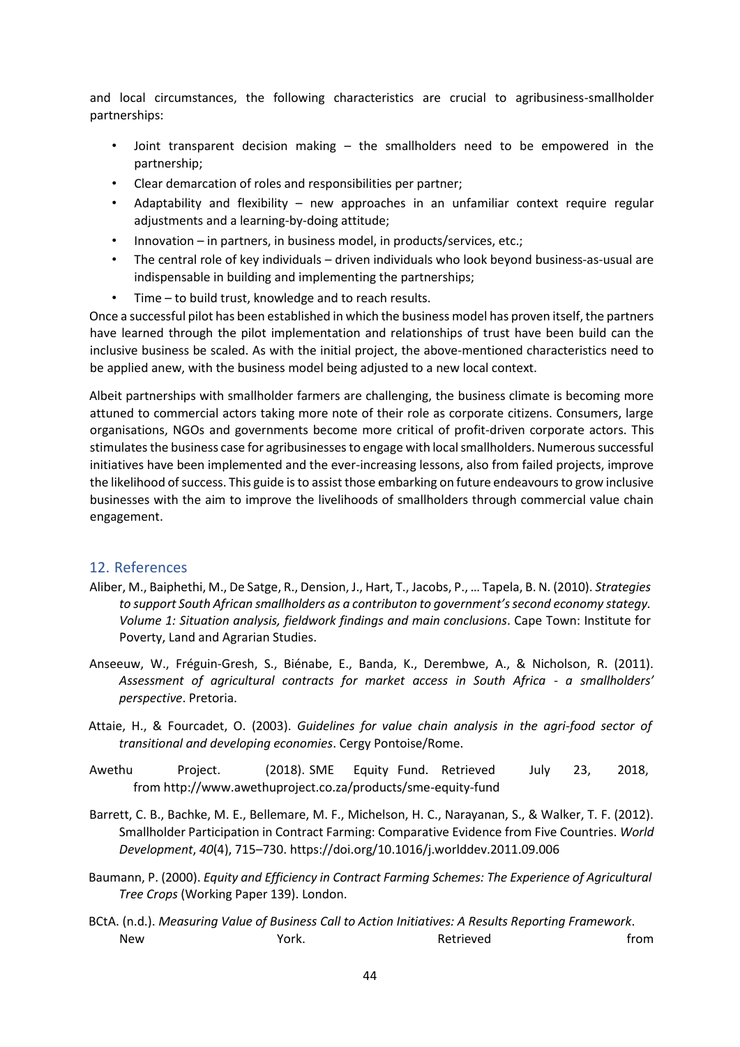and local circumstances, the following characteristics are crucial to agribusiness-smallholder partnerships:

- Joint transparent decision making – the smallholders need to be empowered in the partnership;
- Clear demarcation of roles and responsibilities per partner;
- Adaptability and flexibility – new approaches in an unfamiliar context require regular adjustments and a learning-by-doing attitude;
- Innovation – in partners, in business model, in products/services, etc.;
- The central role of key individuals – driven individuals who look beyond business-as-usual are indispensable in building and implementing the partnerships;
- Time – to build trust, knowledge and to reach results.

Once a successful pilot has been established in which the business model has proven itself, the partners have learned through the pilot implementation and relationships of trust have been build can the inclusive business be scaled. As with the initial project, the above-mentioned characteristics need to be applied anew, with the business model being adjusted to a new local context.

Albeit partnerships with smallholder farmers are challenging, the business climate is becoming more attuned to commercial actors taking more note of their role as corporate citizens. Consumers, large organisations, NGOs and governments become more critical of profit-driven corporate actors. This stimulates the business case for agribusinesses to engage with local smallholders. Numerous successful initiatives have been implemented and the ever-increasing lessons, also from failed projects, improve the likelihood of success. This guide is to assist those embarking on future endeavours to grow inclusive businesses with the aim to improve the livelihoods of smallholders through commercial value chain engagement.

## 12. References

Aliber, M., Baiphethi, M., De Satge, R., Dension, J., Hart, T., Jacobs, P., … Tapela, B. N. (2010). *Strategies to support South African smallholders as a contributon to government's second economy stategy. Volume 1: Situation analysis, fieldwork findings and main conclusions*. Cape Town: Institute for Poverty, Land and Agrarian Studies.

Anseeuw, W., Fréguin-Gresh, S., Biénabe, E., Banda, K., Derembwe, A., & Nicholson, R. (2011). *Assessment of agricultural contracts for market access in South Africa - a smallholders' perspective*. Pretoria.

Attaie, H., & Fourcadet, O. (2003). *Guidelines for value chain analysis in the agri-food sector of transitional and developing economies*. Cergy Pontoise/Rome.

Awethu Project. (2018). SME Equity Fund. Retrieved July 23, 2018, from http://www.awethuproject.co.za/products/sme-equity-fund

Barrett, C. B., Bachke, M. E., Bellemare, M. F., Michelson, H. C., Narayanan, S., & Walker, T. F. (2012). Smallholder Participation in Contract Farming: Comparative Evidence from Five Countries. *World Development*, *40*(4), 715–730. https://doi.org/10.1016/j.worlddev.2011.09.006

Baumann, P. (2000). *Equity and Efficiency in Contract Farming Schemes: The Experience of Agricultural Tree Crops* (Working Paper 139). London.

BCtA. (n.d.). *Measuring Value of Business Call to Action Initiatives: A Results Reporting Framework*. New York. Retrieved from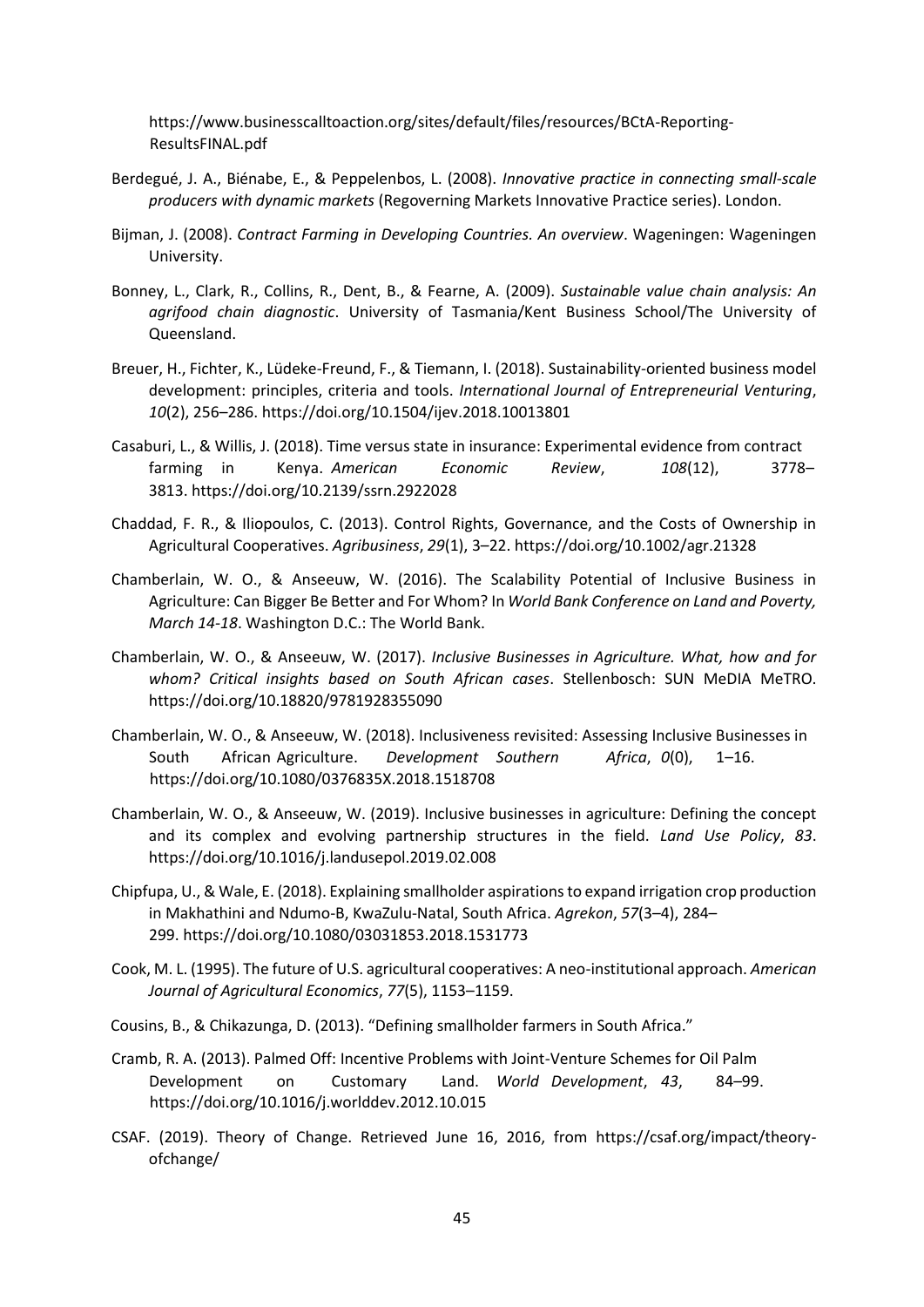https://www.businesscalltoaction.org/sites/default/files/resources/BCtA-Reporting-ResultsFINAL.pdf

Berdegué, J. A., Biénabe, E., & Peppelenbos, L. (2008). *Innovative practice in connecting small-scale producers with dynamic markets* (Regoverning Markets Innovative Practice series). London.

Bijman, J. (2008). *Contract Farming in Developing Countries. An overview*. Wageningen: Wageningen University.

Bonney, L., Clark, R., Collins, R., Dent, B., & Fearne, A. (2009). *Sustainable value chain analysis: An agrifood chain diagnostic*. University of Tasmania/Kent Business School/The University of Queensland.

Breuer, H., Fichter, K., Lüdeke-Freund, F., & Tiemann, I. (2018). Sustainability-oriented business model development: principles, criteria and tools. *International Journal of Entrepreneurial Venturing*, *10*(2), 256–286. https://doi.org/10.1504/ijev.2018.10013801

Casaburi, L., & Willis, J. (2018). Time versus state in insurance: Experimental evidence from contract farming in Kenya. *American Economic Review*, *108*(12), 3778–3813. https://doi.org/10.2139/ssrn.2922028

Chaddad, F. R., & Iliopoulos, C. (2013). Control Rights, Governance, and the Costs of Ownership in Agricultural Cooperatives. *Agribusiness*, *29*(1), 3–22. https://doi.org/10.1002/agr.21328

Chamberlain, W. O., & Anseeuw, W. (2016). The Scalability Potential of Inclusive Business in Agriculture: Can Bigger Be Better and For Whom? In *World Bank Conference on Land and Poverty, March 14-18*. Washington D.C.: The World Bank.

Chamberlain, W. O., & Anseeuw, W. (2017). *Inclusive Businesses in Agriculture. What, how and for whom? Critical insights based on South African cases*. Stellenbosch: SUN MeDIA MeTRO. https://doi.org/10.18820/9781928355090

Chamberlain, W. O., & Anseeuw, W. (2018). Inclusiveness revisited: Assessing Inclusive Businesses in South African Agriculture. *Development Southern Africa*, *0*(0), 1–16. https://doi.org/10.1080/0376835X.2018.1518708

Chamberlain, W. O., & Anseeuw, W. (2019). Inclusive businesses in agriculture: Defining the concept and its complex and evolving partnership structures in the field. *Land Use Policy*, *83*. https://doi.org/10.1016/j.landusepol.2019.02.008

Chipfupa, U., & Wale, E. (2018). Explaining smallholder aspirations to expand irrigation crop production in Makhathini and Ndumo-B, KwaZulu-Natal, South Africa. *Agrekon*, *57*(3–4), 284–299. https://doi.org/10.1080/03031853.2018.1531773

Cook, M. L. (1995). The future of U.S. agricultural cooperatives: A neo-institutional approach. *American Journal of Agricultural Economics*, *77*(5), 1153–1159.

Cousins, B., & Chikazunga, D. (2013). "Defining smallholder farmers in South Africa."

Cramb, R. A. (2013). Palmed Off: Incentive Problems with Joint-Venture Schemes for Oil Palm Development on Customary Land. *World Development*, *43*, 84–99. https://doi.org/10.1016/j.worlddev.2012.10.015

CSAF. (2019). Theory of Change. Retrieved June 16, 2016, from https://csaf.org/impact/theory-ofchange/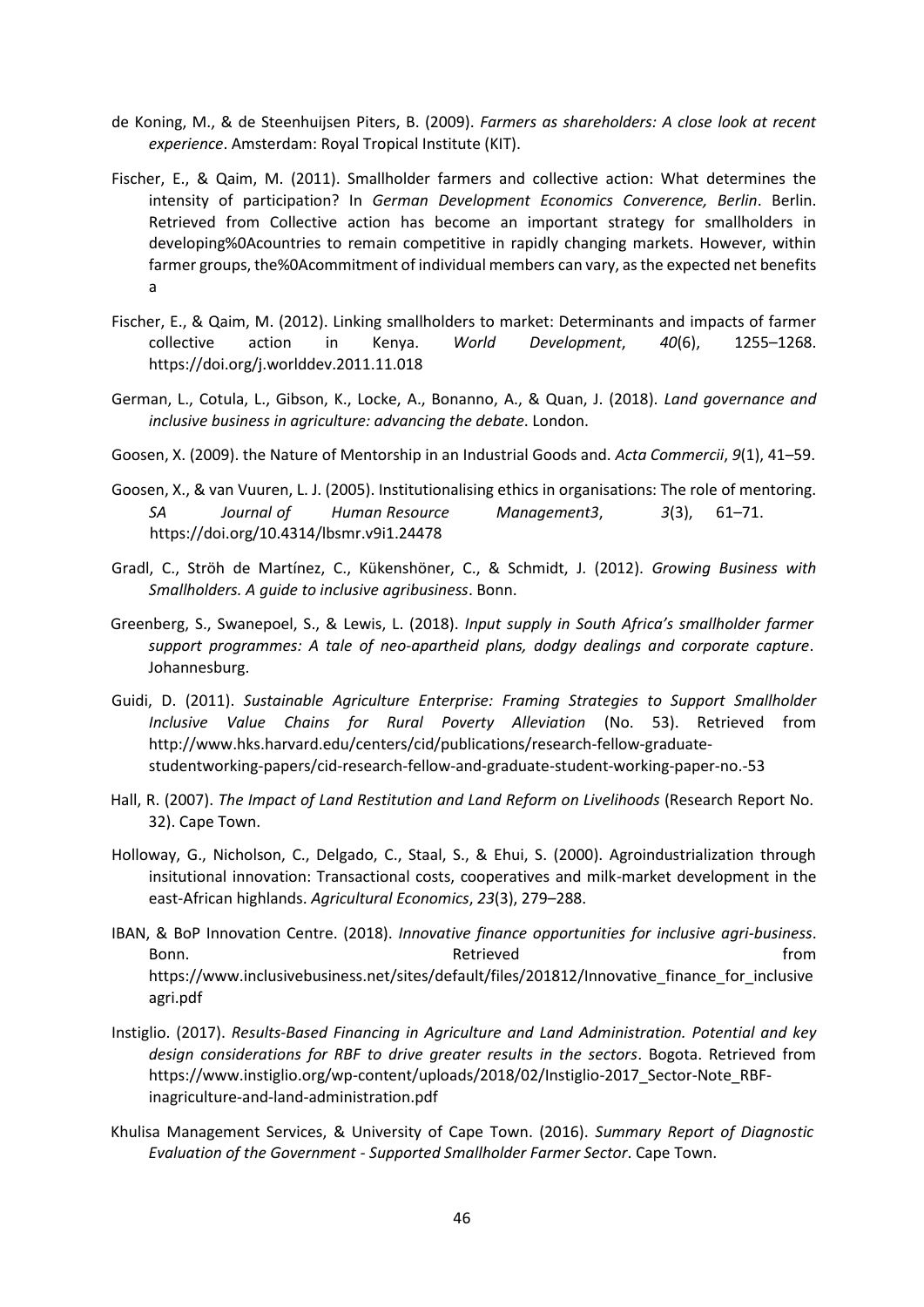de Koning, M., & de Steenhuijsen Piters, B. (2009). *Farmers as shareholders: A close look at recent experience*. Amsterdam: Royal Tropical Institute (KIT).

Fischer, E., & Qaim, M. (2011). Smallholder farmers and collective action: What determines the intensity of participation? In *German Development Economics Converence, Berlin*. Berlin. Retrieved from Collective action has become an important strategy for smallholders in developing%0Acountries to remain competitive in rapidly changing markets. However, within farmer groups, the%0Acommitment of individual members can vary, as the expected net benefits a

Fischer, E., & Qaim, M. (2012). Linking smallholders to market: Determinants and impacts of farmer collective action in Kenya. *World Development*, *40*(6), 1255–1268. https://doi.org/j.worlddev.2011.11.018

German, L., Cotula, L., Gibson, K., Locke, A., Bonanno, A., & Quan, J. (2018). *Land governance and inclusive business in agriculture: advancing the debate*. London.

Goosen, X. (2009). the Nature of Mentorship in an Industrial Goods and. *Acta Commercii*, *9*(1), 41–59.

Goosen, X., & van Vuuren, L. J. (2005). Institutionalising ethics in organisations: The role of mentoring. *SA Journal of Human Resource Management3*, *3*(3), 61–71. https://doi.org/10.4314/lbsmr.v9i1.24478

Gradl, C., Ströh de Martínez, C., Kükenshöner, C., & Schmidt, J. (2012). *Growing Business with Smallholders. A guide to inclusive agribusiness*. Bonn.

Greenberg, S., Swanepoel, S., & Lewis, L. (2018). *Input supply in South Africa's smallholder farmer support programmes: A tale of neo-apartheid plans, dodgy dealings and corporate capture*. Johannesburg.

Guidi, D. (2011). *Sustainable Agriculture Enterprise: Framing Strategies to Support Smallholder Inclusive Value Chains for Rural Poverty Alleviation* (No. 53). Retrieved from http://www.hks.harvard.edu/centers/cid/publications/research-fellow-graduate-studentworking-papers/cid-research-fellow-and-graduate-student-working-paper-no.-53

Hall, R. (2007). *The Impact of Land Restitution and Land Reform on Livelihoods* (Research Report No. 32). Cape Town.

Holloway, G., Nicholson, C., Delgado, C., Staal, S., & Ehui, S. (2000). Agroindustrialization through insitutional innovation: Transactional costs, cooperatives and milk-market development in the east-African highlands. *Agricultural Economics*, *23*(3), 279–288.

IBAN, & BoP Innovation Centre. (2018). *Innovative finance opportunities for inclusive agri-business*. Bonn. Retrieved from https://www.inclusivebusiness.net/sites/default/files/201812/Innovative_finance_for_inclusive agri.pdf

Instiglio. (2017). *Results-Based Financing in Agriculture and Land Administration. Potential and key design considerations for RBF to drive greater results in the sectors*. Bogota. Retrieved from https://www.instiglio.org/wp-content/uploads/2018/02/Instiglio-2017_Sector-Note_RBF-inagriculture-and-land-administration.pdf

Khulisa Management Services, & University of Cape Town. (2016). *Summary Report of Diagnostic Evaluation of the Government - Supported Smallholder Farmer Sector*. Cape Town.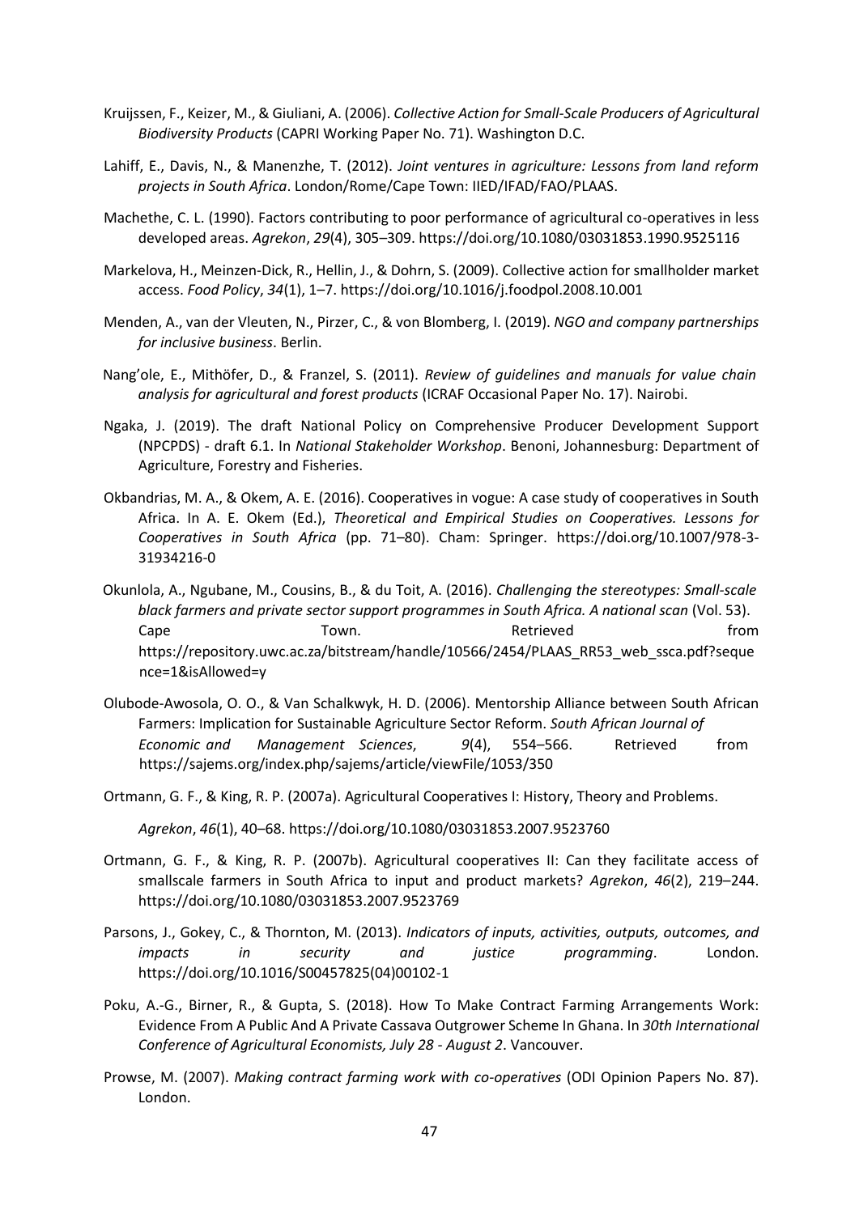Kruijssen, F., Keizer, M., & Giuliani, A. (2006). *Collective Action for Small-Scale Producers of Agricultural Biodiversity Products* (CAPRI Working Paper No. 71). Washington D.C.

Lahiff, E., Davis, N., & Manenzhe, T. (2012). *Joint ventures in agriculture: Lessons from land reform projects in South Africa*. London/Rome/Cape Town: IIED/IFAD/FAO/PLAAS.

Machethe, C. L. (1990). Factors contributing to poor performance of agricultural co-operatives in less developed areas. *Agrekon*, *29*(4), 305–309. https://doi.org/10.1080/03031853.1990.9525116

Markelova, H., Meinzen-Dick, R., Hellin, J., & Dohrn, S. (2009). Collective action for smallholder market access. *Food Policy*, *34*(1), 1–7. https://doi.org/10.1016/j.foodpol.2008.10.001

Menden, A., van der Vleuten, N., Pirzer, C., & von Blomberg, I. (2019). *NGO and company partnerships for inclusive business*. Berlin.

Nang'ole, E., Mithöfer, D., & Franzel, S. (2011). *Review of guidelines and manuals for value chain analysis for agricultural and forest products* (ICRAF Occasional Paper No. 17). Nairobi.

Ngaka, J. (2019). The draft National Policy on Comprehensive Producer Development Support (NPCPDS) - draft 6.1. In *National Stakeholder Workshop*. Benoni, Johannesburg: Department of Agriculture, Forestry and Fisheries.

Okbandrias, M. A., & Okem, A. E. (2016). Cooperatives in vogue: A case study of cooperatives in South Africa. In A. E. Okem (Ed.), *Theoretical and Empirical Studies on Cooperatives. Lessons for Cooperatives in South Africa* (pp. 71–80). Cham: Springer. https://doi.org/10.1007/978-3-31934216-0

Okunlola, A., Ngubane, M., Cousins, B., & du Toit, A. (2016). *Challenging the stereotypes: Small-scale black farmers and private sector support programmes in South Africa. A national scan* (Vol. 53). Cape Town. Retrieved from https://repository.uwc.ac.za/bitstream/handle/10566/2454/PLAAS_RR53_web_ssca.pdf?sequence=1&isAllowed=y

Olubode-Awosola, O. O., & Van Schalkwyk, H. D. (2006). Mentorship Alliance between South African Farmers: Implication for Sustainable Agriculture Sector Reform. *South African Journal of Economic and Management Sciences*, *9*(4), 554–566. Retrieved from https://sajems.org/index.php/sajems/article/viewFile/1053/350

Ortmann, G. F., & King, R. P. (2007a). Agricultural Cooperatives I: History, Theory and Problems. *Agrekon*, *46*(1), 40–68. https://doi.org/10.1080/03031853.2007.9523760

Ortmann, G. F., & King, R. P. (2007b). Agricultural cooperatives II: Can they facilitate access of smallscale farmers in South Africa to input and product markets? *Agrekon*, *46*(2), 219–244. https://doi.org/10.1080/03031853.2007.9523769

Parsons, J., Gokey, C., & Thornton, M. (2013). *Indicators of inputs, activities, outputs, outcomes, and impacts in security and justice programming*. London. https://doi.org/10.1016/S00457825(04)00102-1

Poku, A.-G., Birner, R., & Gupta, S. (2018). How To Make Contract Farming Arrangements Work: Evidence From A Public And A Private Cassava Outgrower Scheme In Ghana. In *30th International Conference of Agricultural Economists, July 28 - August 2*. Vancouver.

Prowse, M. (2007). *Making contract farming work with co-operatives* (ODI Opinion Papers No. 87). London.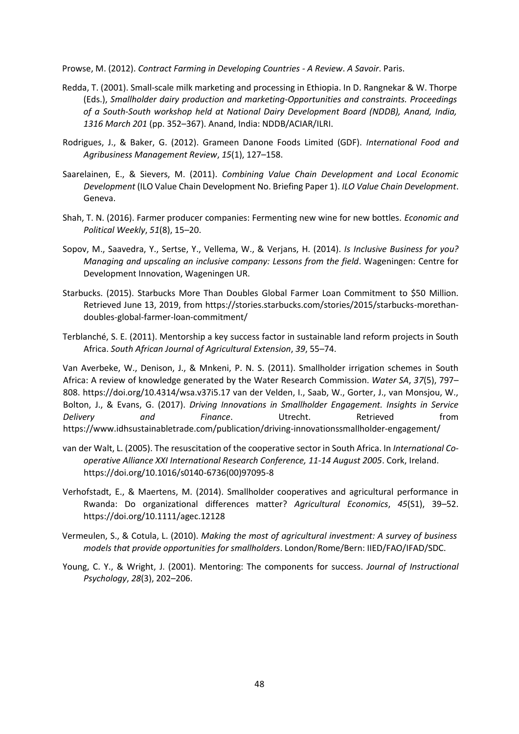Prowse, M. (2012). *Contract Farming in Developing Countries - A Review*. *A Savoir*. Paris.

Redda, T. (2001). Small-scale milk marketing and processing in Ethiopia. In D. Rangnekar & W. Thorpe (Eds.), *Smallholder dairy production and marketing-Opportunities and constraints. Proceedings of a South-South workshop held at National Dairy Development Board (NDDB), Anand, India, 1316 March 201* (pp. 352–367). Anand, India: NDDB/ACIAR/ILRI.

Rodrigues, J., & Baker, G. (2012). Grameen Danone Foods Limited (GDF). *International Food and Agribusiness Management Review*, *15*(1), 127–158.

Saarelainen, E., & Sievers, M. (2011). *Combining Value Chain Development and Local Economic Development* (ILO Value Chain Development No. Briefing Paper 1). *ILO Value Chain Development*. Geneva.

Shah, T. N. (2016). Farmer producer companies: Fermenting new wine for new bottles. *Economic and Political Weekly*, *51*(8), 15–20.

Sopov, M., Saavedra, Y., Sertse, Y., Vellema, W., & Verjans, H. (2014). *Is Inclusive Business for you? Managing and upscaling an inclusive company: Lessons from the field*. Wageningen: Centre for Development Innovation, Wageningen UR.

Starbucks. (2015). Starbucks More Than Doubles Global Farmer Loan Commitment to $50 Million. Retrieved June 13, 2019, from https://stories.starbucks.com/stories/2015/starbucks-morethan-doubles-global-farmer-loan-commitment/

Terblanché, S. E. (2011). Mentorship a key success factor in sustainable land reform projects in South Africa. *South African Journal of Agricultural Extension*, *39*, 55–74.

Van Averbeke, W., Denison, J., & Mnkeni, P. N. S. (2011). Smallholder irrigation schemes in South Africa: A review of knowledge generated by the Water Research Commission. *Water SA*, *37*(5), 797–808. https://doi.org/10.4314/wsa.v37i5.17 van der Velden, I., Saab, W., Gorter, J., van Monsjou, W., Bolton, J., & Evans, G. (2017). *Driving Innovations in Smallholder Engagement. Insights in Service Delivery and Finance*. Utrecht. Retrieved from https://www.idhsustainabletrade.com/publication/driving-innovationssmallholder-engagement/

van der Walt, L. (2005). The resuscitation of the cooperative sector in South Africa. In *International Co-operative Alliance XXI International Research Conference, 11-14 August 2005*. Cork, Ireland. https://doi.org/10.1016/s0140-6736(00)97095-8

Verhofstadt, E., & Maertens, M. (2014). Smallholder cooperatives and agricultural performance in Rwanda: Do organizational differences matter? *Agricultural Economics*, *45*(S1), 39–52. https://doi.org/10.1111/agec.12128

Vermeulen, S., & Cotula, L. (2010). *Making the most of agricultural investment: A survey of business models that provide opportunities for smallholders*. London/Rome/Bern: IIED/FAO/IFAD/SDC.

Young, C. Y., & Wright, J. (2001). Mentoring: The components for success. *Journal of Instructional Psychology*, *28*(3), 202–206.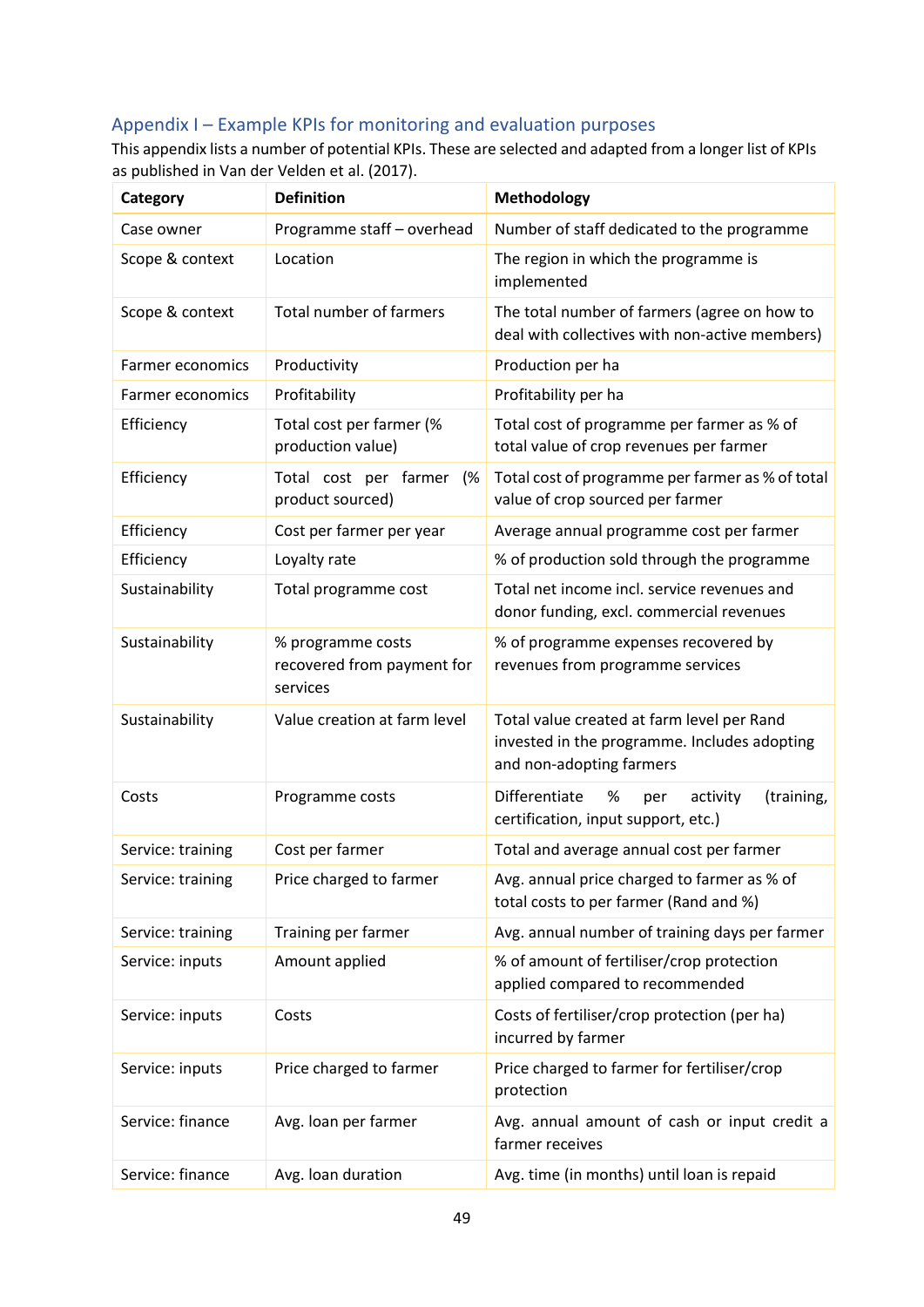## Appendix I – Example KPIs for monitoring and evaluation purposes

This appendix lists a number of potential KPIs. These are selected and adapted from a longer list of KPIs as published in Van der Velden et al. (2017).

| Category | Definition | Methodology |
|---|---|---|
| Case owner | Programme staff – overhead | Number of staff dedicated to the programme |
| Scope & context | Location | The region in which the programme is implemented |
| Scope & context | Total number of farmers | The total number of farmers (agree on how to deal with collectives with non-active members) |
| Farmer economics | Productivity | Production per ha |
| Farmer economics | Profitability | Profitability per ha |
| Efficiency | Total cost per farmer (% production value) | Total cost of programme per farmer as % of total value of crop revenues per farmer |
| Efficiency | Total cost per farmer (% product sourced) | Total cost of programme per farmer as % of total value of crop sourced per farmer |
| Efficiency | Cost per farmer per year | Average annual programme cost per farmer |
| Efficiency | Loyalty rate | % of production sold through the programme |
| Sustainability | Total programme cost | Total net income incl. service revenues and donor funding, excl. commercial revenues |
| Sustainability | % programme costs recovered from payment for services | % of programme expenses recovered by revenues from programme services |
| Sustainability | Value creation at farm level | Total value created at farm level per Rand invested in the programme. Includes adopting and non-adopting farmers |
| Costs | Programme costs | Differentiate % per activity (training, certification, input support, etc.) |
| Service: training | Cost per farmer | Total and average annual cost per farmer |
| Service: training | Price charged to farmer | Avg. annual price charged to farmer as % of total costs to per farmer (Rand and %) |
| Service: training | Training per farmer | Avg. annual number of training days per farmer |
| Service: inputs | Amount applied | % of amount of fertiliser/crop protection applied compared to recommended |
| Service: inputs | Costs | Costs of fertiliser/crop protection (per ha) incurred by farmer |
| Service: inputs | Price charged to farmer | Price charged to farmer for fertiliser/crop protection |
| Service: finance | Avg. loan per farmer | Avg. annual amount of cash or input credit a farmer receives |
| Service: finance | Avg. loan duration | Avg. time (in months) until loan is repaid |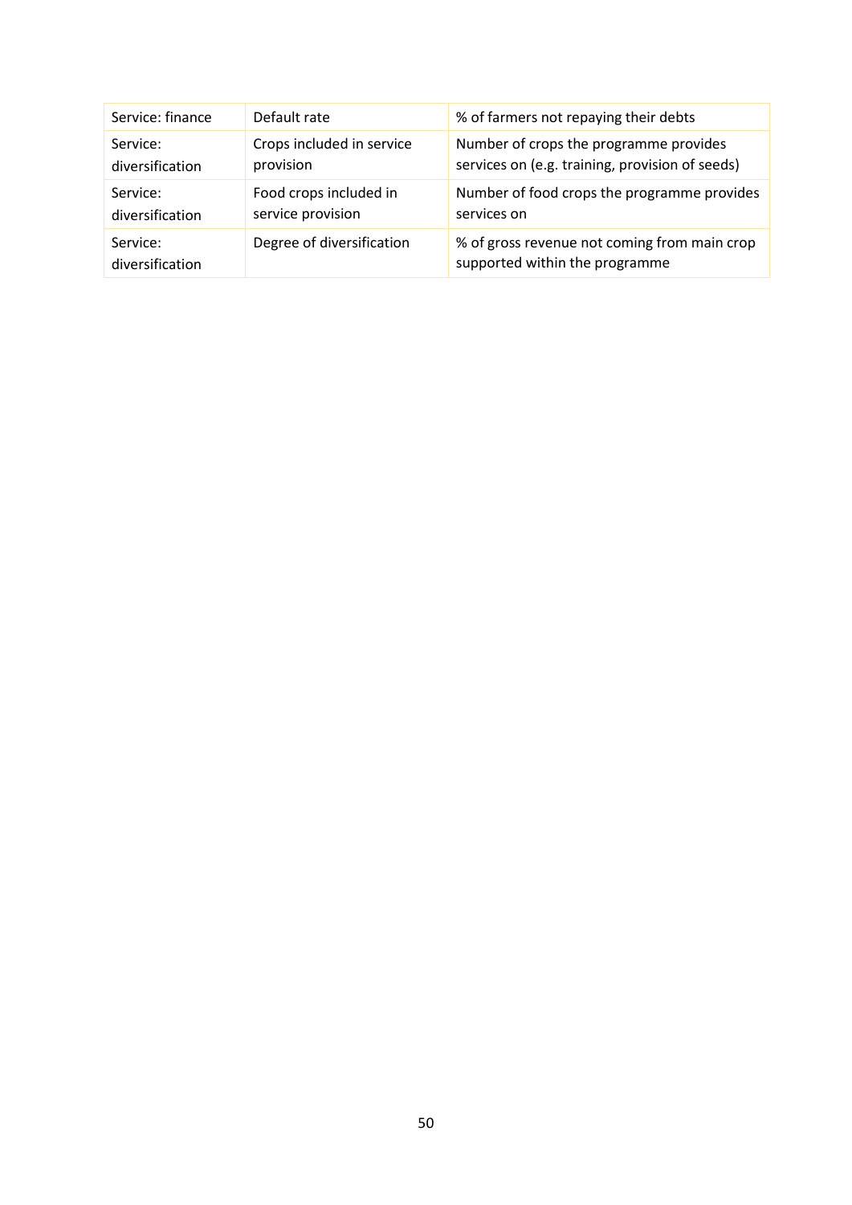| Service: finance | Default rate | % of farmers not repaying their debts |
|---|---|---|
| Service: diversification | Crops included in service provision | Number of crops the programme provides services on (e.g. training, provision of seeds) |
| Service: diversification | Food crops included in service provision | Number of food crops the programme provides services on |
| Service: diversification | Degree of diversification | % of gross revenue not coming from main crop supported within the programme |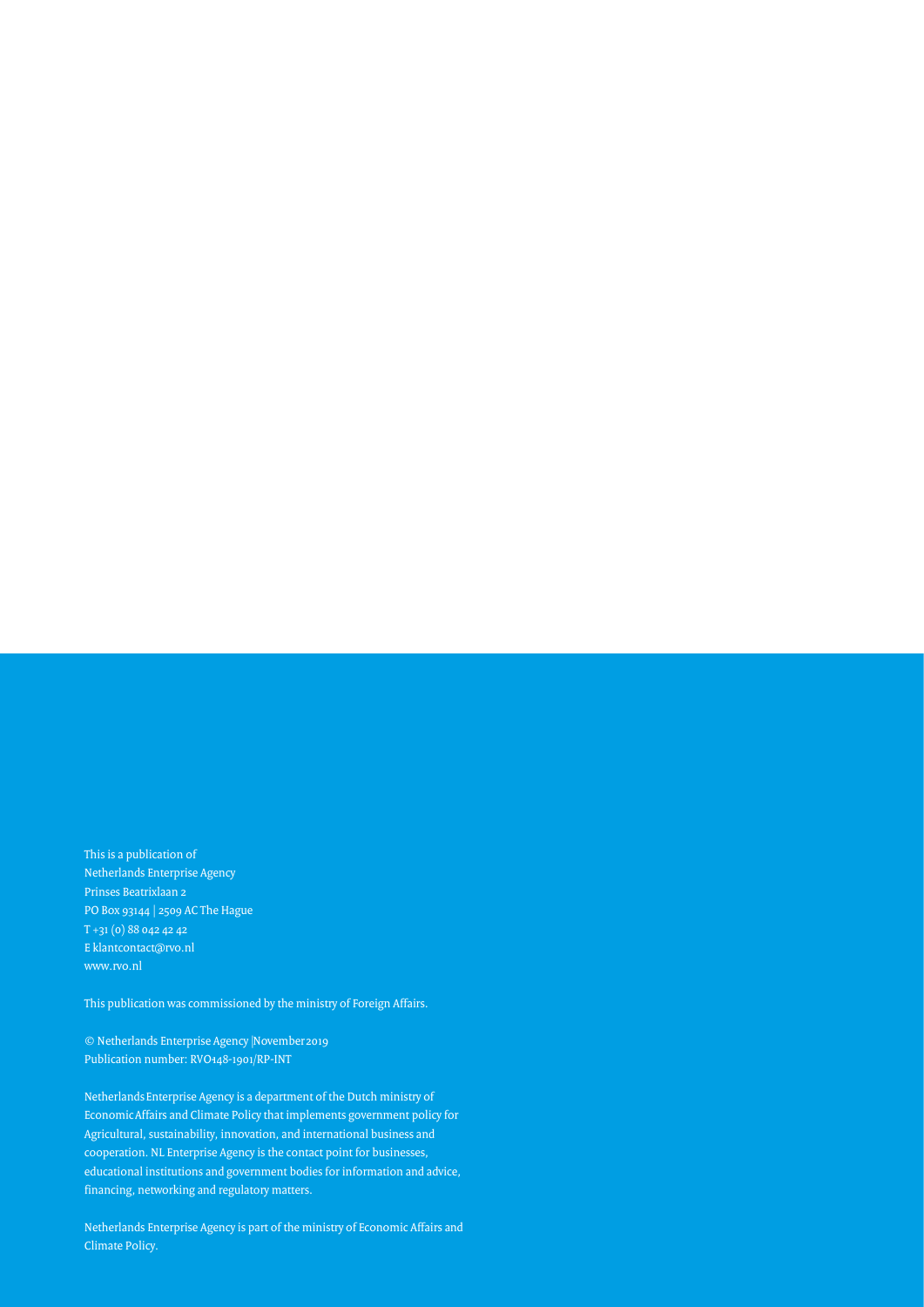This is a publication of
Netherlands Enterprise Agency
Prinses Beatrixlaan 2
PO Box 93144 | 2509 AC The Hague
T +31 (0) 88 042 42 42
E klantcontact@rvo.nl
www.rvo.nl

This publication was commissioned by the ministry of Foreign Affairs.

© Netherlands Enterprise Agency |November 2019
Publication number: RVO148-1901/RP-INT

Netherlands Enterprise Agency is a department of the Dutch ministry of Economic Affairs and Climate Policy that implements government policy for Agricultural, sustainability, innovation, and international business and cooperation. NL Enterprise Agency is the contact point for businesses, educational institutions and government bodies for information and advice, financing, networking and regulatory matters.

Netherlands Enterprise Agency is part of the ministry of Economic Affairs and Climate Policy.